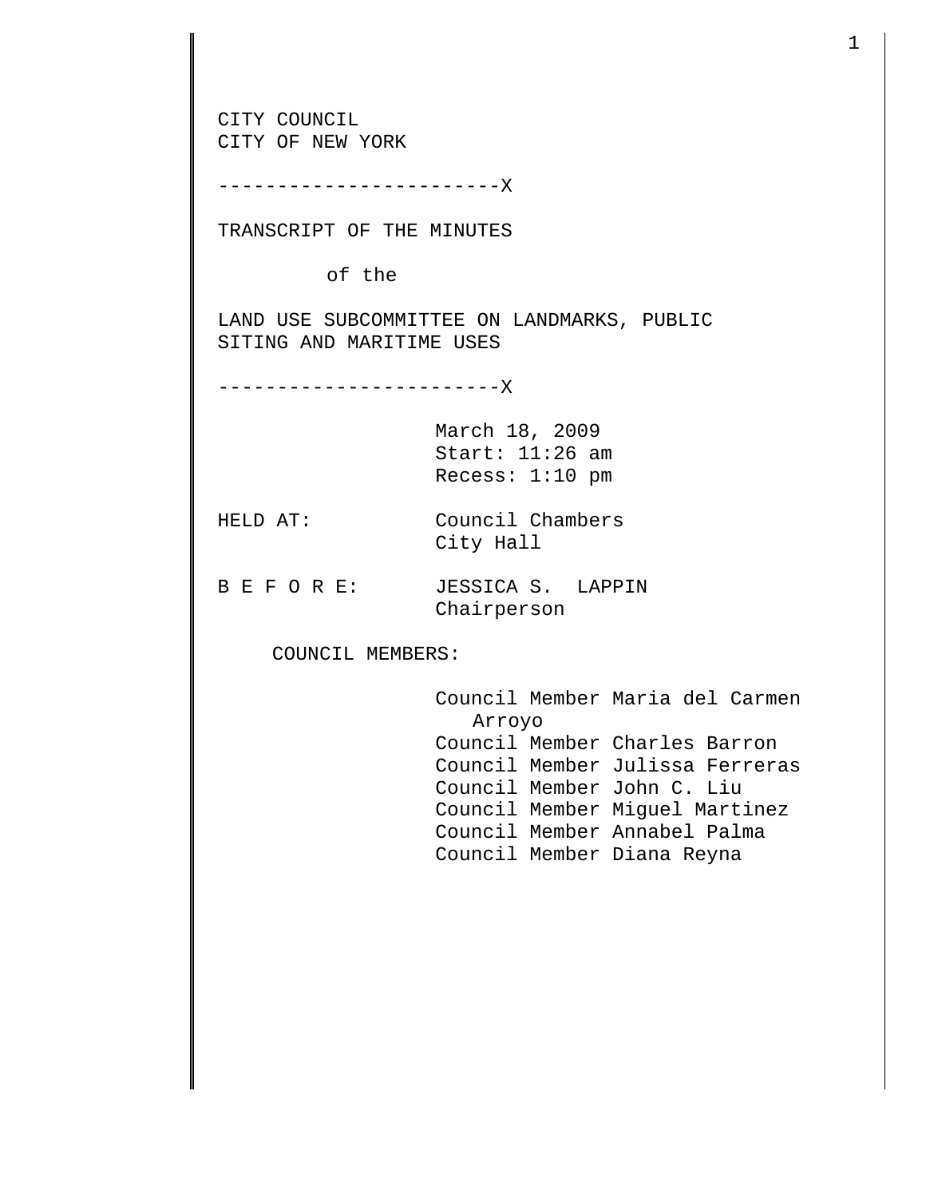CITY COUNCIL
CITY OF NEW YORK

------------------------X

TRANSCRIPT OF THE MINUTES

of the

LAND USE SUBCOMMITTEE ON LANDMARKS, PUBLIC SITING AND MARITIME USES

------------------------X

March 18, 2009
Start: 11:26 am
Recess: 1:10 pm

HELD AT: Council Chambers
City Hall

B E F O R E: JESSICA S. LAPPIN
Chairperson

COUNCIL MEMBERS:

Council Member Maria del Carmen Arroyo
Council Member Charles Barron
Council Member Julissa Ferreras
Council Member John C. Liu
Council Member Miguel Martinez
Council Member Annabel Palma
Council Member Diana Reyna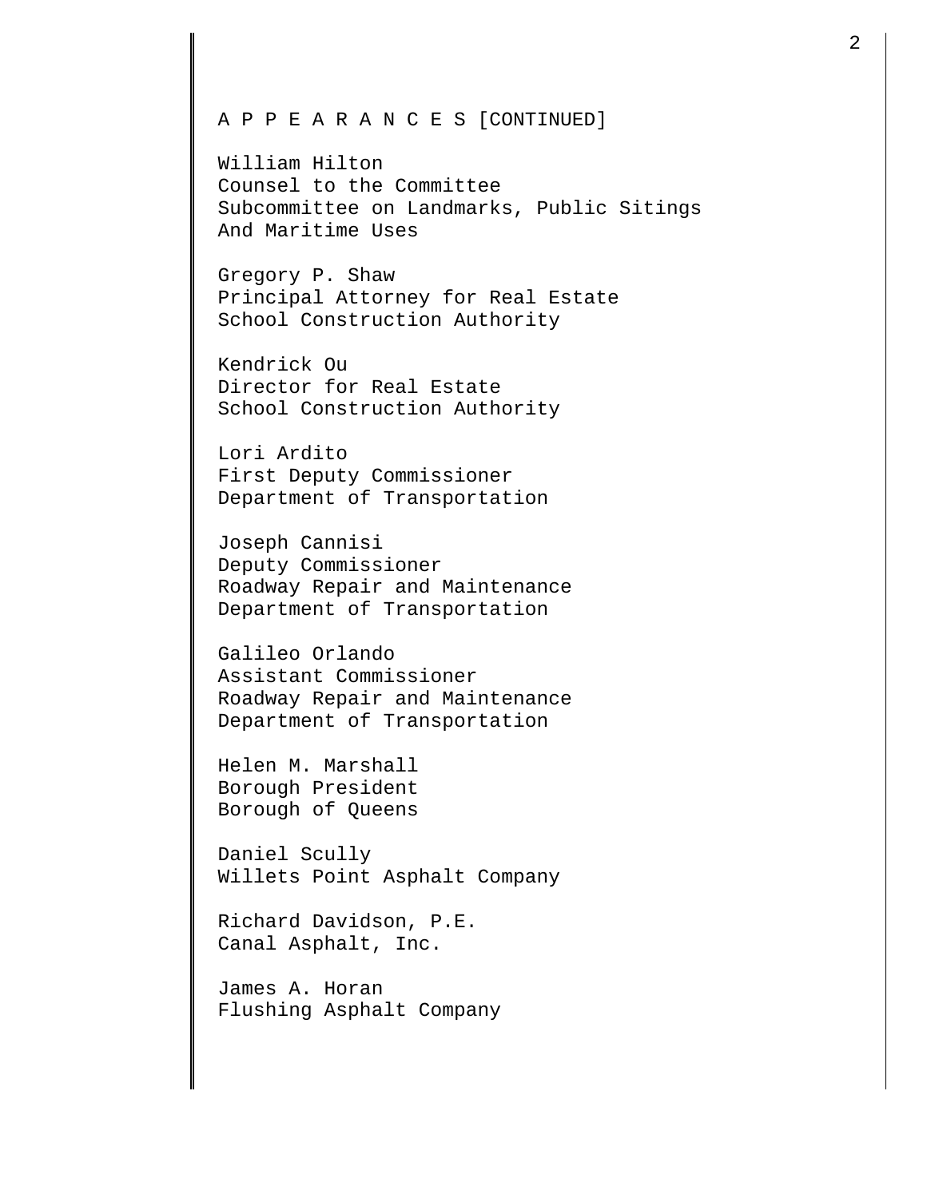A P P E A R A N C E S [CONTINUED]

William Hilton
Counsel to the Committee
Subcommittee on Landmarks, Public Sitings
And Maritime Uses

Gregory P. Shaw
Principal Attorney for Real Estate
School Construction Authority

Kendrick Ou
Director for Real Estate
School Construction Authority

Lori Ardito
First Deputy Commissioner
Department of Transportation

Joseph Cannisi
Deputy Commissioner
Roadway Repair and Maintenance
Department of Transportation

Galileo Orlando
Assistant Commissioner
Roadway Repair and Maintenance
Department of Transportation

Helen M. Marshall
Borough President
Borough of Queens

Daniel Scully
Willets Point Asphalt Company

Richard Davidson, P.E.
Canal Asphalt, Inc.

James A. Horan
Flushing Asphalt Company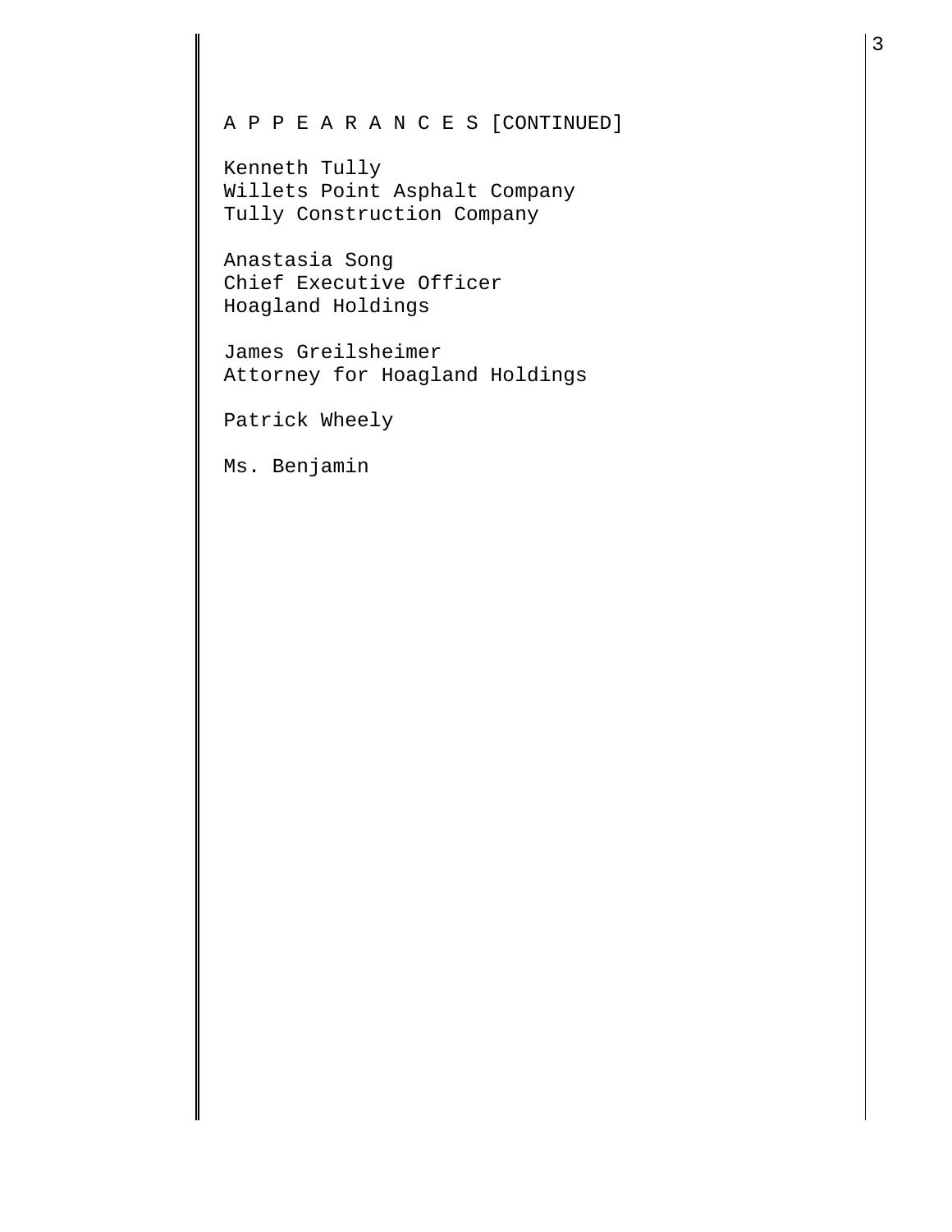A P P E A R A N C E S [CONTINUED]

Kenneth Tully
Willets Point Asphalt Company
Tully Construction Company

Anastasia Song
Chief Executive Officer
Hoagland Holdings

James Greilsheimer
Attorney for Hoagland Holdings

Patrick Wheely

Ms. Benjamin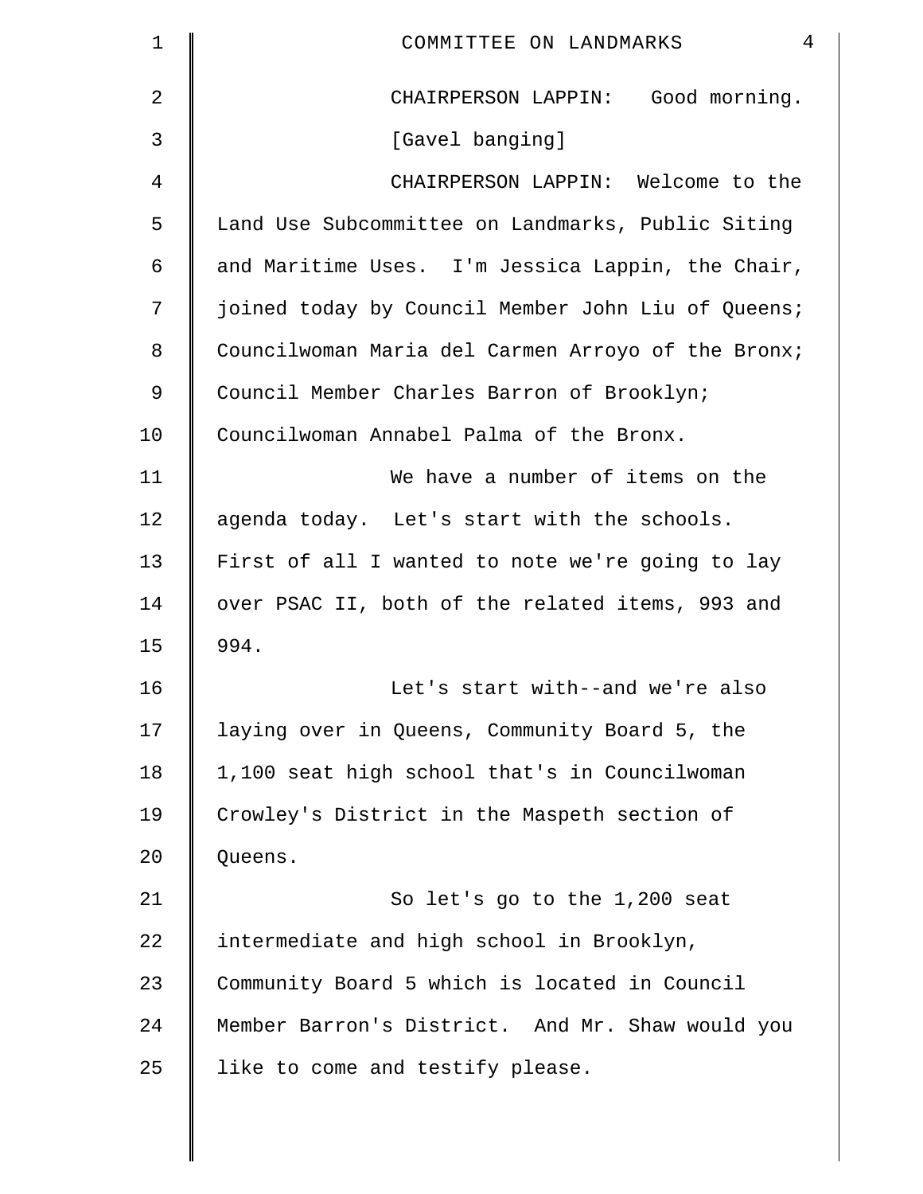CHAIRPERSON LAPPIN: Good morning.

[Gavel banging]

CHAIRPERSON LAPPIN: Welcome to the Land Use Subcommittee on Landmarks, Public Siting and Maritime Uses. I'm Jessica Lappin, the Chair, joined today by Council Member John Liu of Queens; Councilwoman Maria del Carmen Arroyo of the Bronx; Council Member Charles Barron of Brooklyn; Councilwoman Annabel Palma of the Bronx.

We have a number of items on the agenda today. Let's start with the schools. First of all I wanted to note we're going to lay over PSAC II, both of the related items, 993 and 994.

Let's start with--and we're also laying over in Queens, Community Board 5, the 1,100 seat high school that's in Councilwoman Crowley's District in the Maspeth section of Queens.

So let's go to the 1,200 seat intermediate and high school in Brooklyn, Community Board 5 which is located in Council Member Barron's District. And Mr. Shaw would you like to come and testify please.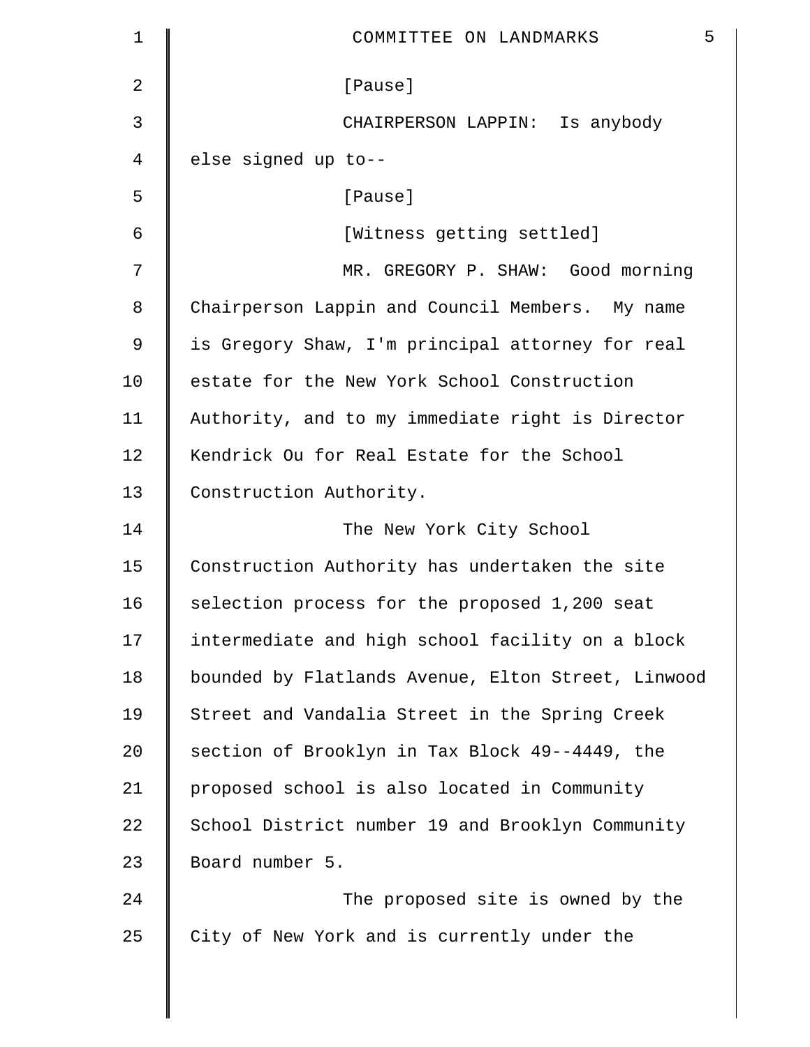[Pause]

CHAIRPERSON LAPPIN: Is anybody else signed up to--

[Pause]

[Witness getting settled]

MR. GREGORY P. SHAW: Good morning Chairperson Lappin and Council Members. My name is Gregory Shaw, I'm principal attorney for real estate for the New York School Construction Authority, and to my immediate right is Director Kendrick Ou for Real Estate for the School Construction Authority.

The New York City School Construction Authority has undertaken the site selection process for the proposed 1,200 seat intermediate and high school facility on a block bounded by Flatlands Avenue, Elton Street, Linwood Street and Vandalia Street in the Spring Creek section of Brooklyn in Tax Block 49--4449, the proposed school is also located in Community School District number 19 and Brooklyn Community Board number 5.

The proposed site is owned by the City of New York and is currently under the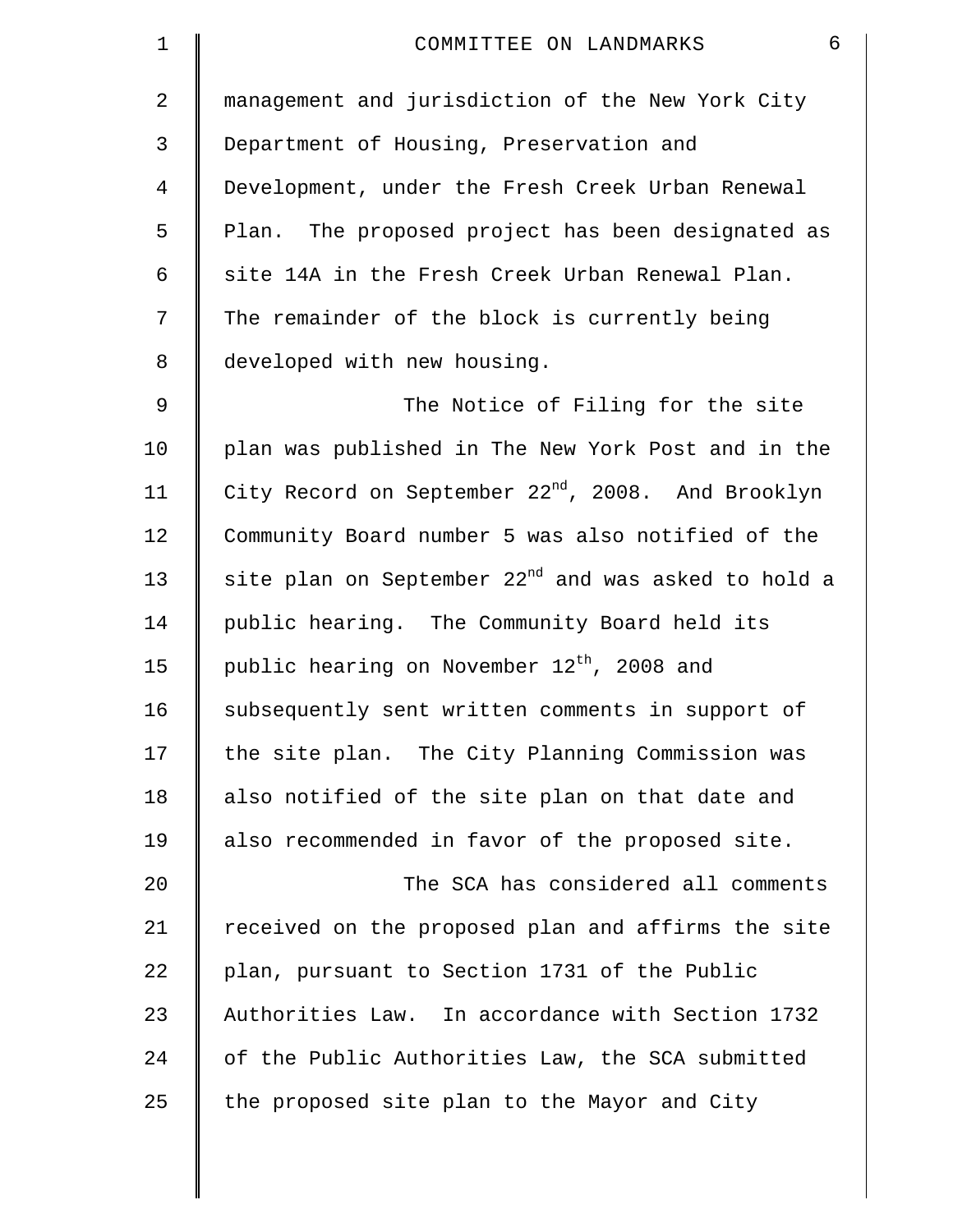management and jurisdiction of the New York City Department of Housing, Preservation and Development, under the Fresh Creek Urban Renewal Plan. The proposed project has been designated as site 14A in the Fresh Creek Urban Renewal Plan. The remainder of the block is currently being developed with new housing.

The Notice of Filing for the site plan was published in The New York Post and in the City Record on September 22nd, 2008. And Brooklyn Community Board number 5 was also notified of the site plan on September 22nd and was asked to hold a public hearing. The Community Board held its public hearing on November 12th, 2008 and subsequently sent written comments in support of the site plan. The City Planning Commission was also notified of the site plan on that date and also recommended in favor of the proposed site.

The SCA has considered all comments received on the proposed plan and affirms the site plan, pursuant to Section 1731 of the Public Authorities Law. In accordance with Section 1732 of the Public Authorities Law, the SCA submitted the proposed site plan to the Mayor and City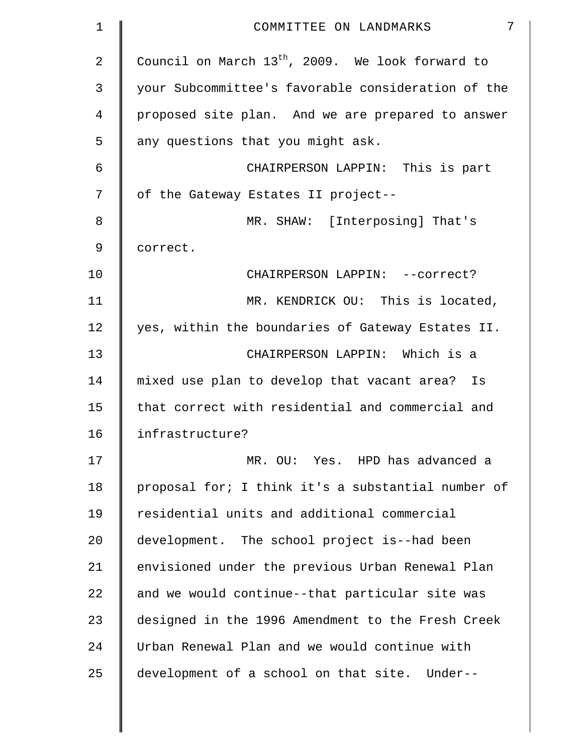Council on March 13th, 2009. We look forward to your Subcommittee's favorable consideration of the proposed site plan. And we are prepared to answer any questions that you might ask.

CHAIRPERSON LAPPIN: This is part of the Gateway Estates II project--

MR. SHAW: [Interposing] That's correct.

CHAIRPERSON LAPPIN: --correct?

MR. KENDRICK OU: This is located, yes, within the boundaries of Gateway Estates II.

CHAIRPERSON LAPPIN: Which is a mixed use plan to develop that vacant area? Is that correct with residential and commercial and infrastructure?

MR. OU: Yes. HPD has advanced a proposal for; I think it's a substantial number of residential units and additional commercial development. The school project is--had been envisioned under the previous Urban Renewal Plan and we would continue--that particular site was designed in the 1996 Amendment to the Fresh Creek Urban Renewal Plan and we would continue with development of a school on that site. Under--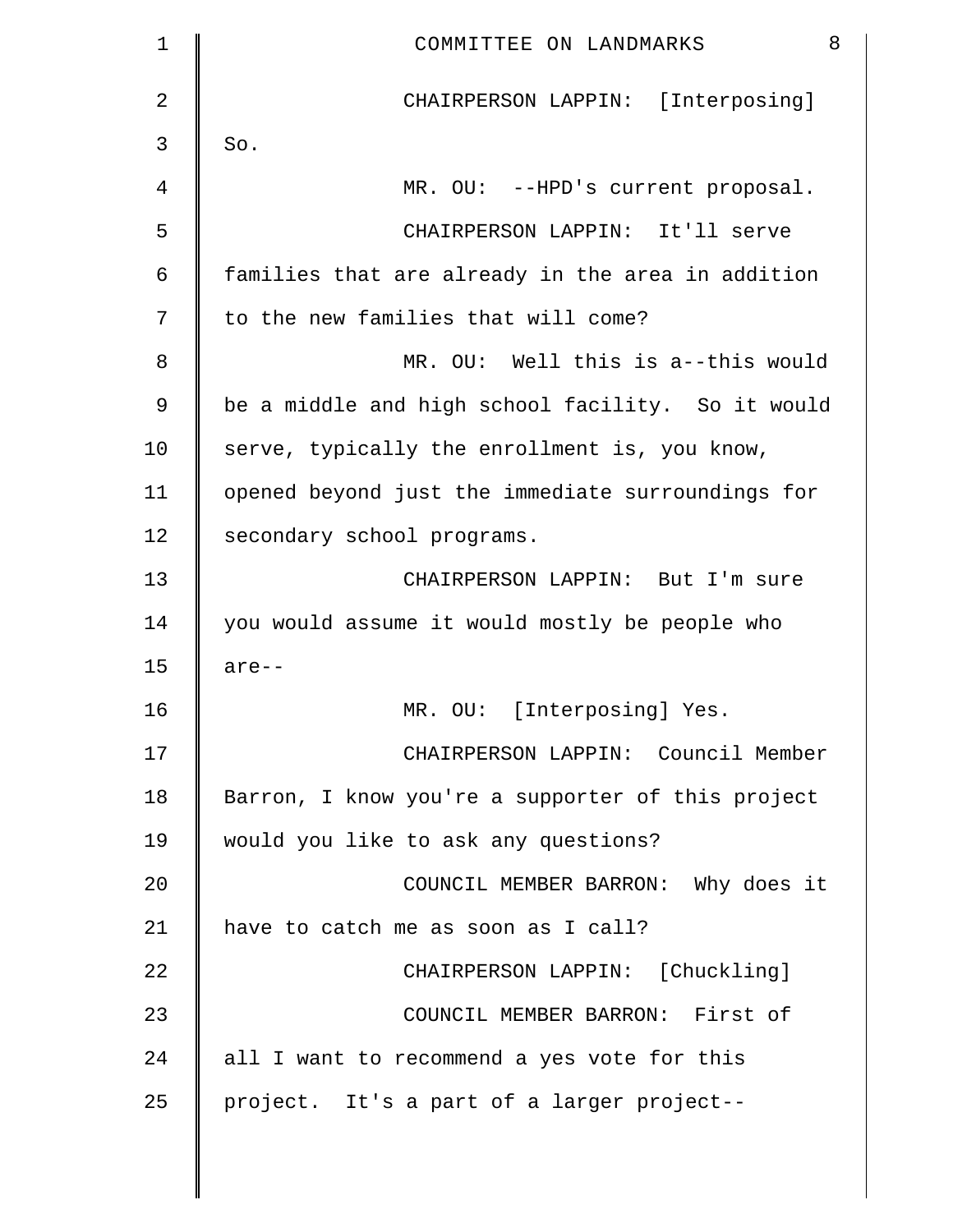CHAIRPERSON LAPPIN: [Interposing] So.

MR. OU: --HPD's current proposal.

CHAIRPERSON LAPPIN: It'll serve families that are already in the area in addition to the new families that will come?

MR. OU: Well this is a--this would be a middle and high school facility. So it would serve, typically the enrollment is, you know, opened beyond just the immediate surroundings for secondary school programs.

CHAIRPERSON LAPPIN: But I'm sure you would assume it would mostly be people who are--

MR. OU: [Interposing] Yes.

CHAIRPERSON LAPPIN: Council Member Barron, I know you're a supporter of this project would you like to ask any questions?

COUNCIL MEMBER BARRON: Why does it have to catch me as soon as I call?

CHAIRPERSON LAPPIN: [Chuckling]

COUNCIL MEMBER BARRON: First of all I want to recommend a yes vote for this project. It's a part of a larger project--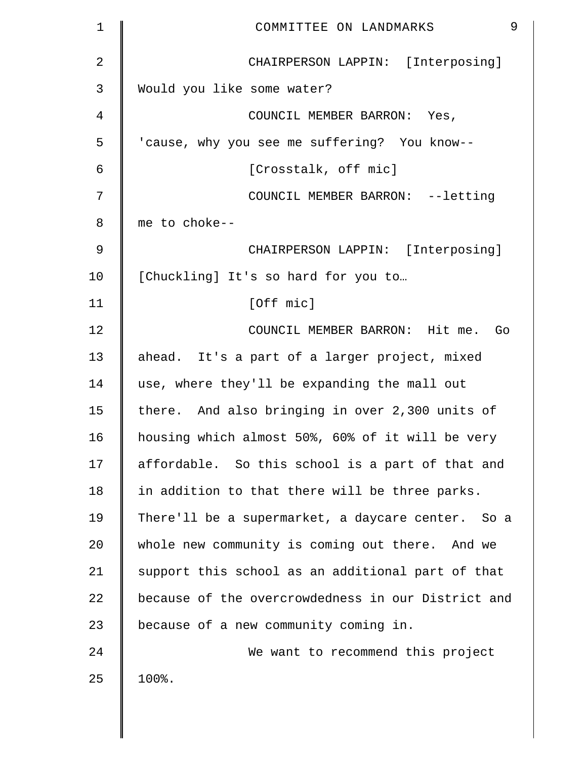CHAIRPERSON LAPPIN: [Interposing] Would you like some water?

COUNCIL MEMBER BARRON: Yes, 'cause, why you see me suffering? You know--

[Crosstalk, off mic]

COUNCIL MEMBER BARRON: --letting me to choke--

CHAIRPERSON LAPPIN: [Interposing] [Chuckling] It's so hard for you to…

[Off mic]

COUNCIL MEMBER BARRON: Hit me. Go ahead. It's a part of a larger project, mixed use, where they'll be expanding the mall out there. And also bringing in over 2,300 units of housing which almost 50%, 60% of it will be very affordable. So this school is a part of that and in addition to that there will be three parks. There'll be a supermarket, a daycare center. So a whole new community is coming out there. And we support this school as an additional part of that because of the overcrowdedness in our District and because of a new community coming in.

We want to recommend this project 100%.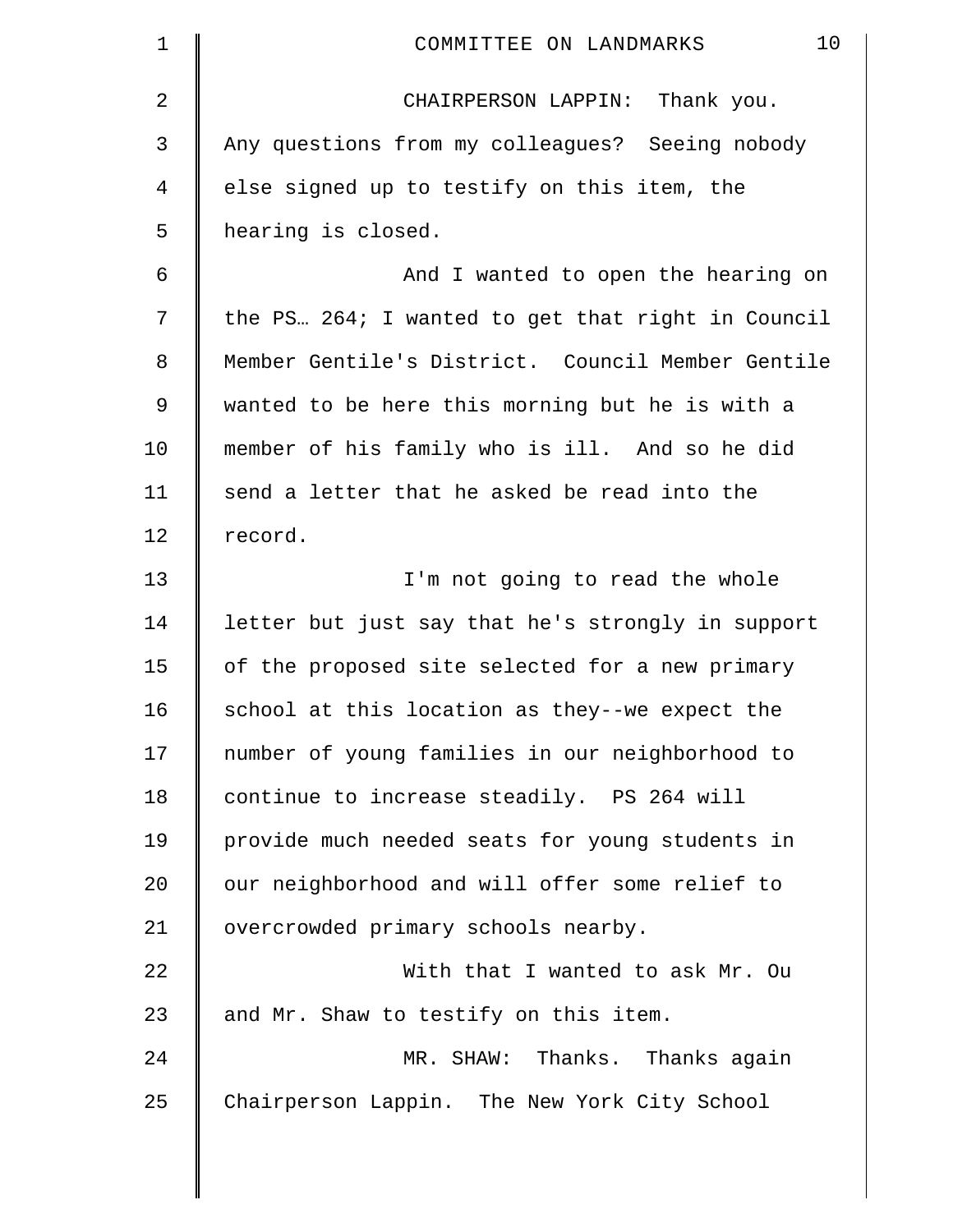CHAIRPERSON LAPPIN: Thank you. Any questions from my colleagues? Seeing nobody else signed up to testify on this item, the hearing is closed.

And I wanted to open the hearing on the PS… 264; I wanted to get that right in Council Member Gentile's District. Council Member Gentile wanted to be here this morning but he is with a member of his family who is ill. And so he did send a letter that he asked be read into the record.

I'm not going to read the whole letter but just say that he's strongly in support of the proposed site selected for a new primary school at this location as they--we expect the number of young families in our neighborhood to continue to increase steadily. PS 264 will provide much needed seats for young students in our neighborhood and will offer some relief to overcrowded primary schools nearby.

With that I wanted to ask Mr. Ou and Mr. Shaw to testify on this item.

MR. SHAW: Thanks. Thanks again Chairperson Lappin. The New York City School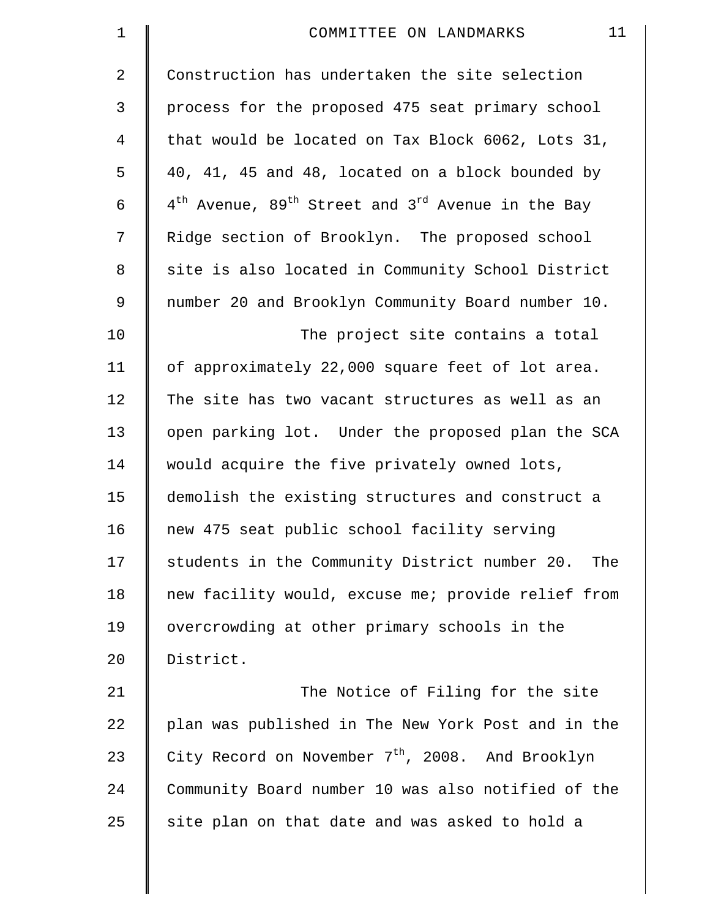Construction has undertaken the site selection process for the proposed 475 seat primary school that would be located on Tax Block 6062, Lots 31, 40, 41, 45 and 48, located on a block bounded by 4th Avenue, 89th Street and 3rd Avenue in the Bay Ridge section of Brooklyn. The proposed school site is also located in Community School District number 20 and Brooklyn Community Board number 10.

The project site contains a total of approximately 22,000 square feet of lot area. The site has two vacant structures as well as an open parking lot. Under the proposed plan the SCA would acquire the five privately owned lots, demolish the existing structures and construct a new 475 seat public school facility serving students in the Community District number 20. The new facility would, excuse me; provide relief from overcrowding at other primary schools in the District.

The Notice of Filing for the site plan was published in The New York Post and in the City Record on November 7th, 2008. And Brooklyn Community Board number 10 was also notified of the site plan on that date and was asked to hold a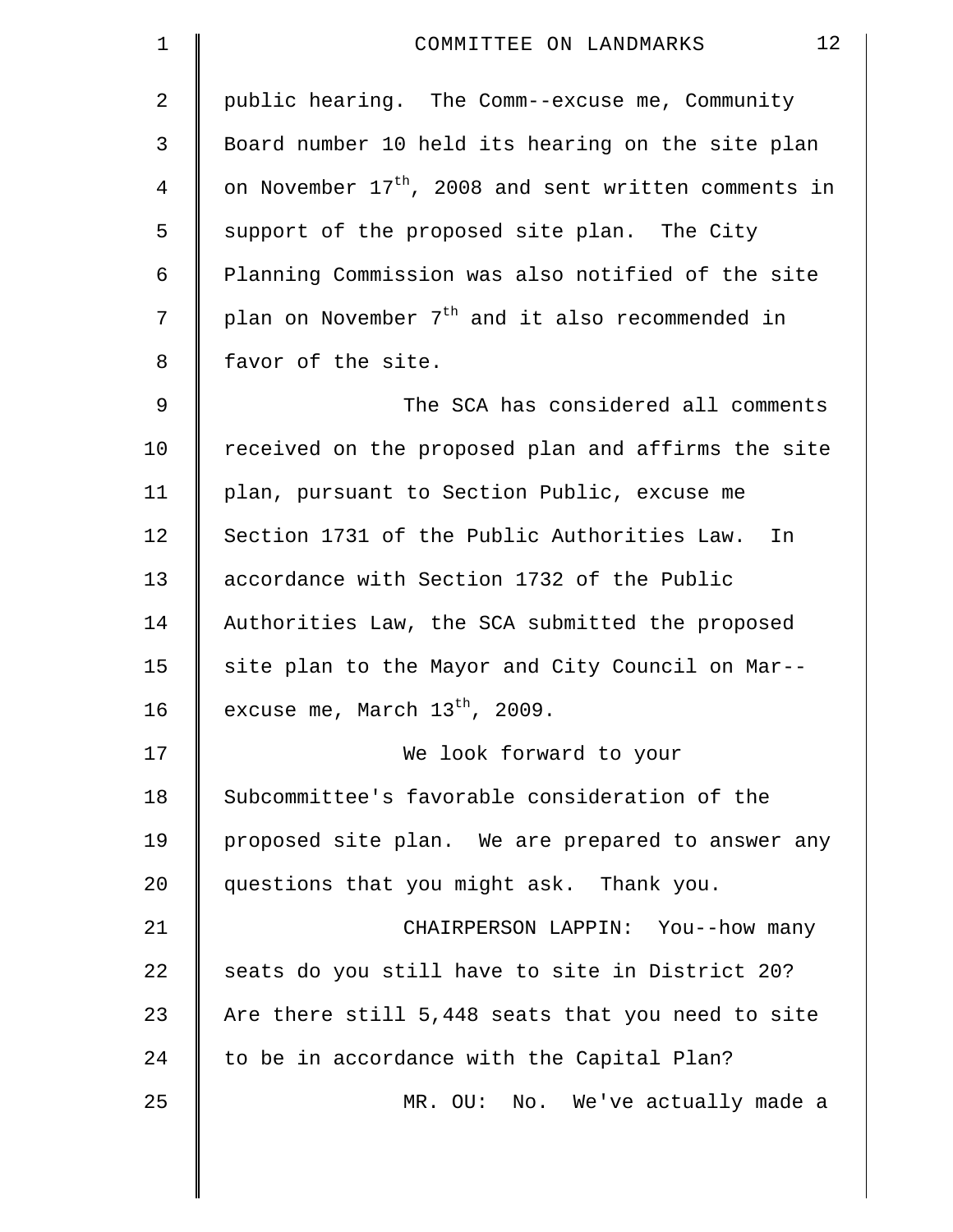public hearing. The Comm--excuse me, Community Board number 10 held its hearing on the site plan on November 17th, 2008 and sent written comments in support of the proposed site plan. The City Planning Commission was also notified of the site plan on November 7th and it also recommended in favor of the site.

The SCA has considered all comments received on the proposed plan and affirms the site plan, pursuant to Section Public, excuse me Section 1731 of the Public Authorities Law. In accordance with Section 1732 of the Public Authorities Law, the SCA submitted the proposed site plan to the Mayor and City Council on Mar-- excuse me, March 13th, 2009.

We look forward to your Subcommittee's favorable consideration of the proposed site plan. We are prepared to answer any questions that you might ask. Thank you.

CHAIRPERSON LAPPIN: You--how many seats do you still have to site in District 20? Are there still 5,448 seats that you need to site to be in accordance with the Capital Plan?

MR. OU: No. We've actually made a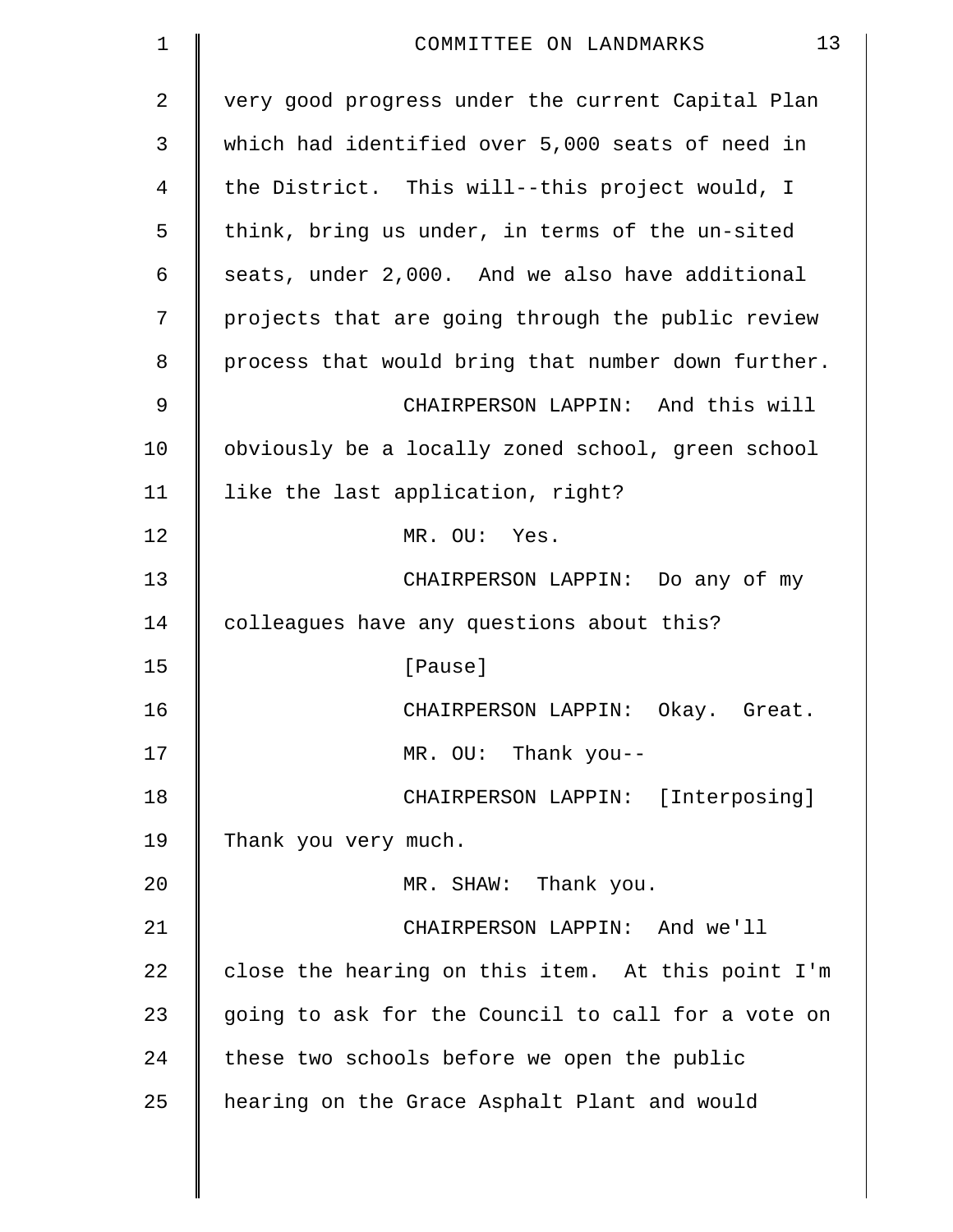very good progress under the current Capital Plan which had identified over 5,000 seats of need in the District. This will--this project would, I think, bring us under, in terms of the un-sited seats, under 2,000. And we also have additional projects that are going through the public review process that would bring that number down further.

CHAIRPERSON LAPPIN: And this will obviously be a locally zoned school, green school like the last application, right?

MR. OU: Yes.

CHAIRPERSON LAPPIN: Do any of my colleagues have any questions about this?

[Pause]

CHAIRPERSON LAPPIN: Okay. Great.

MR. OU: Thank you--

CHAIRPERSON LAPPIN: [Interposing] Thank you very much.

MR. SHAW: Thank you.

CHAIRPERSON LAPPIN: And we'll close the hearing on this item. At this point I'm going to ask for the Council to call for a vote on these two schools before we open the public hearing on the Grace Asphalt Plant and would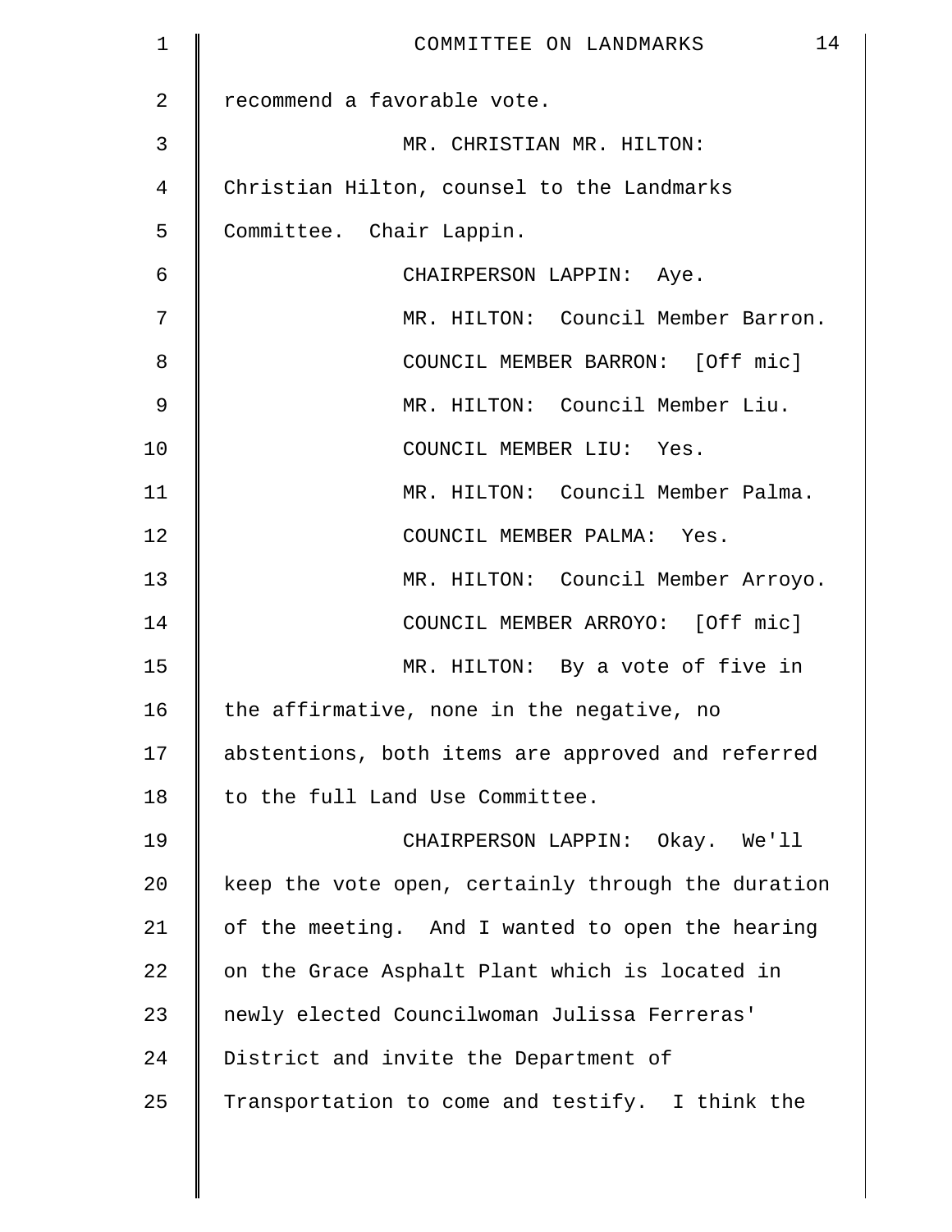recommend a favorable vote.

MR. CHRISTIAN MR. HILTON: Christian Hilton, counsel to the Landmarks Committee. Chair Lappin.

CHAIRPERSON LAPPIN: Aye.

MR. HILTON: Council Member Barron.

COUNCIL MEMBER BARRON: [Off mic]

MR. HILTON: Council Member Liu.

COUNCIL MEMBER LIU: Yes.

MR. HILTON: Council Member Palma.

COUNCIL MEMBER PALMA: Yes.

MR. HILTON: Council Member Arroyo.

COUNCIL MEMBER ARROYO: [Off mic]

MR. HILTON: By a vote of five in the affirmative, none in the negative, no abstentions, both items are approved and referred to the full Land Use Committee.

CHAIRPERSON LAPPIN: Okay. We'll keep the vote open, certainly through the duration of the meeting. And I wanted to open the hearing on the Grace Asphalt Plant which is located in newly elected Councilwoman Julissa Ferreras' District and invite the Department of Transportation to come and testify. I think the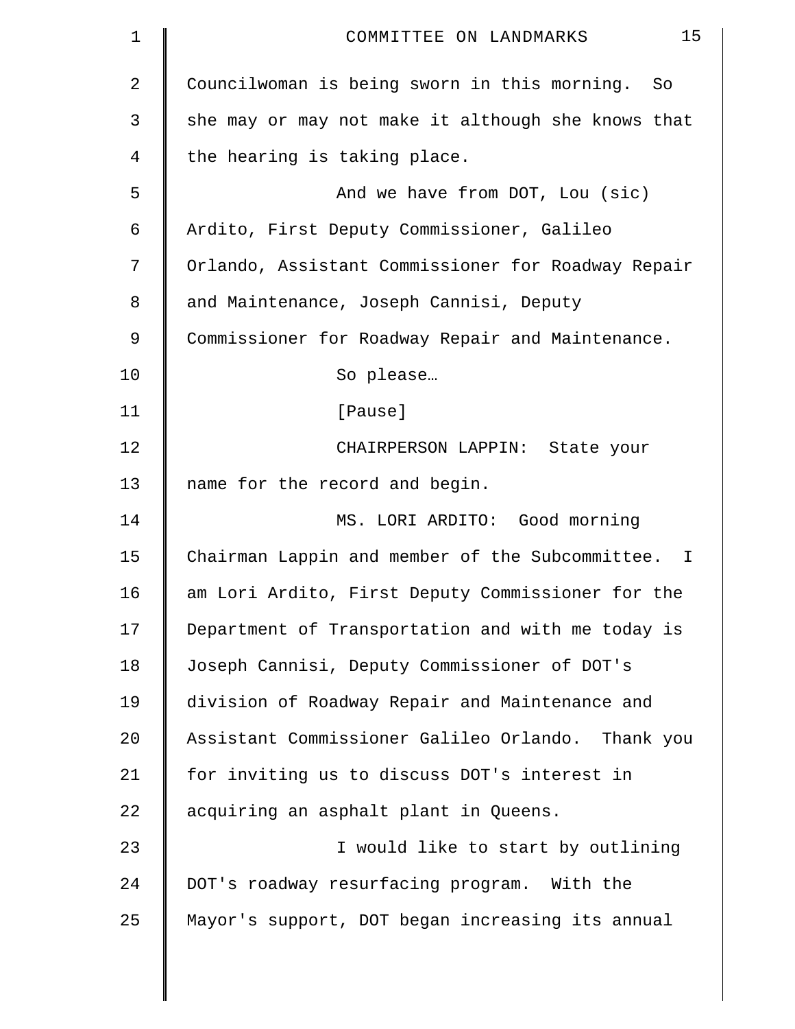Councilwoman is being sworn in this morning. So she may or may not make it although she knows that the hearing is taking place.

And we have from DOT, Lou (sic) Ardito, First Deputy Commissioner, Galileo Orlando, Assistant Commissioner for Roadway Repair and Maintenance, Joseph Cannisi, Deputy Commissioner for Roadway Repair and Maintenance.

So please…

[Pause]

CHAIRPERSON LAPPIN: State your name for the record and begin.

MS. LORI ARDITO: Good morning Chairman Lappin and member of the Subcommittee. I am Lori Ardito, First Deputy Commissioner for the Department of Transportation and with me today is Joseph Cannisi, Deputy Commissioner of DOT's division of Roadway Repair and Maintenance and Assistant Commissioner Galileo Orlando. Thank you for inviting us to discuss DOT's interest in acquiring an asphalt plant in Queens.

I would like to start by outlining DOT's roadway resurfacing program. With the Mayor's support, DOT began increasing its annual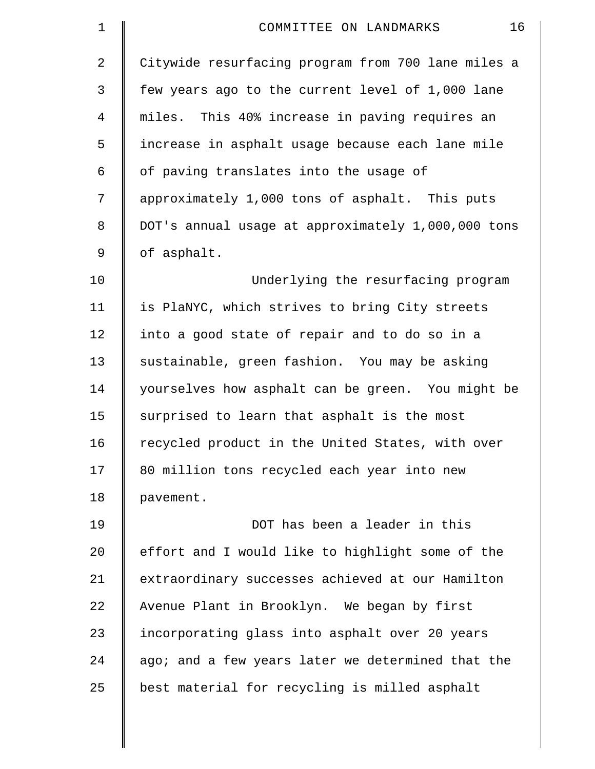Citywide resurfacing program from 700 lane miles a few years ago to the current level of 1,000 lane miles. This 40% increase in paving requires an increase in asphalt usage because each lane mile of paving translates into the usage of approximately 1,000 tons of asphalt. This puts DOT's annual usage at approximately 1,000,000 tons of asphalt.

Underlying the resurfacing program is PlaNYC, which strives to bring City streets into a good state of repair and to do so in a sustainable, green fashion. You may be asking yourselves how asphalt can be green. You might be surprised to learn that asphalt is the most recycled product in the United States, with over 80 million tons recycled each year into new pavement.

DOT has been a leader in this effort and I would like to highlight some of the extraordinary successes achieved at our Hamilton Avenue Plant in Brooklyn. We began by first incorporating glass into asphalt over 20 years ago; and a few years later we determined that the best material for recycling is milled asphalt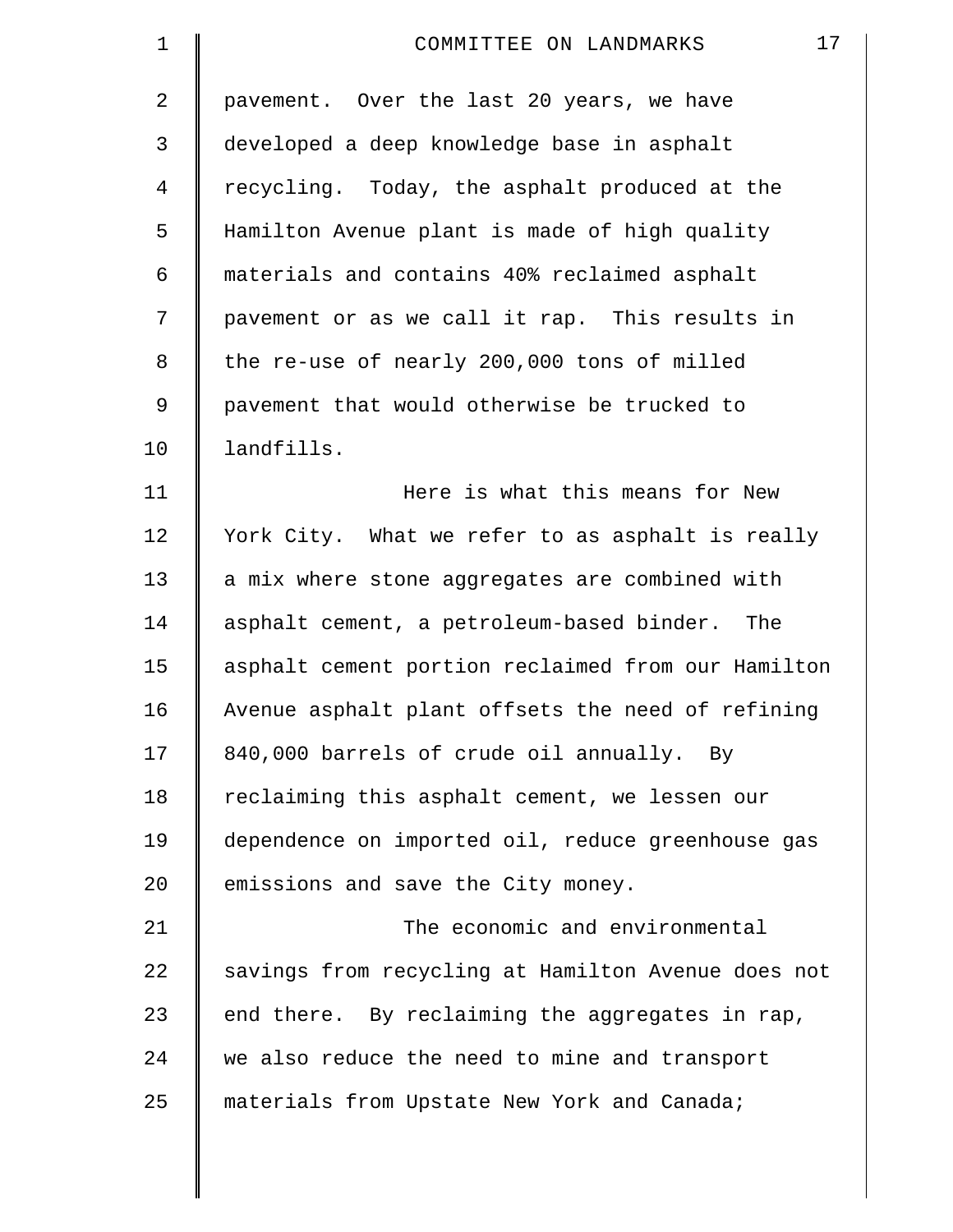pavement. Over the last 20 years, we have developed a deep knowledge base in asphalt recycling. Today, the asphalt produced at the Hamilton Avenue plant is made of high quality materials and contains 40% reclaimed asphalt pavement or as we call it rap. This results in the re-use of nearly 200,000 tons of milled pavement that would otherwise be trucked to landfills.

Here is what this means for New York City. What we refer to as asphalt is really a mix where stone aggregates are combined with asphalt cement, a petroleum-based binder. The asphalt cement portion reclaimed from our Hamilton Avenue asphalt plant offsets the need of refining 840,000 barrels of crude oil annually. By reclaiming this asphalt cement, we lessen our dependence on imported oil, reduce greenhouse gas emissions and save the City money.

The economic and environmental savings from recycling at Hamilton Avenue does not end there. By reclaiming the aggregates in rap, we also reduce the need to mine and transport materials from Upstate New York and Canada;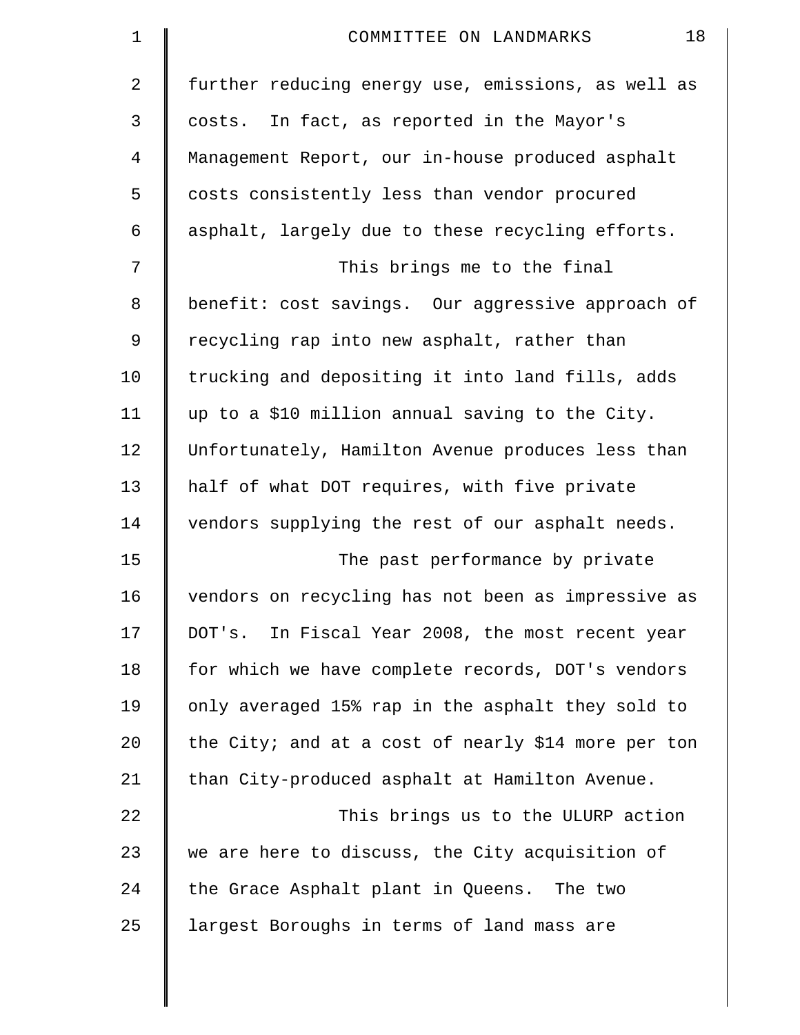further reducing energy use, emissions, as well as costs. In fact, as reported in the Mayor's Management Report, our in-house produced asphalt costs consistently less than vendor procured asphalt, largely due to these recycling efforts.

This brings me to the final benefit: cost savings. Our aggressive approach of recycling rap into new asphalt, rather than trucking and depositing it into land fills, adds up to a $10 million annual saving to the City. Unfortunately, Hamilton Avenue produces less than half of what DOT requires, with five private vendors supplying the rest of our asphalt needs.

The past performance by private vendors on recycling has not been as impressive as DOT's. In Fiscal Year 2008, the most recent year for which we have complete records, DOT's vendors only averaged 15% rap in the asphalt they sold to the City; and at a cost of nearly $14 more per ton than City-produced asphalt at Hamilton Avenue.

This brings us to the ULURP action we are here to discuss, the City acquisition of the Grace Asphalt plant in Queens. The two largest Boroughs in terms of land mass are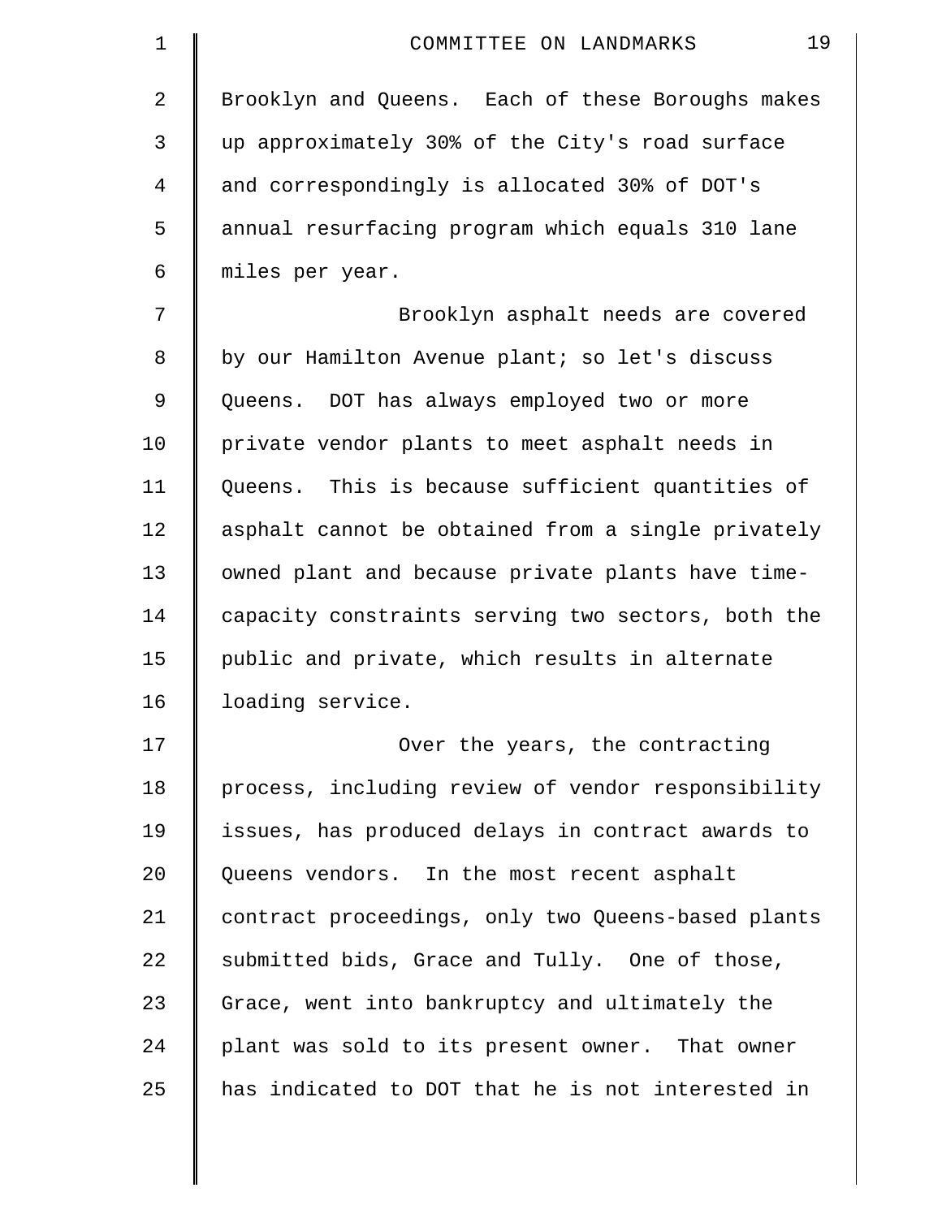Brooklyn and Queens. Each of these Boroughs makes up approximately 30% of the City's road surface and correspondingly is allocated 30% of DOT's annual resurfacing program which equals 310 lane miles per year.

Brooklyn asphalt needs are covered by our Hamilton Avenue plant; so let's discuss Queens. DOT has always employed two or more private vendor plants to meet asphalt needs in Queens. This is because sufficient quantities of asphalt cannot be obtained from a single privately owned plant and because private plants have time-capacity constraints serving two sectors, both the public and private, which results in alternate loading service.

Over the years, the contracting process, including review of vendor responsibility issues, has produced delays in contract awards to Queens vendors. In the most recent asphalt contract proceedings, only two Queens-based plants submitted bids, Grace and Tully. One of those, Grace, went into bankruptcy and ultimately the plant was sold to its present owner. That owner has indicated to DOT that he is not interested in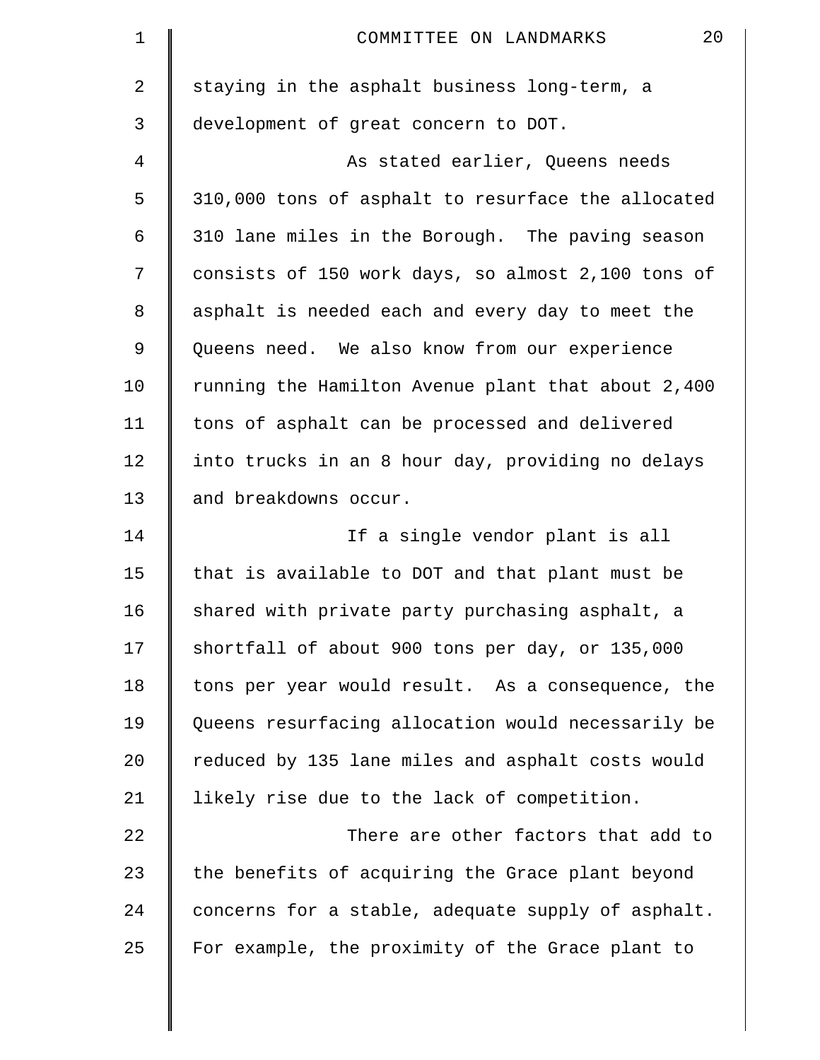staying in the asphalt business long-term, a development of great concern to DOT.

As stated earlier, Queens needs 310,000 tons of asphalt to resurface the allocated 310 lane miles in the Borough. The paving season consists of 150 work days, so almost 2,100 tons of asphalt is needed each and every day to meet the Queens need. We also know from our experience running the Hamilton Avenue plant that about 2,400 tons of asphalt can be processed and delivered into trucks in an 8 hour day, providing no delays and breakdowns occur.

If a single vendor plant is all that is available to DOT and that plant must be shared with private party purchasing asphalt, a shortfall of about 900 tons per day, or 135,000 tons per year would result. As a consequence, the Queens resurfacing allocation would necessarily be reduced by 135 lane miles and asphalt costs would likely rise due to the lack of competition.

There are other factors that add to the benefits of acquiring the Grace plant beyond concerns for a stable, adequate supply of asphalt. For example, the proximity of the Grace plant to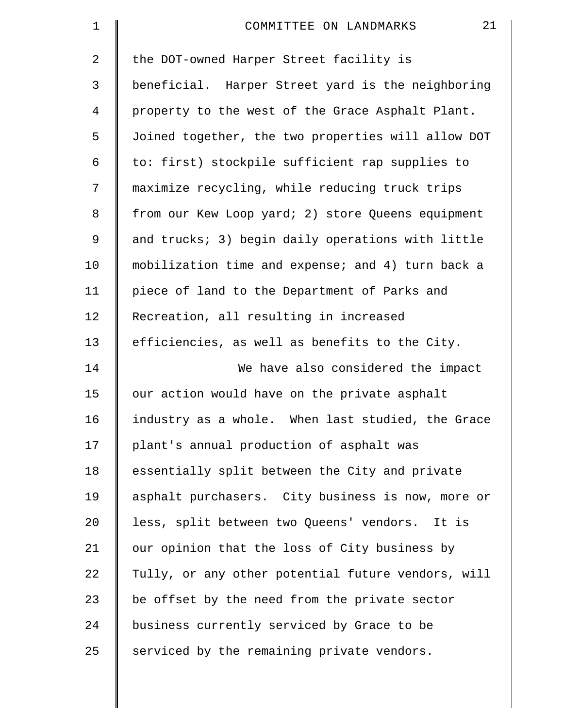the DOT-owned Harper Street facility is beneficial. Harper Street yard is the neighboring property to the west of the Grace Asphalt Plant. Joined together, the two properties will allow DOT to: first) stockpile sufficient rap supplies to maximize recycling, while reducing truck trips from our Kew Loop yard; 2) store Queens equipment and trucks; 3) begin daily operations with little mobilization time and expense; and 4) turn back a piece of land to the Department of Parks and Recreation, all resulting in increased efficiencies, as well as benefits to the City.

We have also considered the impact our action would have on the private asphalt industry as a whole. When last studied, the Grace plant's annual production of asphalt was essentially split between the City and private asphalt purchasers. City business is now, more or less, split between two Queens' vendors. It is our opinion that the loss of City business by Tully, or any other potential future vendors, will be offset by the need from the private sector business currently serviced by Grace to be serviced by the remaining private vendors.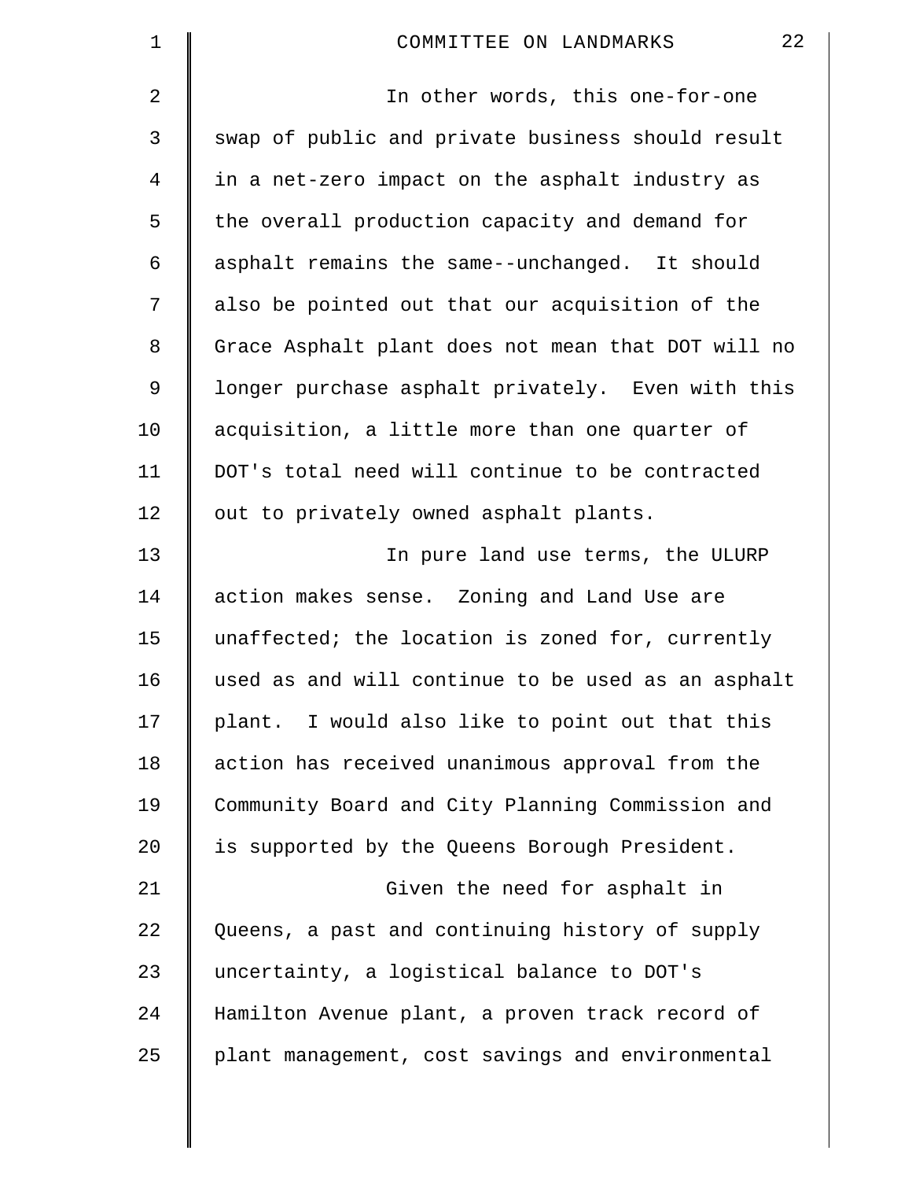In other words, this one-for-one swap of public and private business should result in a net-zero impact on the asphalt industry as the overall production capacity and demand for asphalt remains the same--unchanged. It should also be pointed out that our acquisition of the Grace Asphalt plant does not mean that DOT will no longer purchase asphalt privately. Even with this acquisition, a little more than one quarter of DOT's total need will continue to be contracted out to privately owned asphalt plants.

In pure land use terms, the ULURP action makes sense. Zoning and Land Use are unaffected; the location is zoned for, currently used as and will continue to be used as an asphalt plant. I would also like to point out that this action has received unanimous approval from the Community Board and City Planning Commission and is supported by the Queens Borough President.

Given the need for asphalt in Queens, a past and continuing history of supply uncertainty, a logistical balance to DOT's Hamilton Avenue plant, a proven track record of plant management, cost savings and environmental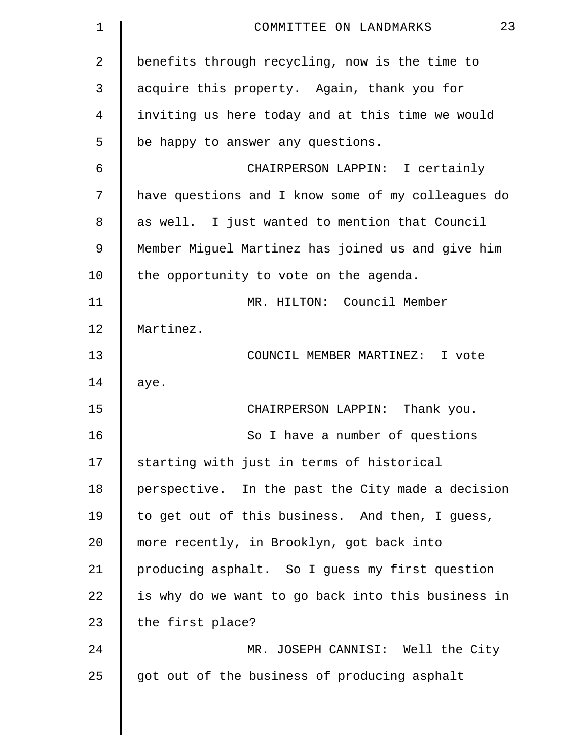benefits through recycling, now is the time to acquire this property. Again, thank you for inviting us here today and at this time we would be happy to answer any questions.

CHAIRPERSON LAPPIN: I certainly have questions and I know some of my colleagues do as well. I just wanted to mention that Council Member Miguel Martinez has joined us and give him the opportunity to vote on the agenda.

MR. HILTON: Council Member Martinez.

COUNCIL MEMBER MARTINEZ: I vote aye.

CHAIRPERSON LAPPIN: Thank you.

So I have a number of questions starting with just in terms of historical perspective. In the past the City made a decision to get out of this business. And then, I guess, more recently, in Brooklyn, got back into producing asphalt. So I guess my first question is why do we want to go back into this business in the first place?

MR. JOSEPH CANNISI: Well the City got out of the business of producing asphalt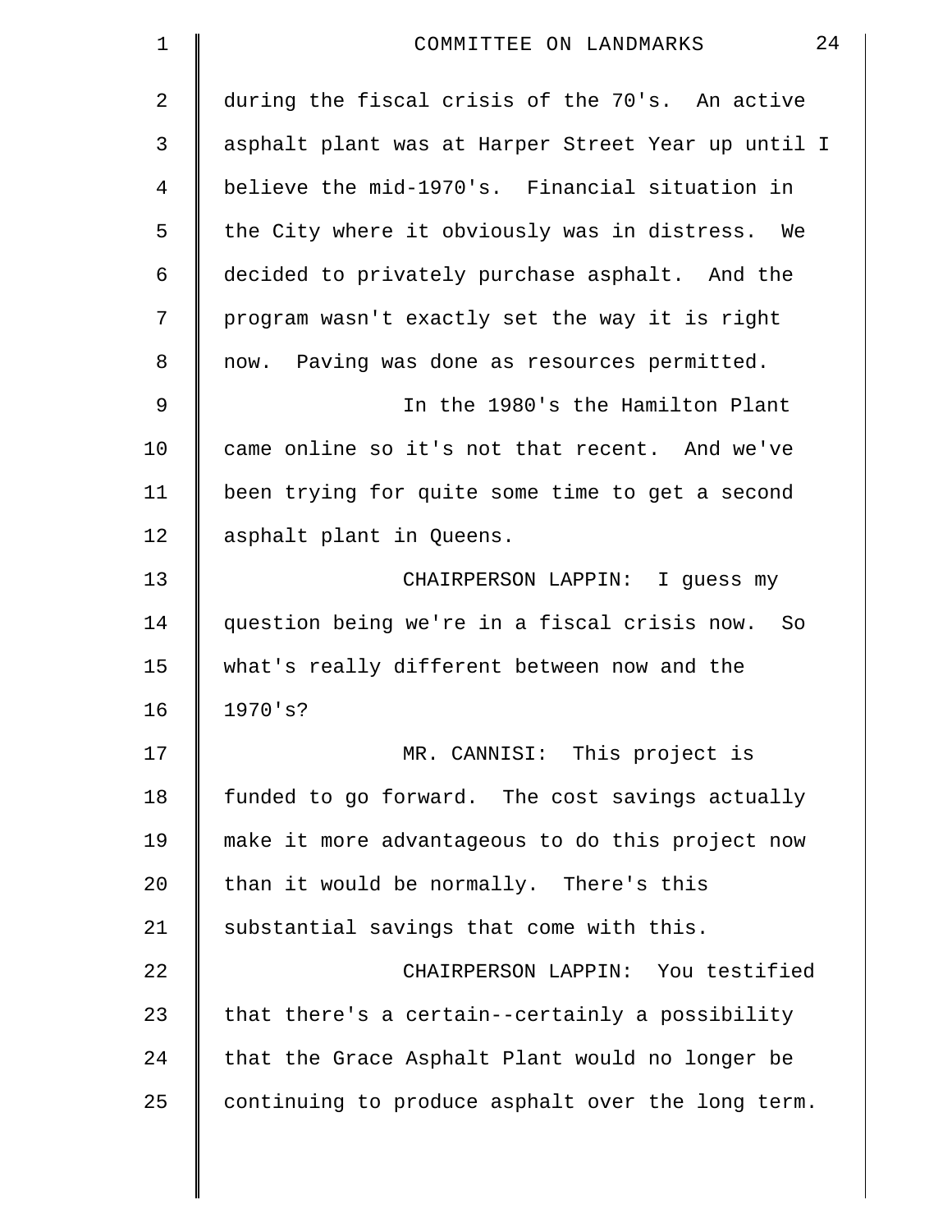during the fiscal crisis of the 70's. An active asphalt plant was at Harper Street Year up until I believe the mid-1970's. Financial situation in the City where it obviously was in distress. We decided to privately purchase asphalt. And the program wasn't exactly set the way it is right now. Paving was done as resources permitted.

In the 1980's the Hamilton Plant came online so it's not that recent. And we've been trying for quite some time to get a second asphalt plant in Queens.

CHAIRPERSON LAPPIN: I guess my question being we're in a fiscal crisis now. So what's really different between now and the 1970's?

MR. CANNISI: This project is funded to go forward. The cost savings actually make it more advantageous to do this project now than it would be normally. There's this substantial savings that come with this.

CHAIRPERSON LAPPIN: You testified that there's a certain--certainly a possibility that the Grace Asphalt Plant would no longer be continuing to produce asphalt over the long term.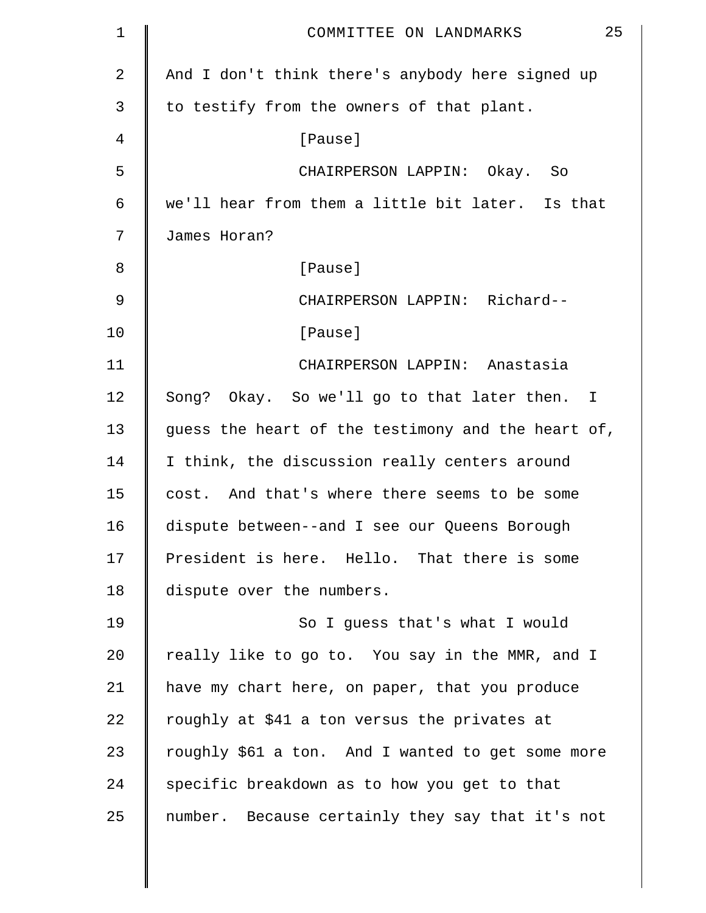And I don't think there's anybody here signed up to testify from the owners of that plant.

[Pause]

CHAIRPERSON LAPPIN: Okay. So we'll hear from them a little bit later. Is that James Horan?

[Pause]

CHAIRPERSON LAPPIN: Richard--

[Pause]

CHAIRPERSON LAPPIN: Anastasia Song? Okay. So we'll go to that later then. I guess the heart of the testimony and the heart of, I think, the discussion really centers around cost. And that's where there seems to be some dispute between--and I see our Queens Borough President is here. Hello. That there is some dispute over the numbers.

So I guess that's what I would really like to go to. You say in the MMR, and I have my chart here, on paper, that you produce roughly at $41 a ton versus the privates at roughly $61 a ton. And I wanted to get some more specific breakdown as to how you get to that number. Because certainly they say that it's not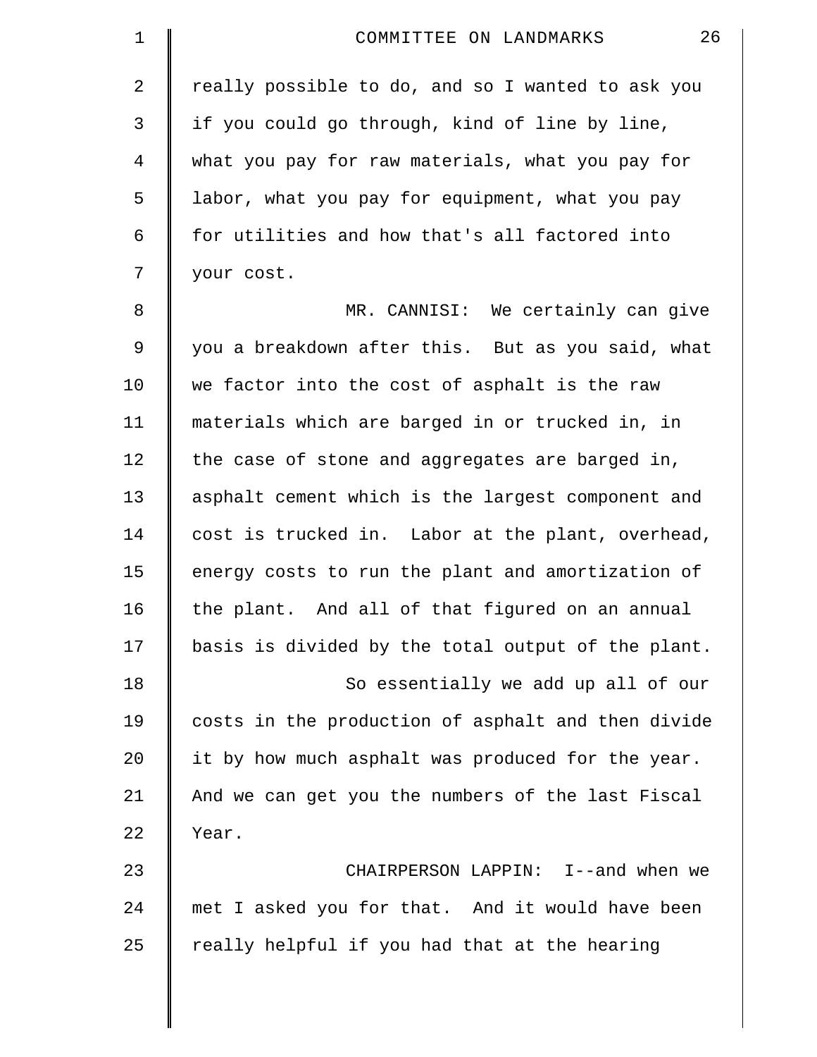really possible to do, and so I wanted to ask you if you could go through, kind of line by line, what you pay for raw materials, what you pay for labor, what you pay for equipment, what you pay for utilities and how that's all factored into your cost.

MR. CANNISI: We certainly can give you a breakdown after this. But as you said, what we factor into the cost of asphalt is the raw materials which are barged in or trucked in, in the case of stone and aggregates are barged in, asphalt cement which is the largest component and cost is trucked in. Labor at the plant, overhead, energy costs to run the plant and amortization of the plant. And all of that figured on an annual basis is divided by the total output of the plant.

So essentially we add up all of our costs in the production of asphalt and then divide it by how much asphalt was produced for the year. And we can get you the numbers of the last Fiscal Year.

CHAIRPERSON LAPPIN: I--and when we met I asked you for that. And it would have been really helpful if you had that at the hearing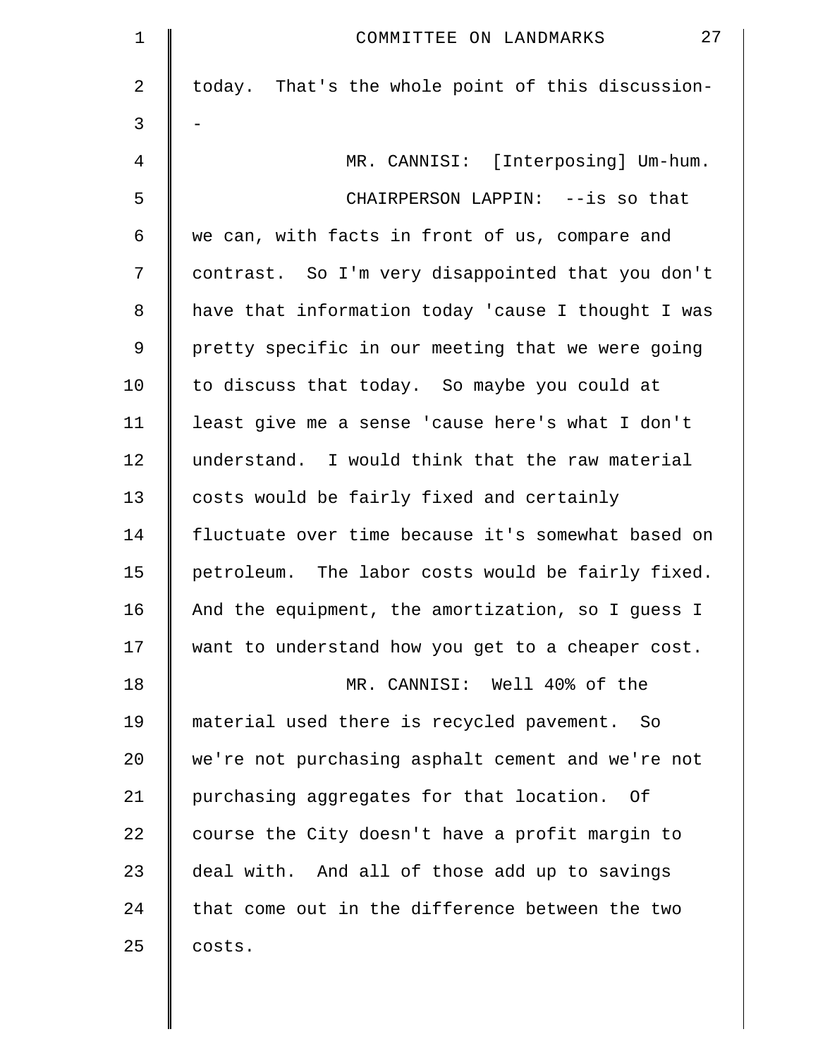today. That's the whole point of this discussion--

MR. CANNISI: [Interposing] Um-hum.

CHAIRPERSON LAPPIN: --is so that we can, with facts in front of us, compare and contrast. So I'm very disappointed that you don't have that information today 'cause I thought I was pretty specific in our meeting that we were going to discuss that today. So maybe you could at least give me a sense 'cause here's what I don't understand. I would think that the raw material costs would be fairly fixed and certainly fluctuate over time because it's somewhat based on petroleum. The labor costs would be fairly fixed. And the equipment, the amortization, so I guess I want to understand how you get to a cheaper cost.

MR. CANNISI: Well 40% of the material used there is recycled pavement. So we're not purchasing asphalt cement and we're not purchasing aggregates for that location. Of course the City doesn't have a profit margin to deal with. And all of those add up to savings that come out in the difference between the two costs.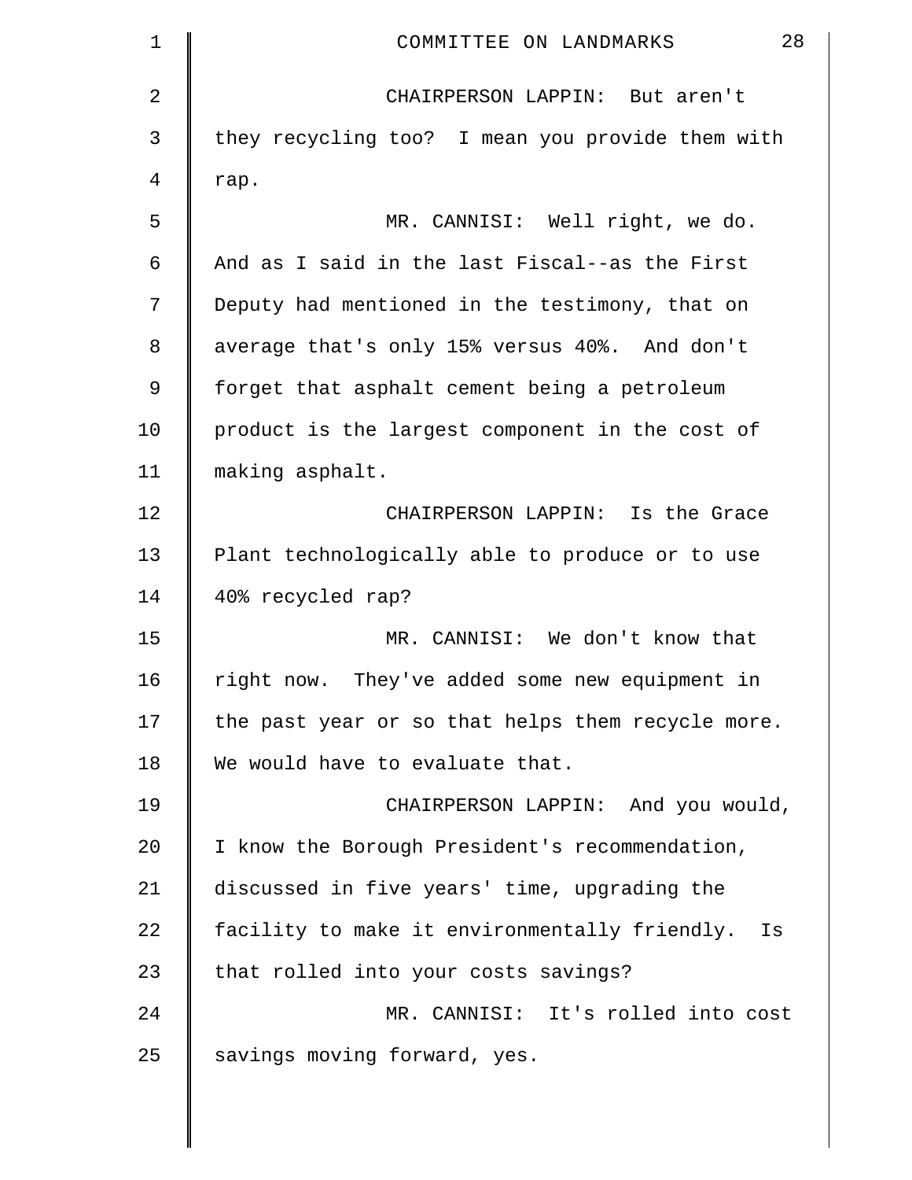CHAIRPERSON LAPPIN: But aren't they recycling too? I mean you provide them with rap.

MR. CANNISI: Well right, we do. And as I said in the last Fiscal--as the First Deputy had mentioned in the testimony, that on average that's only 15% versus 40%. And don't forget that asphalt cement being a petroleum product is the largest component in the cost of making asphalt.

CHAIRPERSON LAPPIN: Is the Grace Plant technologically able to produce or to use 40% recycled rap?

MR. CANNISI: We don't know that right now. They've added some new equipment in the past year or so that helps them recycle more. We would have to evaluate that.

CHAIRPERSON LAPPIN: And you would, I know the Borough President's recommendation, discussed in five years' time, upgrading the facility to make it environmentally friendly. Is that rolled into your costs savings?

MR. CANNISI: It's rolled into cost savings moving forward, yes.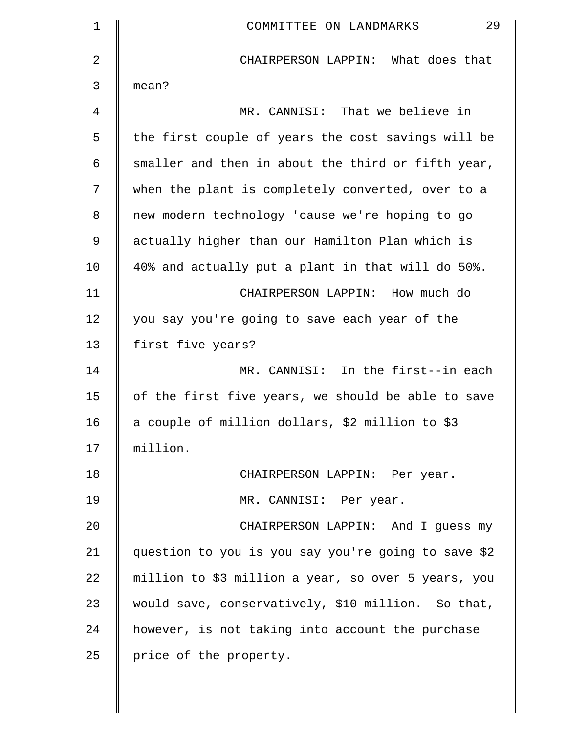CHAIRPERSON LAPPIN: What does that mean?

MR. CANNISI: That we believe in the first couple of years the cost savings will be smaller and then in about the third or fifth year, when the plant is completely converted, over to a new modern technology 'cause we're hoping to go actually higher than our Hamilton Plan which is 40% and actually put a plant in that will do 50%.

CHAIRPERSON LAPPIN: How much do you say you're going to save each year of the first five years?

MR. CANNISI: In the first--in each of the first five years, we should be able to save a couple of million dollars, $2 million to $3 million.

CHAIRPERSON LAPPIN: Per year.

MR. CANNISI: Per year.

CHAIRPERSON LAPPIN: And I guess my question to you is you say you're going to save $2 million to $3 million a year, so over 5 years, you would save, conservatively, $10 million. So that, however, is not taking into account the purchase price of the property.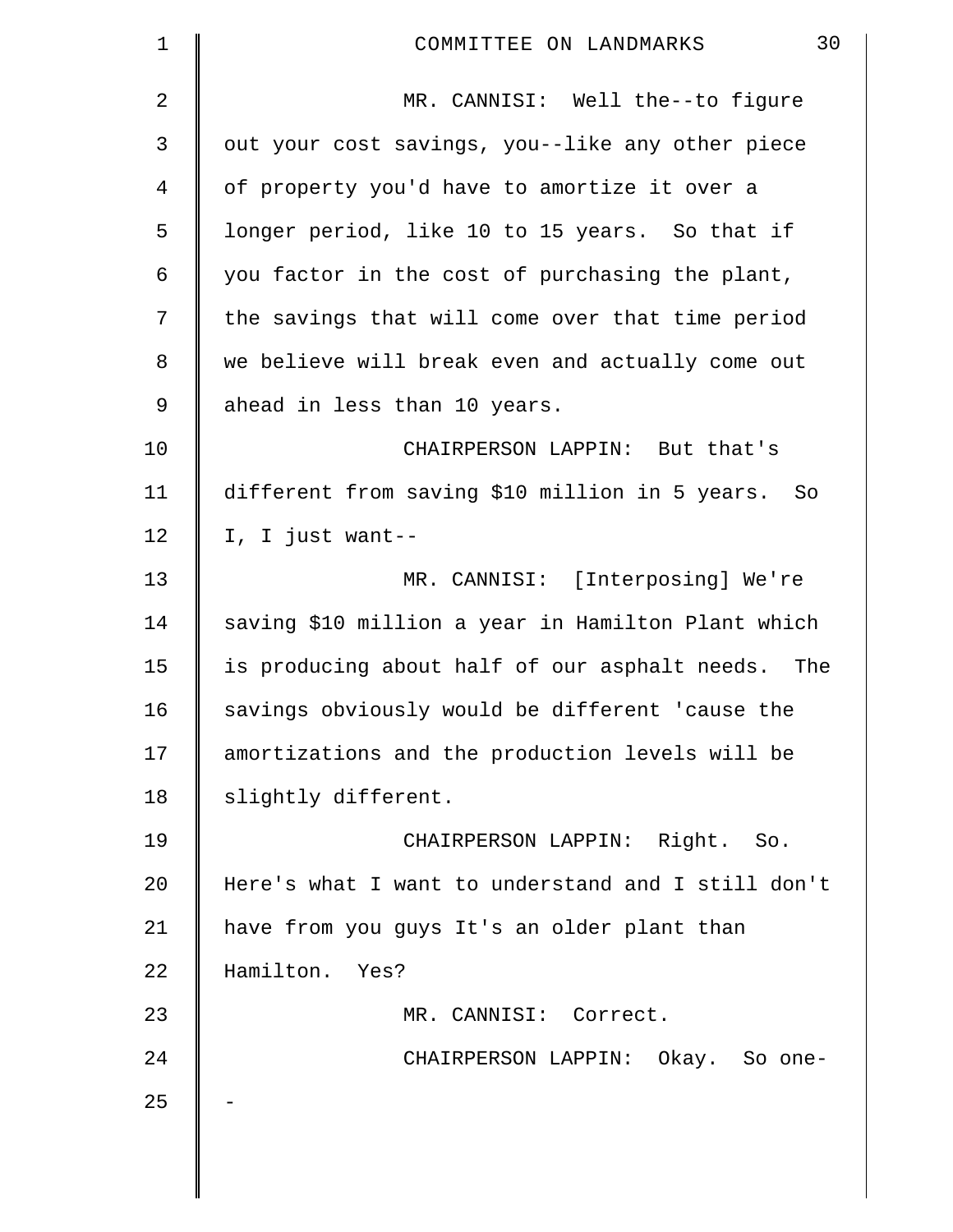MR. CANNISI: Well the--to figure out your cost savings, you--like any other piece of property you'd have to amortize it over a longer period, like 10 to 15 years. So that if you factor in the cost of purchasing the plant, the savings that will come over that time period we believe will break even and actually come out ahead in less than 10 years.

CHAIRPERSON LAPPIN: But that's different from saving $10 million in 5 years. So I, I just want--

MR. CANNISI: [Interposing] We're saving $10 million a year in Hamilton Plant which is producing about half of our asphalt needs. The savings obviously would be different 'cause the amortizations and the production levels will be slightly different.

CHAIRPERSON LAPPIN: Right. So. Here's what I want to understand and I still don't have from you guys It's an older plant than Hamilton. Yes?

MR. CANNISI: Correct.

CHAIRPERSON LAPPIN: Okay. So one--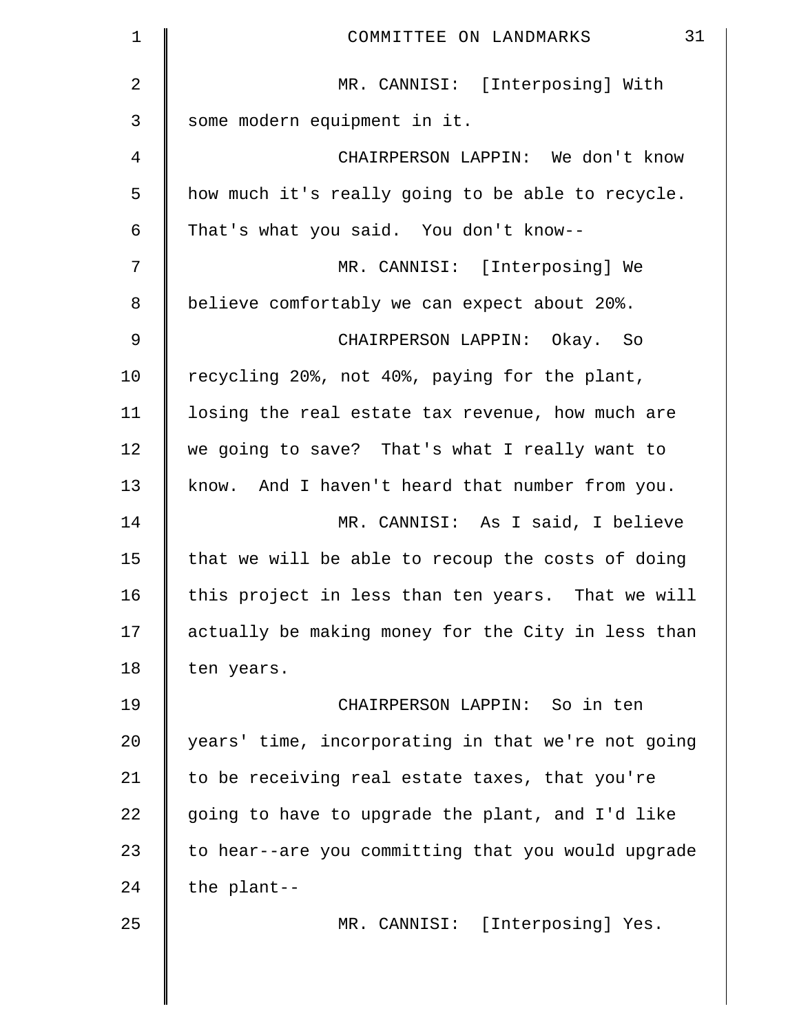MR. CANNISI: [Interposing] With some modern equipment in it.

CHAIRPERSON LAPPIN: We don't know how much it's really going to be able to recycle. That's what you said. You don't know--

MR. CANNISI: [Interposing] We believe comfortably we can expect about 20%.

CHAIRPERSON LAPPIN: Okay. So recycling 20%, not 40%, paying for the plant, losing the real estate tax revenue, how much are we going to save? That's what I really want to know. And I haven't heard that number from you.

MR. CANNISI: As I said, I believe that we will be able to recoup the costs of doing this project in less than ten years. That we will actually be making money for the City in less than ten years.

CHAIRPERSON LAPPIN: So in ten years' time, incorporating in that we're not going to be receiving real estate taxes, that you're going to have to upgrade the plant, and I'd like to hear--are you committing that you would upgrade the plant--

MR. CANNISI: [Interposing] Yes.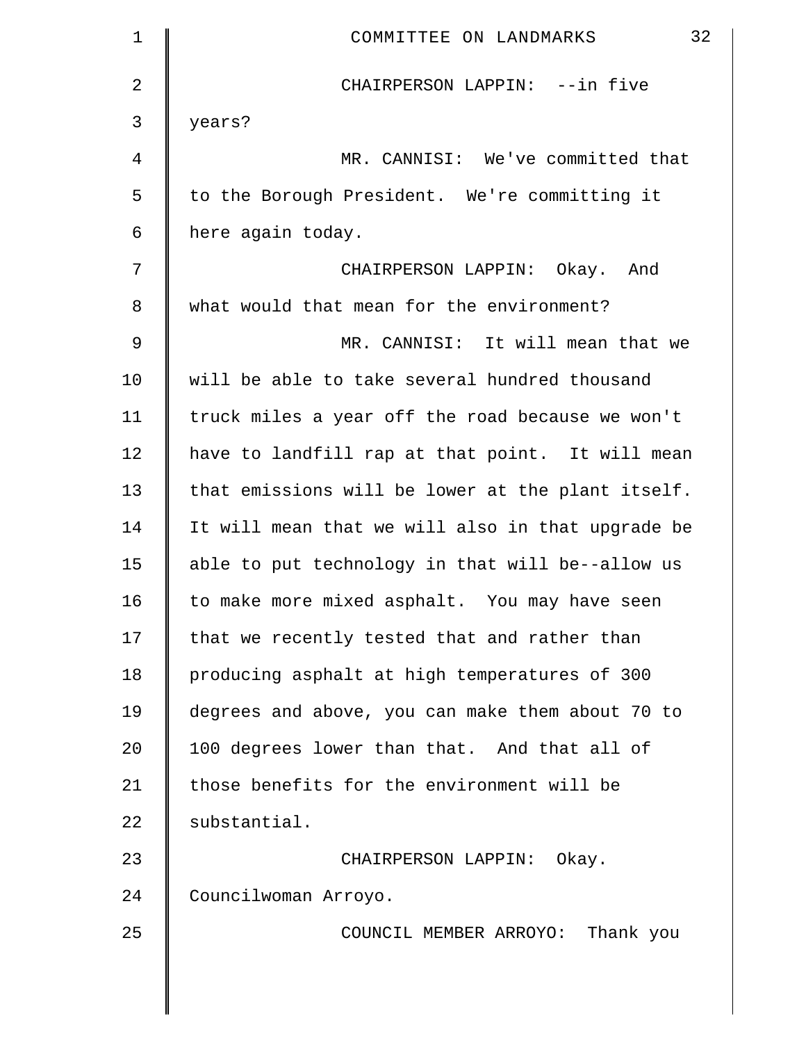CHAIRPERSON LAPPIN: --in five years?

MR. CANNISI: We've committed that to the Borough President. We're committing it here again today.

CHAIRPERSON LAPPIN: Okay. And what would that mean for the environment?

MR. CANNISI: It will mean that we will be able to take several hundred thousand truck miles a year off the road because we won't have to landfill rap at that point. It will mean that emissions will be lower at the plant itself. It will mean that we will also in that upgrade be able to put technology in that will be--allow us to make more mixed asphalt. You may have seen that we recently tested that and rather than producing asphalt at high temperatures of 300 degrees and above, you can make them about 70 to 100 degrees lower than that. And that all of those benefits for the environment will be substantial.

CHAIRPERSON LAPPIN: Okay. Councilwoman Arroyo.

COUNCIL MEMBER ARROYO: Thank you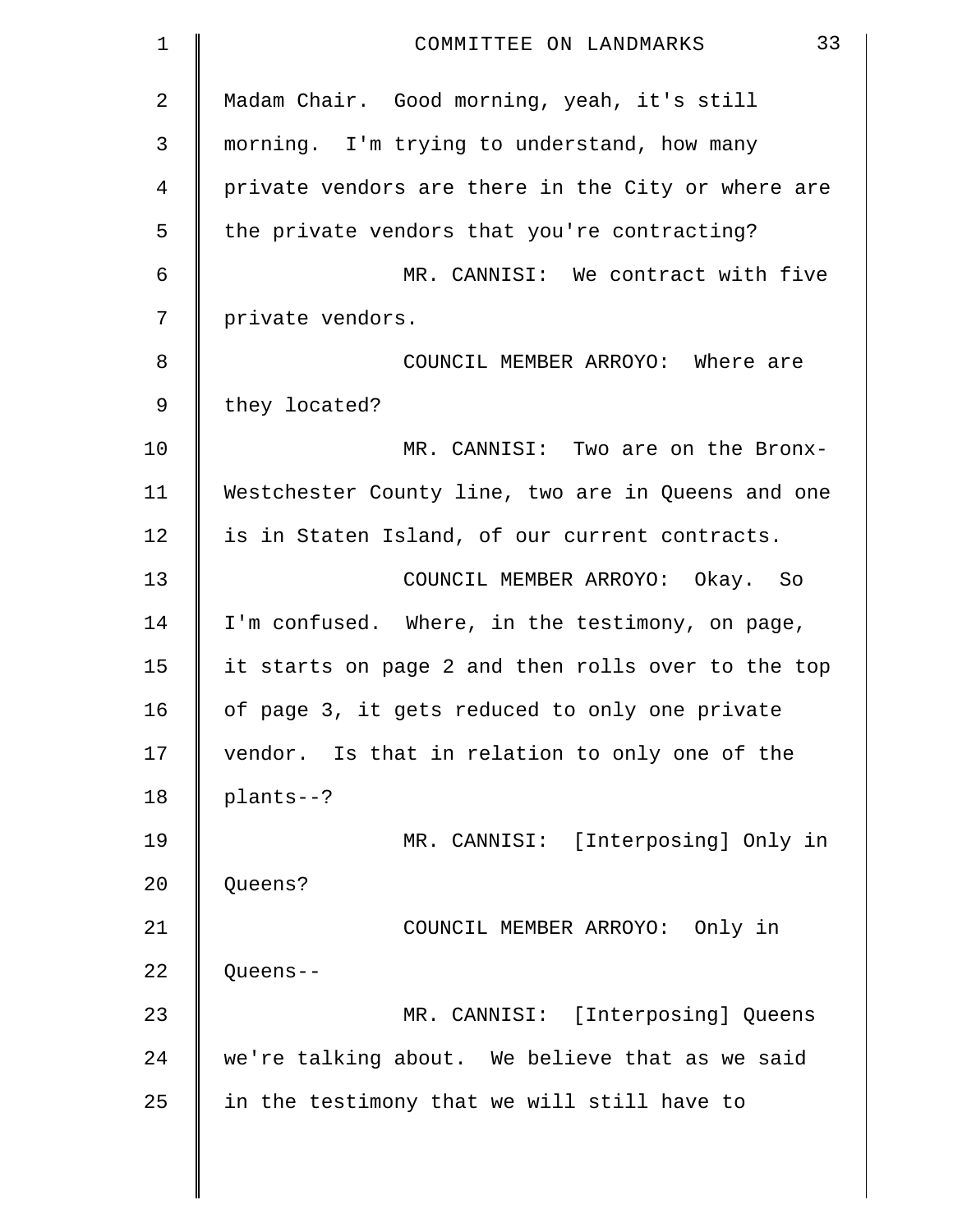Madam Chair. Good morning, yeah, it's still morning. I'm trying to understand, how many private vendors are there in the City or where are the private vendors that you're contracting?

MR. CANNISI: We contract with five private vendors.

COUNCIL MEMBER ARROYO: Where are they located?

MR. CANNISI: Two are on the Bronx-Westchester County line, two are in Queens and one is in Staten Island, of our current contracts.

COUNCIL MEMBER ARROYO: Okay. So I'm confused. Where, in the testimony, on page, it starts on page 2 and then rolls over to the top of page 3, it gets reduced to only one private vendor. Is that in relation to only one of the plants--?

MR. CANNISI: [Interposing] Only in Queens?

COUNCIL MEMBER ARROYO: Only in Queens--

MR. CANNISI: [Interposing] Queens we're talking about. We believe that as we said in the testimony that we will still have to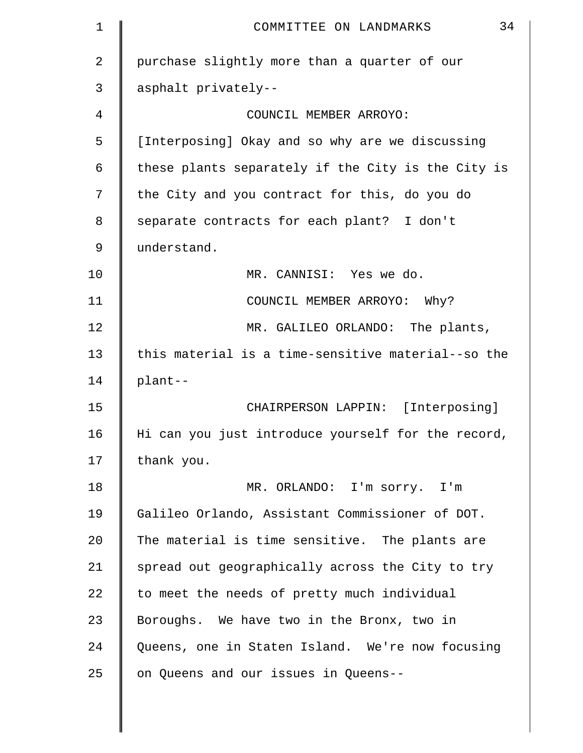purchase slightly more than a quarter of our asphalt privately--

COUNCIL MEMBER ARROYO: [Interposing] Okay and so why are we discussing these plants separately if the City is the City is the City and you contract for this, do you do separate contracts for each plant? I don't understand.

MR. CANNISI: Yes we do.

COUNCIL MEMBER ARROYO: Why?

MR. GALILEO ORLANDO: The plants, this material is a time-sensitive material--so the plant--

CHAIRPERSON LAPPIN: [Interposing] Hi can you just introduce yourself for the record, thank you.

MR. ORLANDO: I'm sorry. I'm Galileo Orlando, Assistant Commissioner of DOT. The material is time sensitive. The plants are spread out geographically across the City to try to meet the needs of pretty much individual Boroughs. We have two in the Bronx, two in Queens, one in Staten Island. We're now focusing on Queens and our issues in Queens--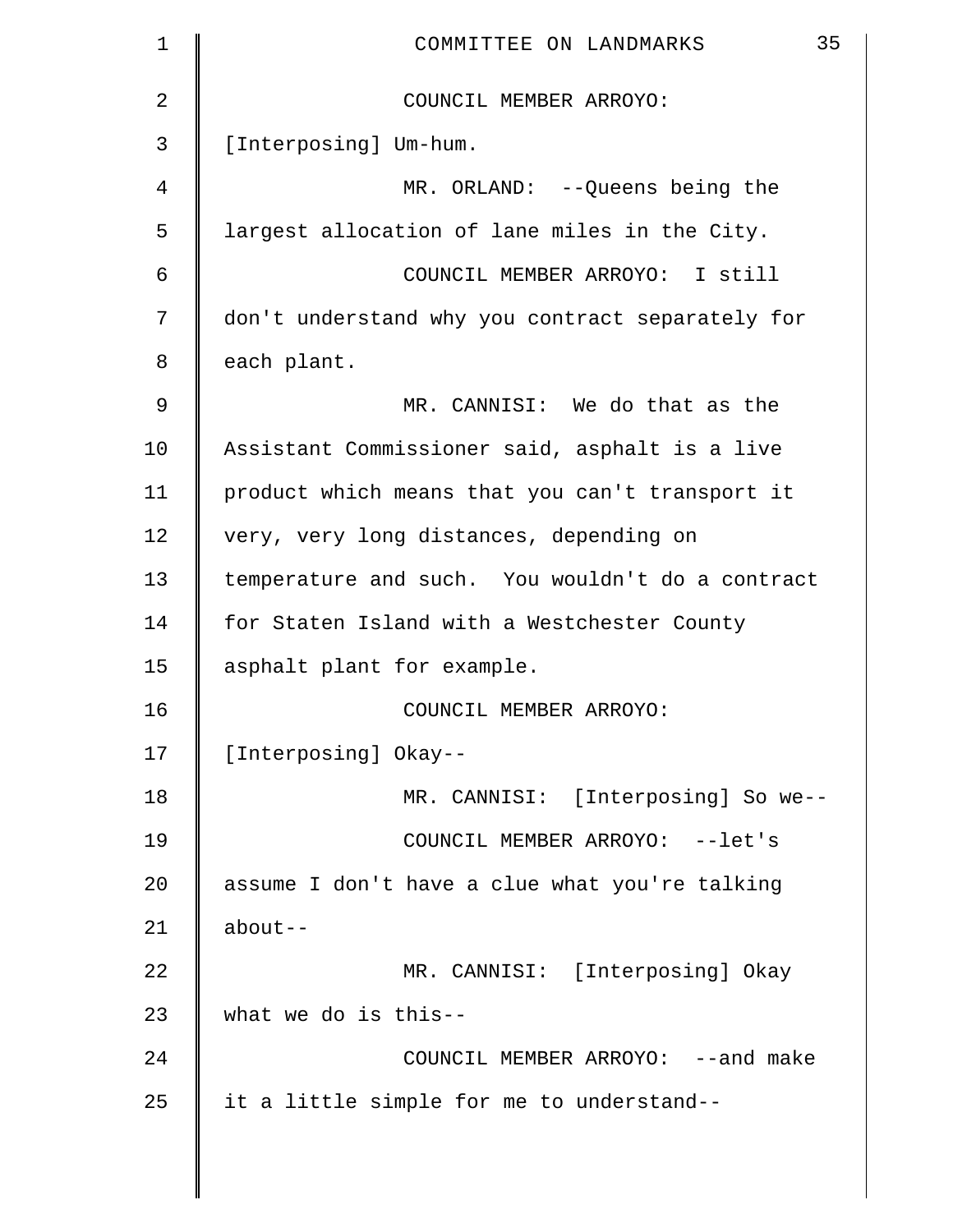COUNCIL MEMBER ARROYO: [Interposing] Um-hum.

MR. ORLAND: --Queens being the largest allocation of lane miles in the City.

COUNCIL MEMBER ARROYO: I still don't understand why you contract separately for each plant.

MR. CANNISI: We do that as the Assistant Commissioner said, asphalt is a live product which means that you can't transport it very, very long distances, depending on temperature and such. You wouldn't do a contract for Staten Island with a Westchester County asphalt plant for example.

COUNCIL MEMBER ARROYO: [Interposing] Okay--

MR. CANNISI: [Interposing] So we--

COUNCIL MEMBER ARROYO: --let's assume I don't have a clue what you're talking about--

MR. CANNISI: [Interposing] Okay what we do is this--

COUNCIL MEMBER ARROYO: --and make it a little simple for me to understand--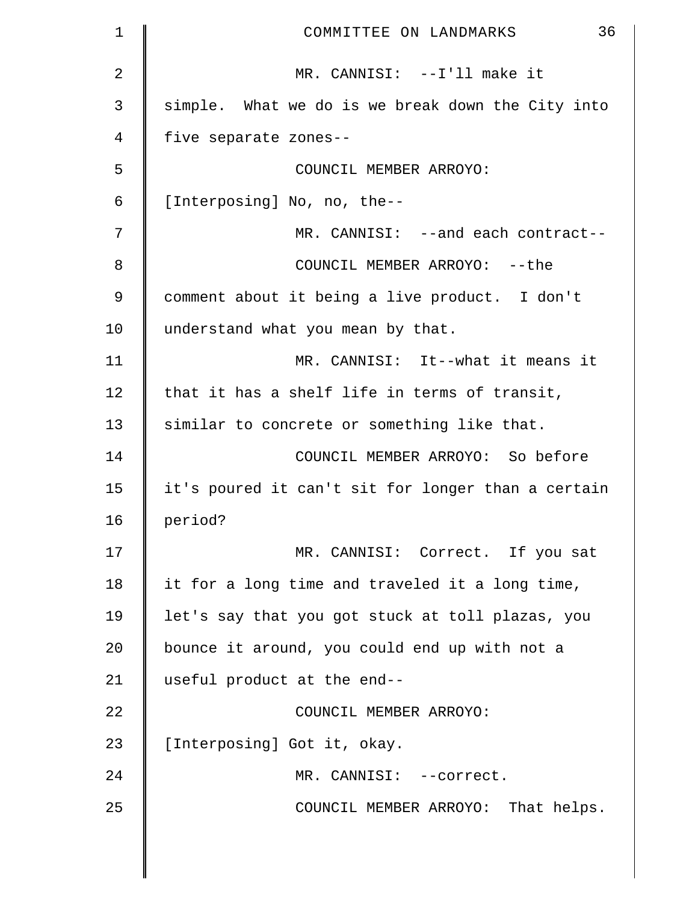MR. CANNISI: --I'll make it simple. What we do is we break down the City into five separate zones--

COUNCIL MEMBER ARROYO: [Interposing] No, no, the--

MR. CANNISI: --and each contract--

COUNCIL MEMBER ARROYO: --the comment about it being a live product. I don't understand what you mean by that.

MR. CANNISI: It--what it means it that it has a shelf life in terms of transit, similar to concrete or something like that.

COUNCIL MEMBER ARROYO: So before it's poured it can't sit for longer than a certain period?

MR. CANNISI: Correct. If you sat it for a long time and traveled it a long time, let's say that you got stuck at toll plazas, you bounce it around, you could end up with not a useful product at the end--

COUNCIL MEMBER ARROYO: [Interposing] Got it, okay.

MR. CANNISI: --correct.

COUNCIL MEMBER ARROYO: That helps.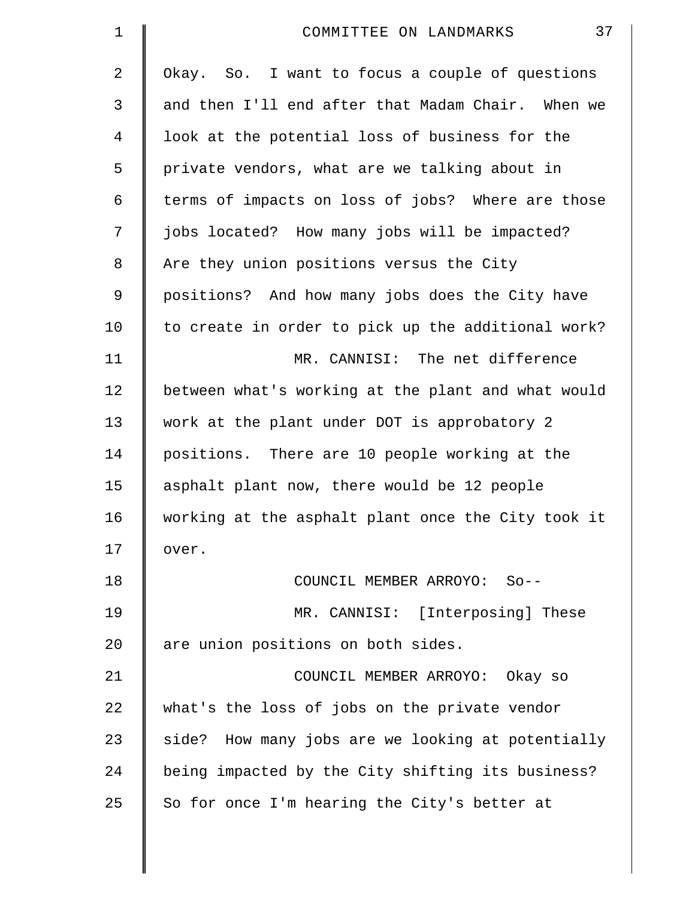Okay. So. I want to focus a couple of questions and then I'll end after that Madam Chair. When we look at the potential loss of business for the private vendors, what are we talking about in terms of impacts on loss of jobs? Where are those jobs located? How many jobs will be impacted? Are they union positions versus the City positions? And how many jobs does the City have to create in order to pick up the additional work?

MR. CANNISI: The net difference between what's working at the plant and what would work at the plant under DOT is approbatory 2 positions. There are 10 people working at the asphalt plant now, there would be 12 people working at the asphalt plant once the City took it over.

COUNCIL MEMBER ARROYO: So--

MR. CANNISI: [Interposing] These are union positions on both sides.

COUNCIL MEMBER ARROYO: Okay so what's the loss of jobs on the private vendor side? How many jobs are we looking at potentially being impacted by the City shifting its business? So for once I'm hearing the City's better at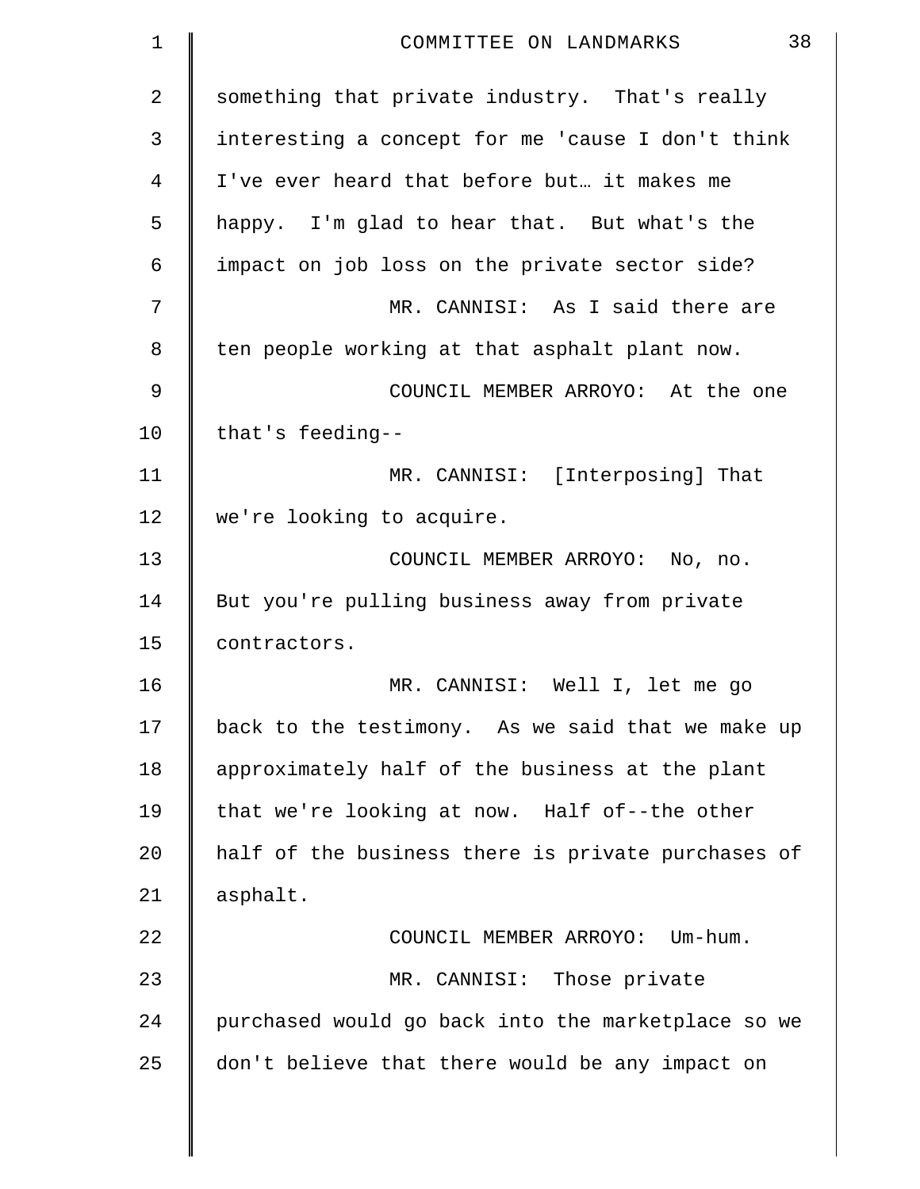something that private industry. That's really interesting a concept for me 'cause I don't think I've ever heard that before but… it makes me happy. I'm glad to hear that. But what's the impact on job loss on the private sector side?

MR. CANNISI: As I said there are ten people working at that asphalt plant now.

COUNCIL MEMBER ARROYO: At the one that's feeding--

MR. CANNISI: [Interposing] That we're looking to acquire.

COUNCIL MEMBER ARROYO: No, no. But you're pulling business away from private contractors.

MR. CANNISI: Well I, let me go back to the testimony. As we said that we make up approximately half of the business at the plant that we're looking at now. Half of--the other half of the business there is private purchases of asphalt.

COUNCIL MEMBER ARROYO: Um-hum.

MR. CANNISI: Those private purchased would go back into the marketplace so we don't believe that there would be any impact on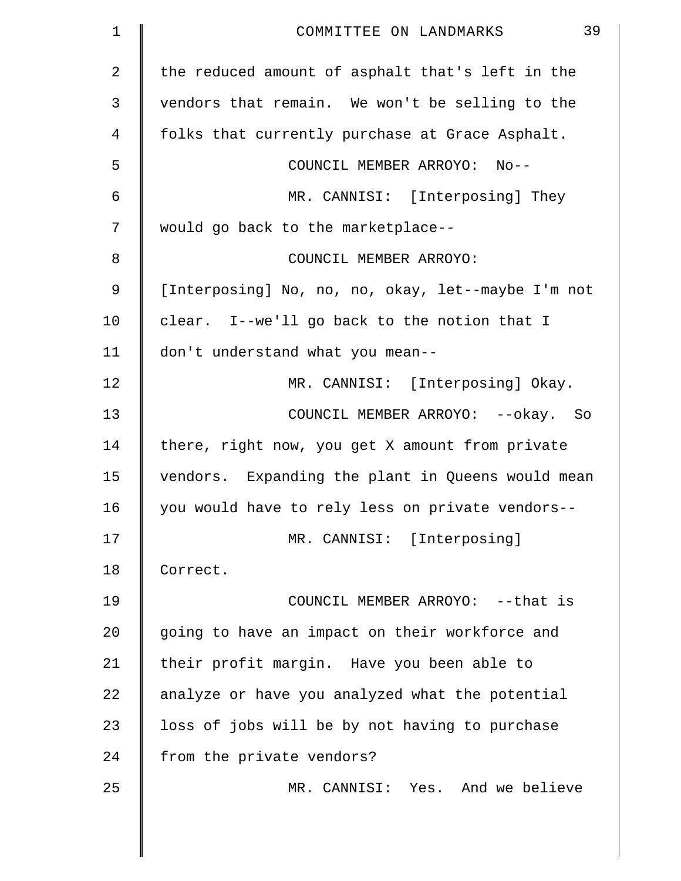the reduced amount of asphalt that's left in the vendors that remain. We won't be selling to the folks that currently purchase at Grace Asphalt.

COUNCIL MEMBER ARROYO: No--

MR. CANNISI: [Interposing] They would go back to the marketplace--

COUNCIL MEMBER ARROYO: [Interposing] No, no, no, okay, let--maybe I'm not clear. I--we'll go back to the notion that I don't understand what you mean--

MR. CANNISI: [Interposing] Okay.

COUNCIL MEMBER ARROYO: --okay. So there, right now, you get X amount from private vendors. Expanding the plant in Queens would mean you would have to rely less on private vendors--

MR. CANNISI: [Interposing] Correct.

COUNCIL MEMBER ARROYO: --that is going to have an impact on their workforce and their profit margin. Have you been able to analyze or have you analyzed what the potential loss of jobs will be by not having to purchase from the private vendors?

MR. CANNISI: Yes. And we believe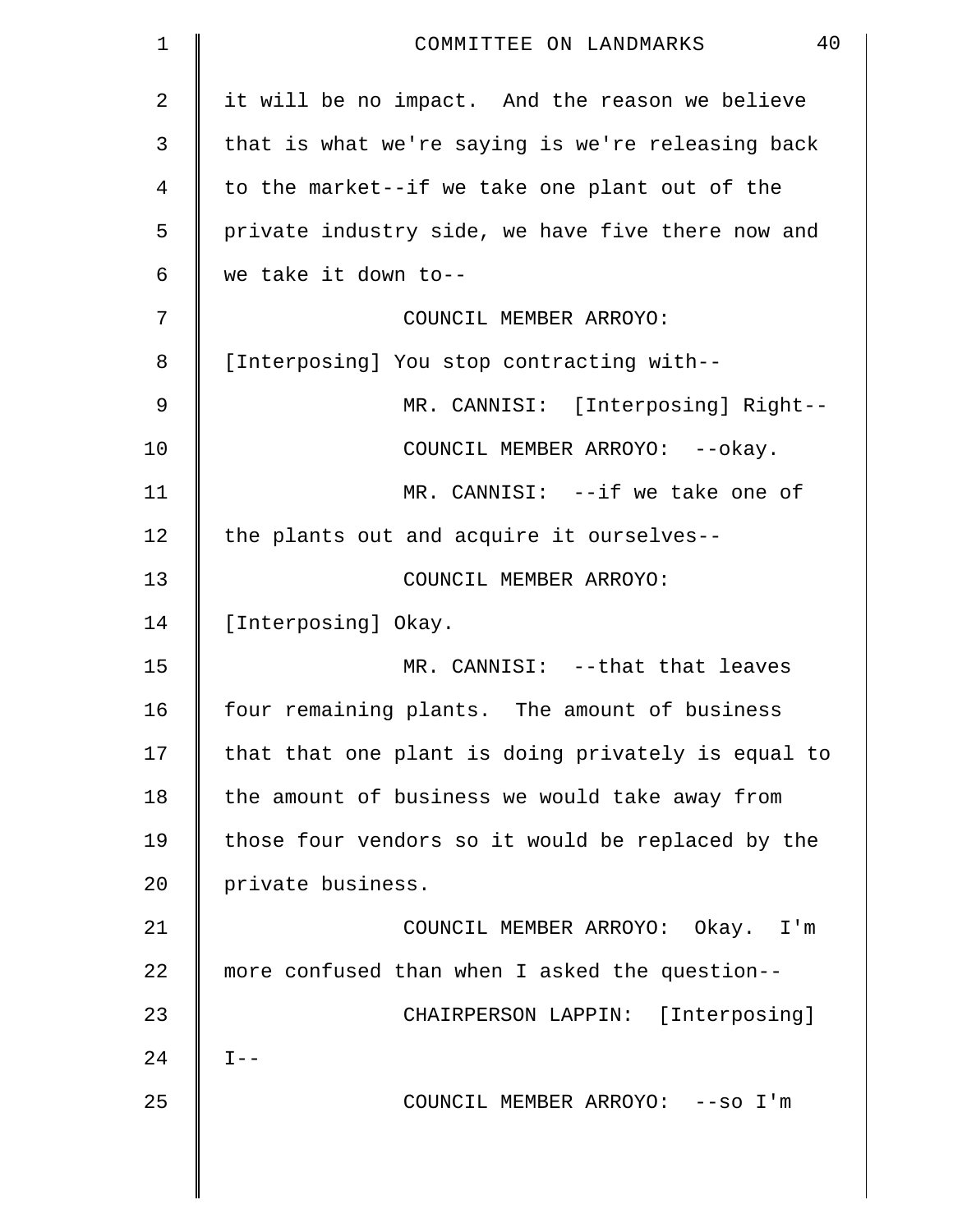it will be no impact. And the reason we believe that is what we're saying is we're releasing back to the market--if we take one plant out of the private industry side, we have five there now and we take it down to--

COUNCIL MEMBER ARROYO: [Interposing] You stop contracting with--

MR. CANNISI: [Interposing] Right--

COUNCIL MEMBER ARROYO: --okay.

MR. CANNISI: --if we take one of the plants out and acquire it ourselves--

COUNCIL MEMBER ARROYO: [Interposing] Okay.

MR. CANNISI: --that that leaves four remaining plants. The amount of business that that one plant is doing privately is equal to the amount of business we would take away from those four vendors so it would be replaced by the private business.

COUNCIL MEMBER ARROYO: Okay. I'm more confused than when I asked the question--

CHAIRPERSON LAPPIN: [Interposing] I--

COUNCIL MEMBER ARROYO: --so I'm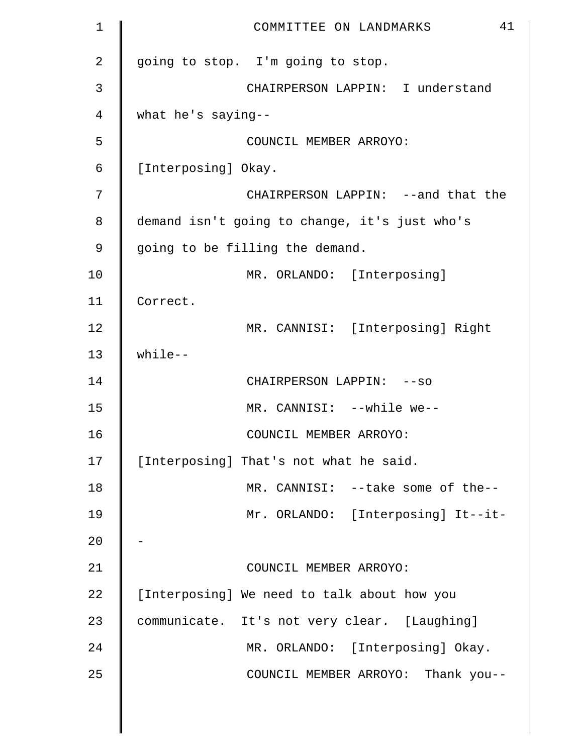going to stop. I'm going to stop.

CHAIRPERSON LAPPIN: I understand what he's saying--

COUNCIL MEMBER ARROYO: [Interposing] Okay.

CHAIRPERSON LAPPIN: --and that the demand isn't going to change, it's just who's going to be filling the demand.

MR. ORLANDO: [Interposing] Correct.

MR. CANNISI: [Interposing] Right while--

CHAIRPERSON LAPPIN: --so

MR. CANNISI: --while we--

COUNCIL MEMBER ARROYO: [Interposing] That's not what he said.

MR. CANNISI: --take some of the--

Mr. ORLANDO: [Interposing] It--it--

COUNCIL MEMBER ARROYO: [Interposing] We need to talk about how you communicate. It's not very clear. [Laughing]

MR. ORLANDO: [Interposing] Okay.

COUNCIL MEMBER ARROYO: Thank you--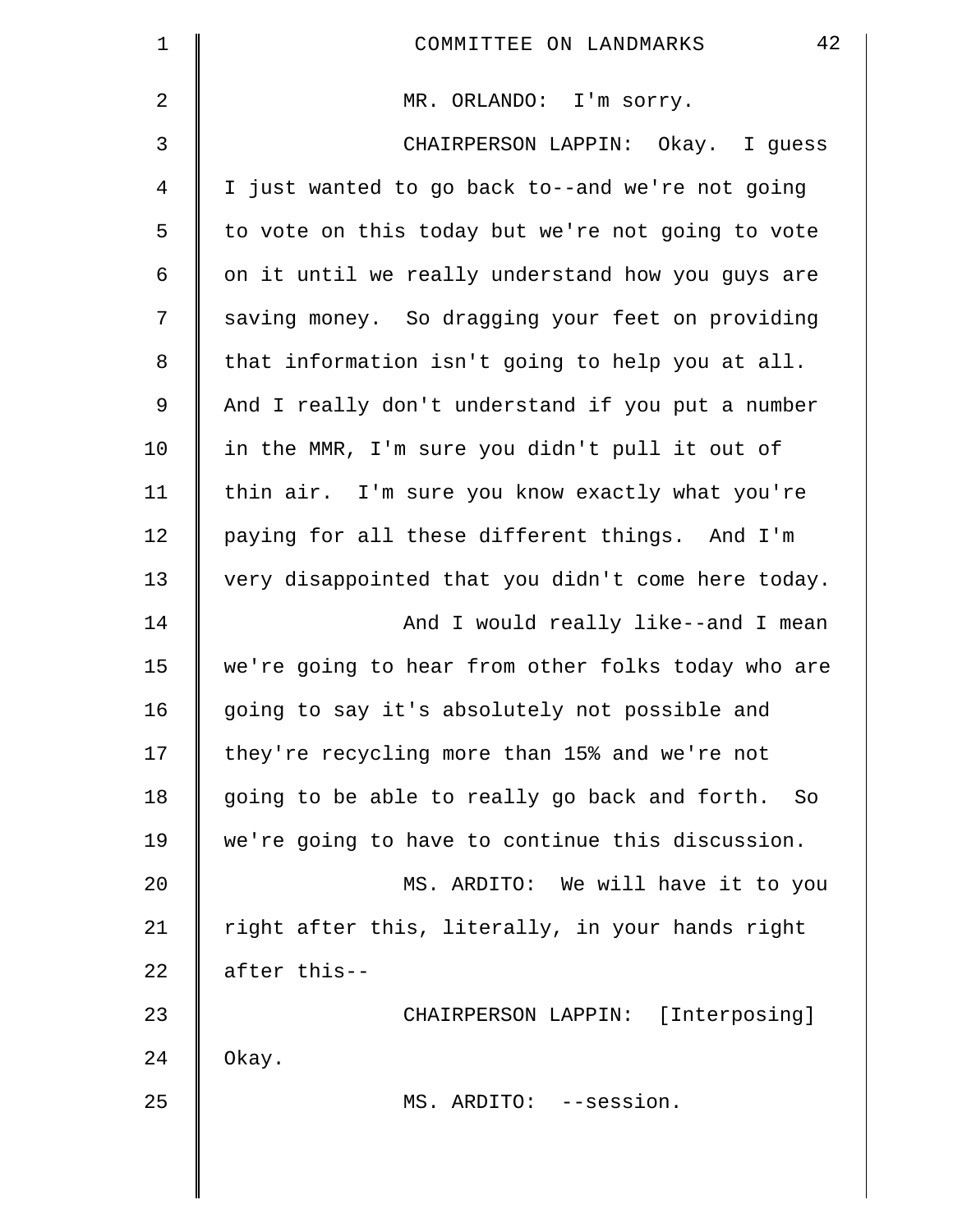MR. ORLANDO: I'm sorry.

CHAIRPERSON LAPPIN: Okay. I guess I just wanted to go back to--and we're not going to vote on this today but we're not going to vote on it until we really understand how you guys are saving money. So dragging your feet on providing that information isn't going to help you at all. And I really don't understand if you put a number in the MMR, I'm sure you didn't pull it out of thin air. I'm sure you know exactly what you're paying for all these different things. And I'm very disappointed that you didn't come here today.

And I would really like--and I mean we're going to hear from other folks today who are going to say it's absolutely not possible and they're recycling more than 15% and we're not going to be able to really go back and forth. So we're going to have to continue this discussion.

MS. ARDITO: We will have it to you right after this, literally, in your hands right after this--

CHAIRPERSON LAPPIN: [Interposing] Okay.

MS. ARDITO: --session.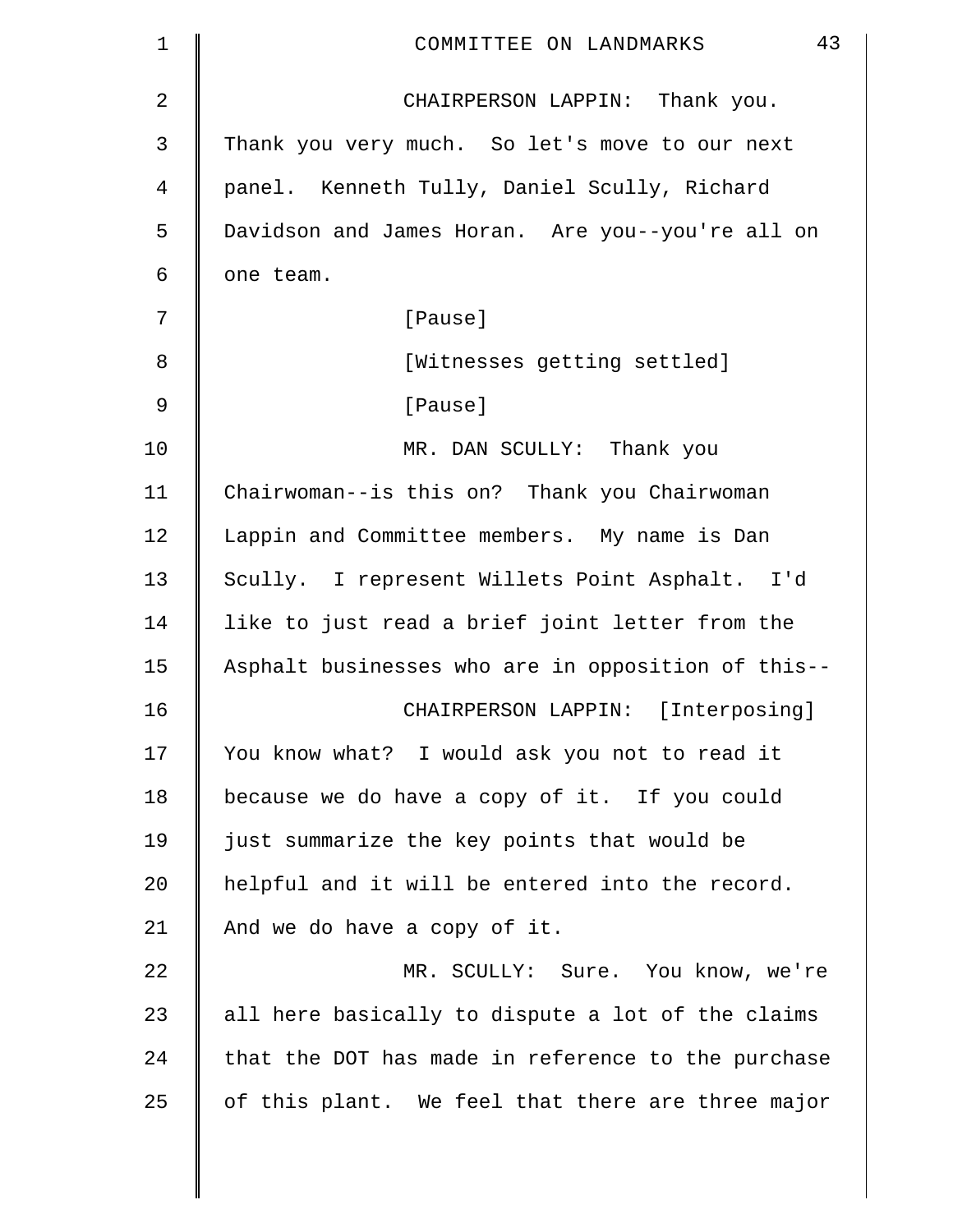CHAIRPERSON LAPPIN: Thank you. Thank you very much. So let's move to our next panel. Kenneth Tully, Daniel Scully, Richard Davidson and James Horan. Are you--you're all on one team.

[Pause]

[Witnesses getting settled]

[Pause]

MR. DAN SCULLY: Thank you Chairwoman--is this on? Thank you Chairwoman Lappin and Committee members. My name is Dan Scully. I represent Willets Point Asphalt. I'd like to just read a brief joint letter from the Asphalt businesses who are in opposition of this--

CHAIRPERSON LAPPIN: [Interposing] You know what? I would ask you not to read it because we do have a copy of it. If you could just summarize the key points that would be helpful and it will be entered into the record. And we do have a copy of it.

MR. SCULLY: Sure. You know, we're all here basically to dispute a lot of the claims that the DOT has made in reference to the purchase of this plant. We feel that there are three major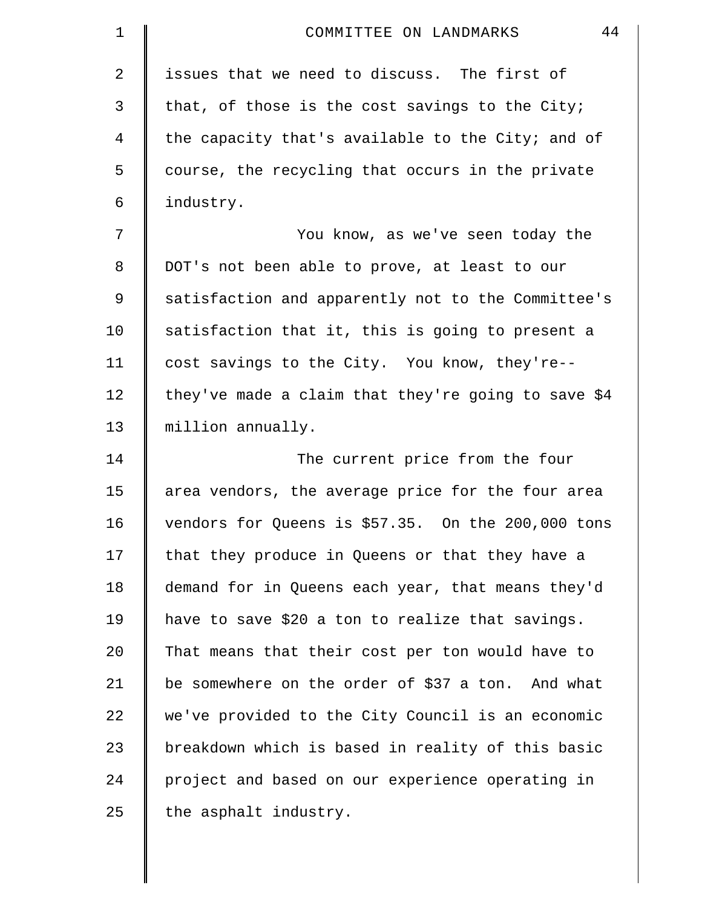issues that we need to discuss. The first of that, of those is the cost savings to the City; the capacity that's available to the City; and of course, the recycling that occurs in the private industry.

You know, as we've seen today the DOT's not been able to prove, at least to our satisfaction and apparently not to the Committee's satisfaction that it, this is going to present a cost savings to the City. You know, they're-- they've made a claim that they're going to save $4 million annually.

The current price from the four area vendors, the average price for the four area vendors for Queens is $57.35. On the 200,000 tons that they produce in Queens or that they have a demand for in Queens each year, that means they'd have to save $20 a ton to realize that savings. That means that their cost per ton would have to be somewhere on the order of $37 a ton. And what we've provided to the City Council is an economic breakdown which is based in reality of this basic project and based on our experience operating in the asphalt industry.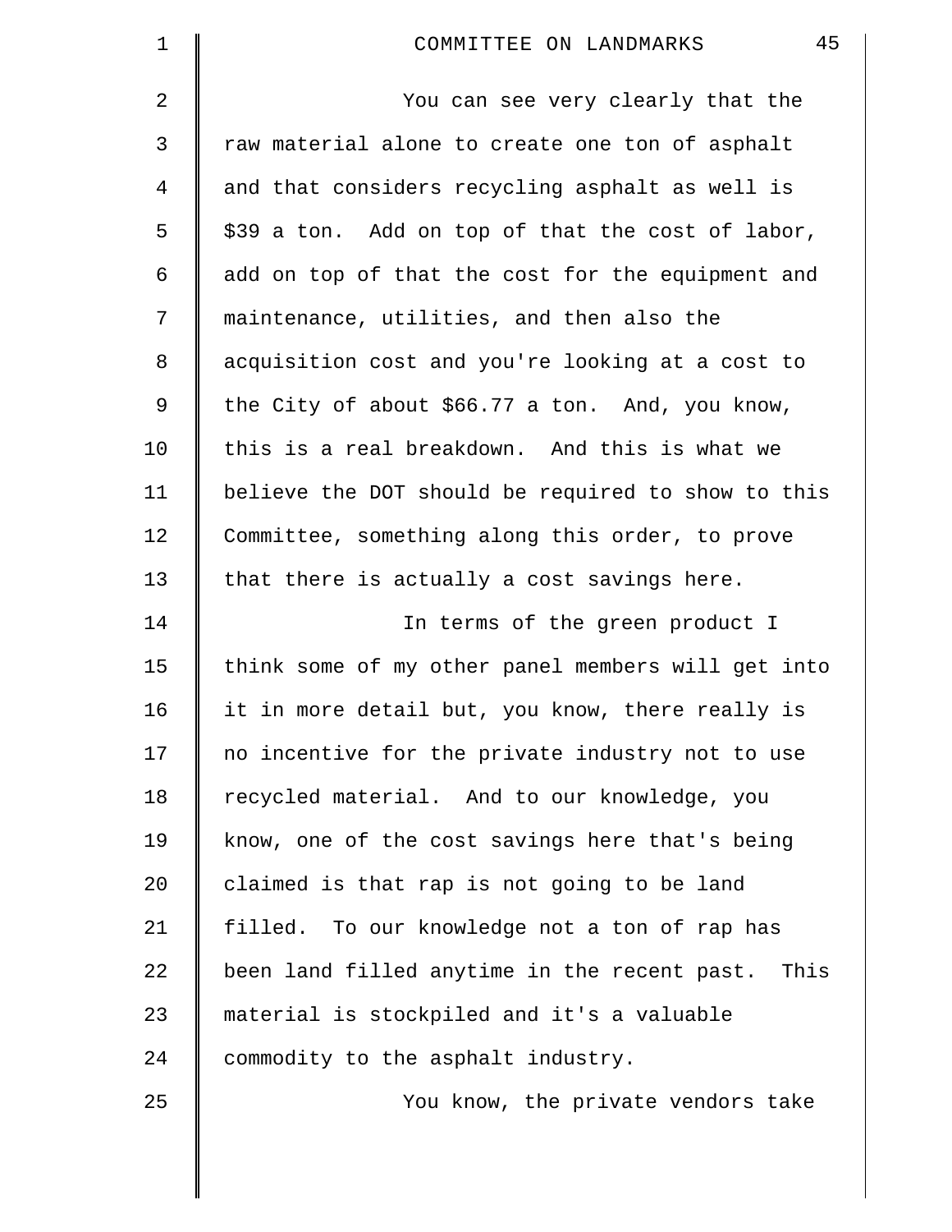You can see very clearly that the raw material alone to create one ton of asphalt and that considers recycling asphalt as well is $39 a ton. Add on top of that the cost of labor, add on top of that the cost for the equipment and maintenance, utilities, and then also the acquisition cost and you're looking at a cost to the City of about $66.77 a ton. And, you know, this is a real breakdown. And this is what we believe the DOT should be required to show to this Committee, something along this order, to prove that there is actually a cost savings here.

In terms of the green product I think some of my other panel members will get into it in more detail but, you know, there really is no incentive for the private industry not to use recycled material. And to our knowledge, you know, one of the cost savings here that's being claimed is that rap is not going to be land filled. To our knowledge not a ton of rap has been land filled anytime in the recent past. This material is stockpiled and it's a valuable commodity to the asphalt industry.

You know, the private vendors take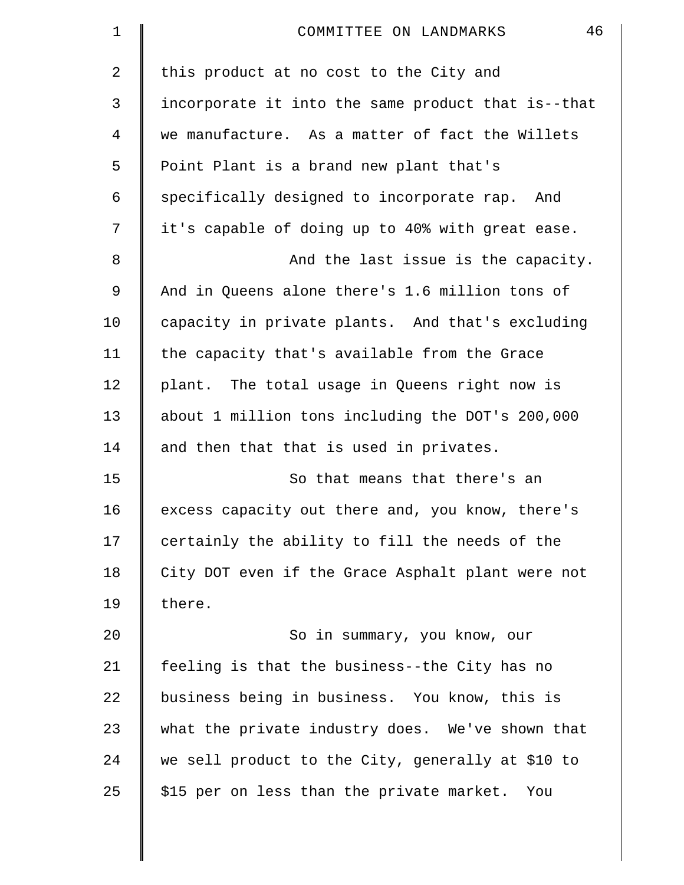this product at no cost to the City and incorporate it into the same product that is--that we manufacture. As a matter of fact the Willets Point Plant is a brand new plant that's specifically designed to incorporate rap. And it's capable of doing up to 40% with great ease.

And the last issue is the capacity. And in Queens alone there's 1.6 million tons of capacity in private plants. And that's excluding the capacity that's available from the Grace plant. The total usage in Queens right now is about 1 million tons including the DOT's 200,000 and then that that is used in privates.

So that means that there's an excess capacity out there and, you know, there's certainly the ability to fill the needs of the City DOT even if the Grace Asphalt plant were not there.

So in summary, you know, our feeling is that the business--the City has no business being in business. You know, this is what the private industry does. We've shown that we sell product to the City, generally at $10 to $15 per on less than the private market. You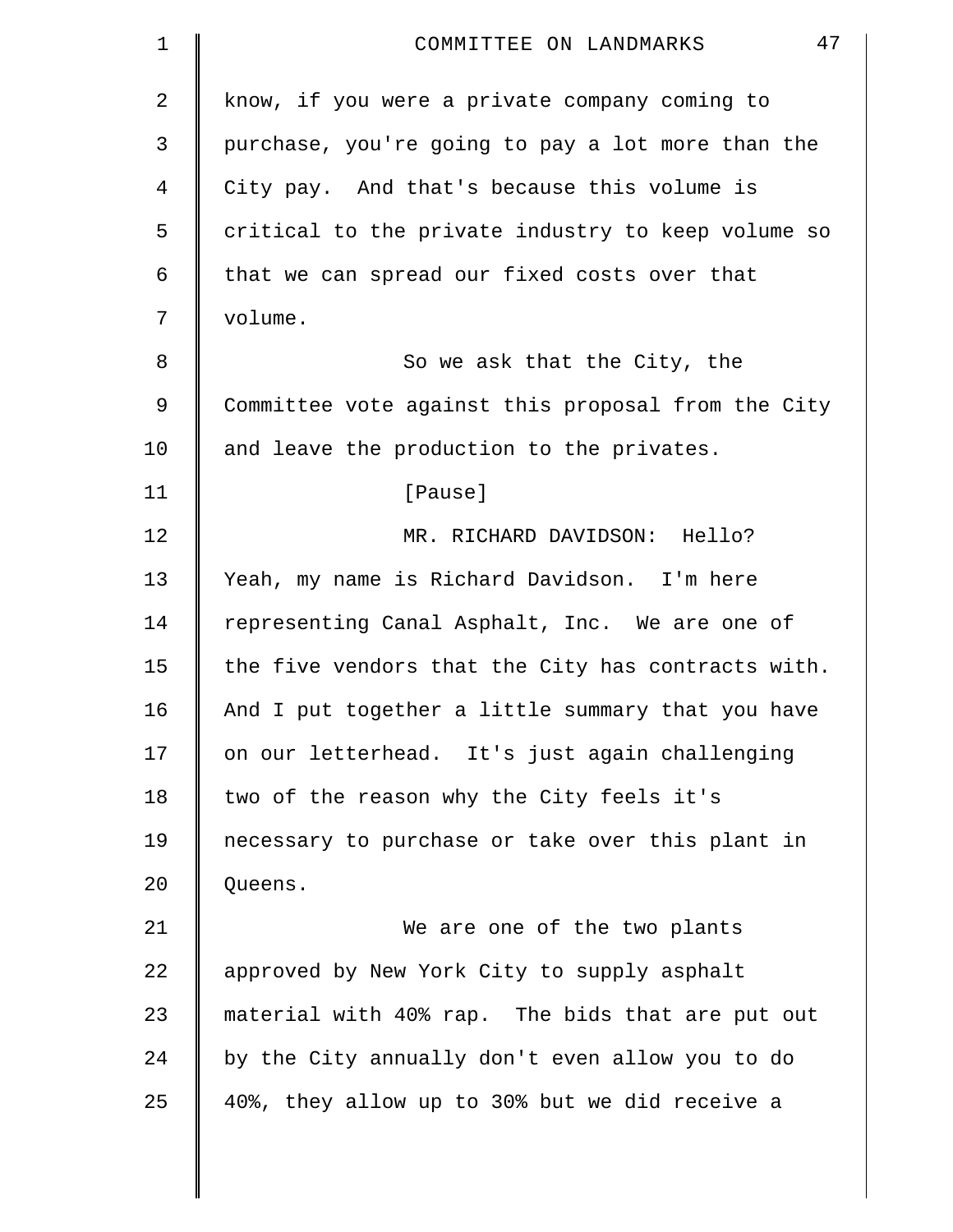know, if you were a private company coming to purchase, you're going to pay a lot more than the City pay. And that's because this volume is critical to the private industry to keep volume so that we can spread our fixed costs over that volume.

So we ask that the City, the Committee vote against this proposal from the City and leave the production to the privates.

[Pause]

MR. RICHARD DAVIDSON: Hello? Yeah, my name is Richard Davidson. I'm here representing Canal Asphalt, Inc. We are one of the five vendors that the City has contracts with. And I put together a little summary that you have on our letterhead. It's just again challenging two of the reason why the City feels it's necessary to purchase or take over this plant in Queens.

We are one of the two plants approved by New York City to supply asphalt material with 40% rap. The bids that are put out by the City annually don't even allow you to do 40%, they allow up to 30% but we did receive a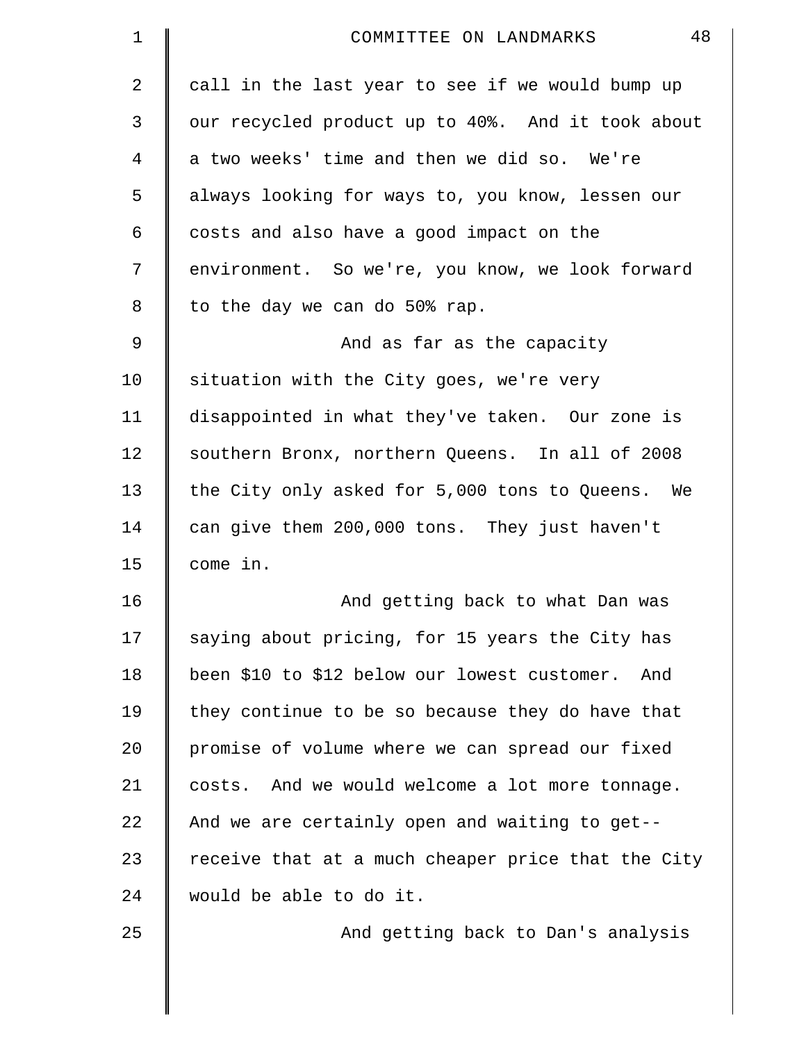call in the last year to see if we would bump up our recycled product up to 40%. And it took about a two weeks' time and then we did so. We're always looking for ways to, you know, lessen our costs and also have a good impact on the environment. So we're, you know, we look forward to the day we can do 50% rap.

And as far as the capacity situation with the City goes, we're very disappointed in what they've taken. Our zone is southern Bronx, northern Queens. In all of 2008 the City only asked for 5,000 tons to Queens. We can give them 200,000 tons. They just haven't come in.

And getting back to what Dan was saying about pricing, for 15 years the City has been $10 to $12 below our lowest customer. And they continue to be so because they do have that promise of volume where we can spread our fixed costs. And we would welcome a lot more tonnage. And we are certainly open and waiting to get-- receive that at a much cheaper price that the City would be able to do it.

And getting back to Dan's analysis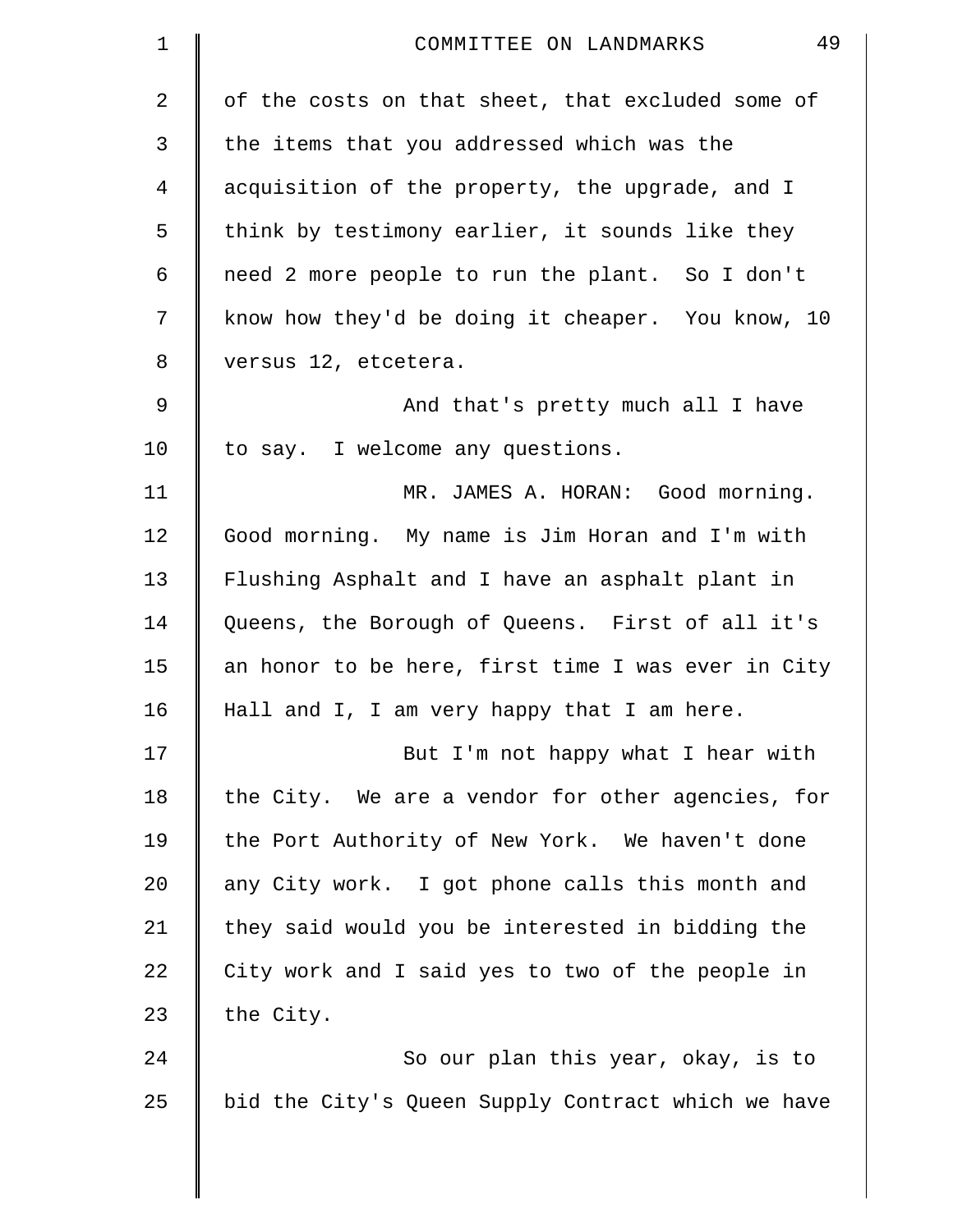of the costs on that sheet, that excluded some of the items that you addressed which was the acquisition of the property, the upgrade, and I think by testimony earlier, it sounds like they need 2 more people to run the plant. So I don't know how they'd be doing it cheaper. You know, 10 versus 12, etcetera.

And that's pretty much all I have to say. I welcome any questions.

MR. JAMES A. HORAN: Good morning. Good morning. My name is Jim Horan and I'm with Flushing Asphalt and I have an asphalt plant in Queens, the Borough of Queens. First of all it's an honor to be here, first time I was ever in City Hall and I, I am very happy that I am here.

But I'm not happy what I hear with the City. We are a vendor for other agencies, for the Port Authority of New York. We haven't done any City work. I got phone calls this month and they said would you be interested in bidding the City work and I said yes to two of the people in the City.

So our plan this year, okay, is to bid the City's Queen Supply Contract which we have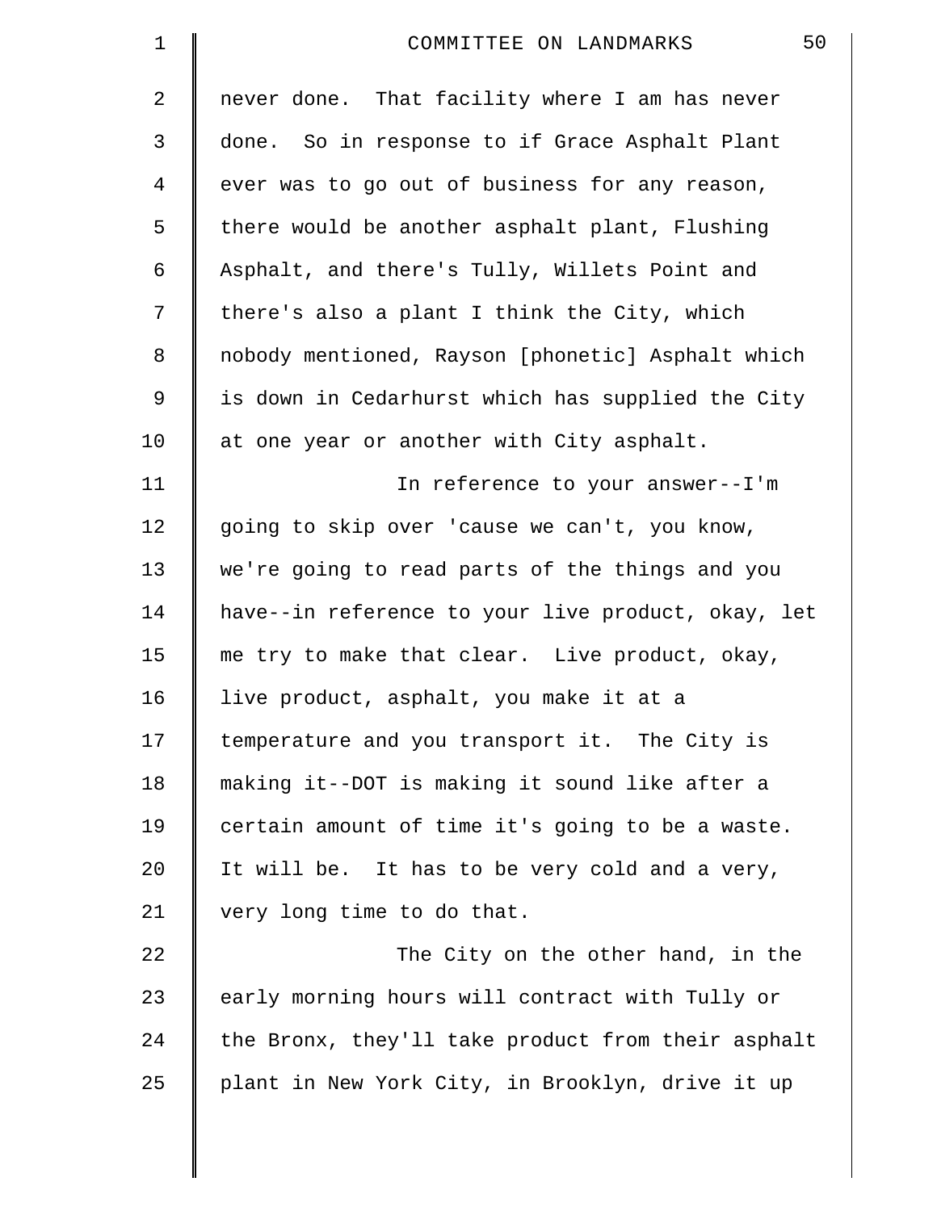never done. That facility where I am has never done. So in response to if Grace Asphalt Plant ever was to go out of business for any reason, there would be another asphalt plant, Flushing Asphalt, and there's Tully, Willets Point and there's also a plant I think the City, which nobody mentioned, Rayson [phonetic] Asphalt which is down in Cedarhurst which has supplied the City at one year or another with City asphalt.

In reference to your answer--I'm going to skip over 'cause we can't, you know, we're going to read parts of the things and you have--in reference to your live product, okay, let me try to make that clear. Live product, okay, live product, asphalt, you make it at a temperature and you transport it. The City is making it--DOT is making it sound like after a certain amount of time it's going to be a waste. It will be. It has to be very cold and a very, very long time to do that.

The City on the other hand, in the early morning hours will contract with Tully or the Bronx, they'll take product from their asphalt plant in New York City, in Brooklyn, drive it up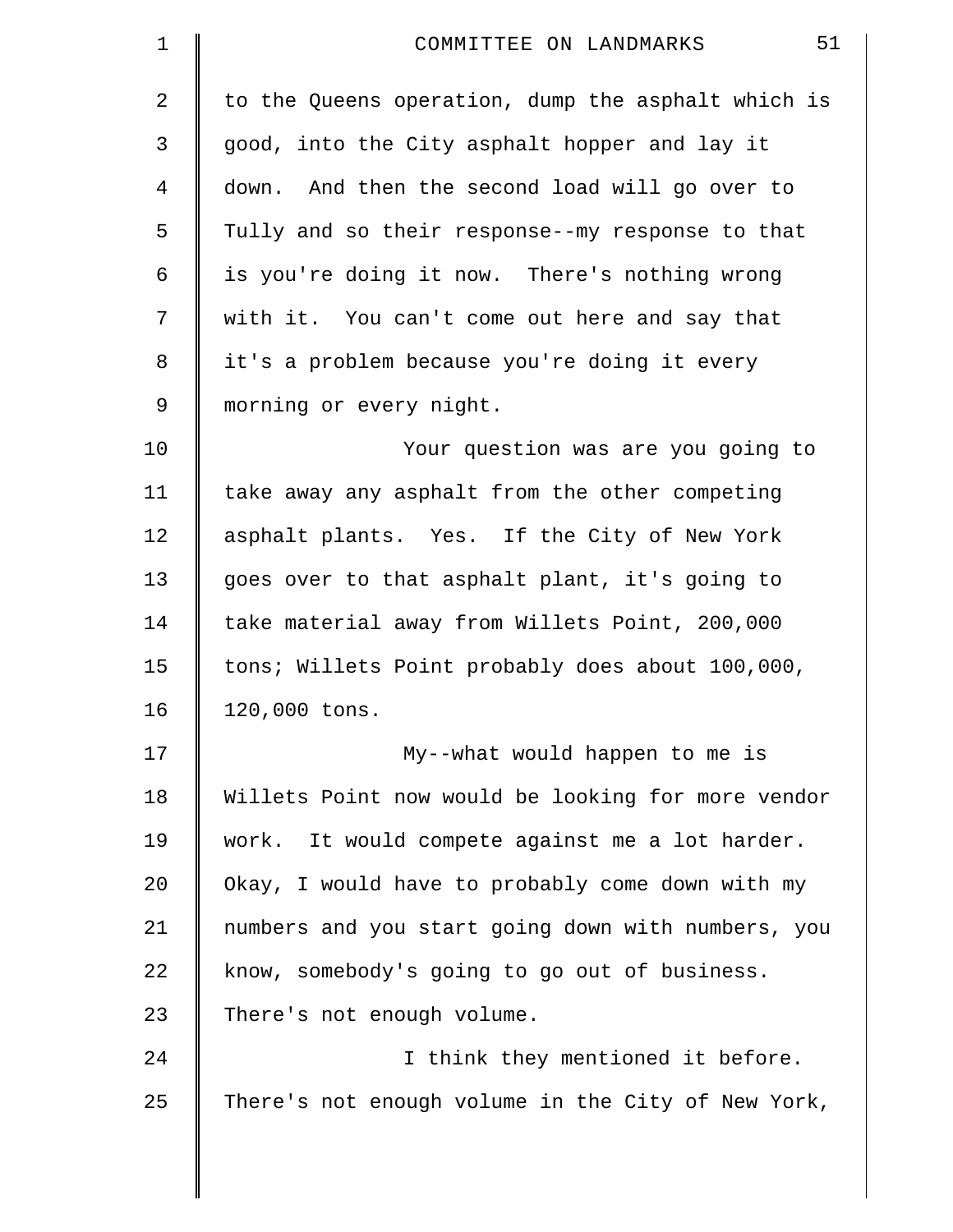to the Queens operation, dump the asphalt which is good, into the City asphalt hopper and lay it down. And then the second load will go over to Tully and so their response--my response to that is you're doing it now. There's nothing wrong with it. You can't come out here and say that it's a problem because you're doing it every morning or every night.

Your question was are you going to take away any asphalt from the other competing asphalt plants. Yes. If the City of New York goes over to that asphalt plant, it's going to take material away from Willets Point, 200,000 tons; Willets Point probably does about 100,000, 120,000 tons.

My--what would happen to me is Willets Point now would be looking for more vendor work. It would compete against me a lot harder. Okay, I would have to probably come down with my numbers and you start going down with numbers, you know, somebody's going to go out of business. There's not enough volume.

I think they mentioned it before. There's not enough volume in the City of New York,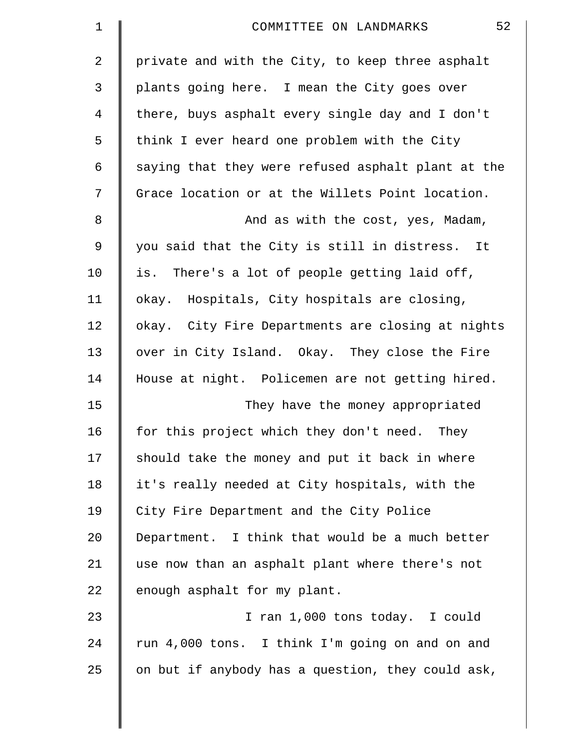private and with the City, to keep three asphalt plants going here. I mean the City goes over there, buys asphalt every single day and I don't think I ever heard one problem with the City saying that they were refused asphalt plant at the Grace location or at the Willets Point location.

And as with the cost, yes, Madam, you said that the City is still in distress. It is. There's a lot of people getting laid off, okay. Hospitals, City hospitals are closing, okay. City Fire Departments are closing at nights over in City Island. Okay. They close the Fire House at night. Policemen are not getting hired.

They have the money appropriated for this project which they don't need. They should take the money and put it back in where it's really needed at City hospitals, with the City Fire Department and the City Police Department. I think that would be a much better use now than an asphalt plant where there's not enough asphalt for my plant.

I ran 1,000 tons today. I could run 4,000 tons. I think I'm going on and on and on but if anybody has a question, they could ask,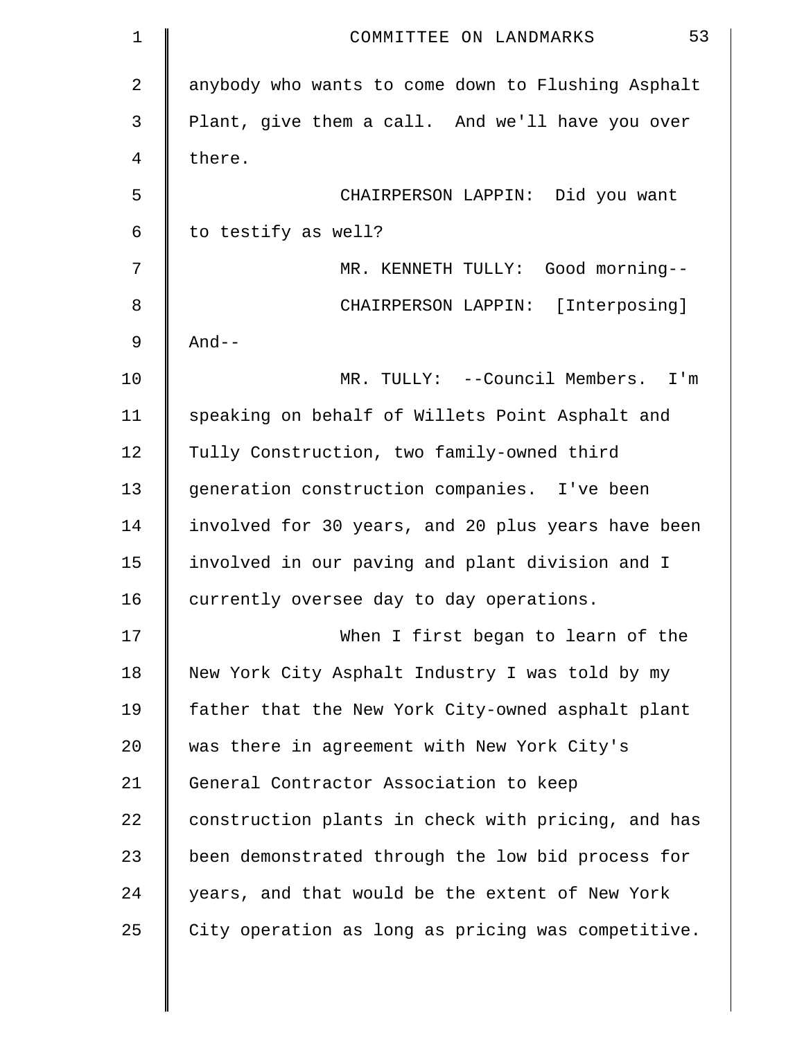anybody who wants to come down to Flushing Asphalt Plant, give them a call. And we'll have you over there.

CHAIRPERSON LAPPIN: Did you want to testify as well?

MR. KENNETH TULLY: Good morning--

CHAIRPERSON LAPPIN: [Interposing] And--

MR. TULLY: --Council Members. I'm speaking on behalf of Willets Point Asphalt and Tully Construction, two family-owned third generation construction companies. I've been involved for 30 years, and 20 plus years have been involved in our paving and plant division and I currently oversee day to day operations.

When I first began to learn of the New York City Asphalt Industry I was told by my father that the New York City-owned asphalt plant was there in agreement with New York City's General Contractor Association to keep construction plants in check with pricing, and has been demonstrated through the low bid process for years, and that would be the extent of New York City operation as long as pricing was competitive.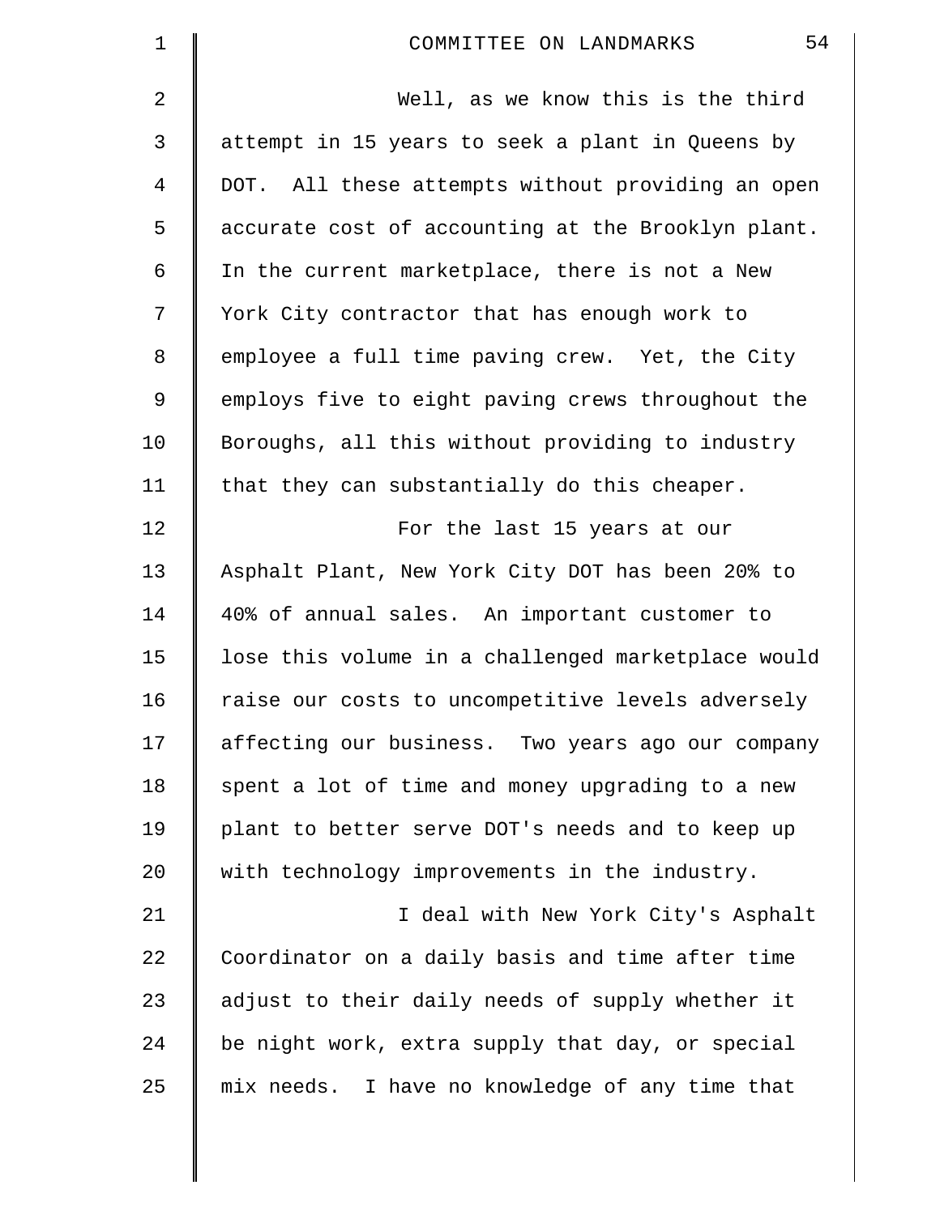Well, as we know this is the third attempt in 15 years to seek a plant in Queens by DOT. All these attempts without providing an open accurate cost of accounting at the Brooklyn plant. In the current marketplace, there is not a New York City contractor that has enough work to employee a full time paving crew. Yet, the City employs five to eight paving crews throughout the Boroughs, all this without providing to industry that they can substantially do this cheaper.

For the last 15 years at our Asphalt Plant, New York City DOT has been 20% to 40% of annual sales. An important customer to lose this volume in a challenged marketplace would raise our costs to uncompetitive levels adversely affecting our business. Two years ago our company spent a lot of time and money upgrading to a new plant to better serve DOT's needs and to keep up with technology improvements in the industry.

I deal with New York City's Asphalt Coordinator on a daily basis and time after time adjust to their daily needs of supply whether it be night work, extra supply that day, or special mix needs. I have no knowledge of any time that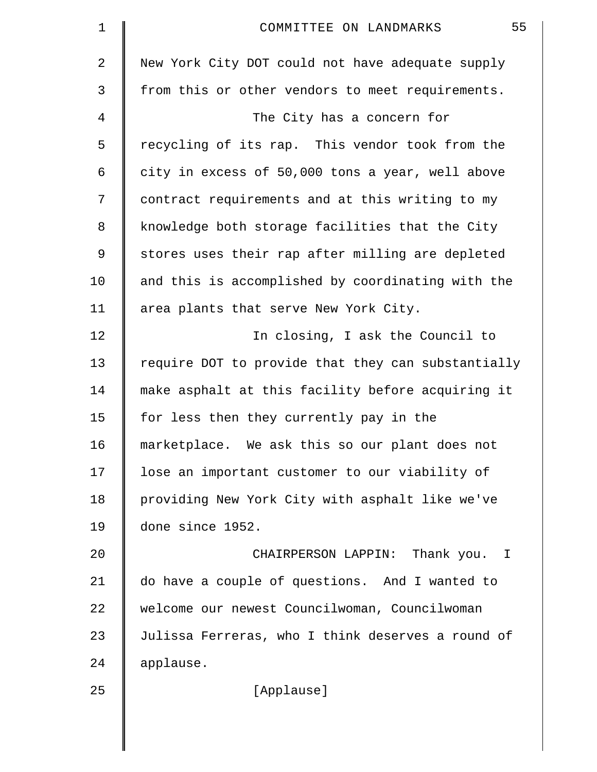New York City DOT could not have adequate supply from this or other vendors to meet requirements.

The City has a concern for recycling of its rap. This vendor took from the city in excess of 50,000 tons a year, well above contract requirements and at this writing to my knowledge both storage facilities that the City stores uses their rap after milling are depleted and this is accomplished by coordinating with the area plants that serve New York City.

In closing, I ask the Council to require DOT to provide that they can substantially make asphalt at this facility before acquiring it for less then they currently pay in the marketplace. We ask this so our plant does not lose an important customer to our viability of providing New York City with asphalt like we've done since 1952.

CHAIRPERSON LAPPIN: Thank you. I do have a couple of questions. And I wanted to welcome our newest Councilwoman, Councilwoman Julissa Ferreras, who I think deserves a round of applause.

[Applause]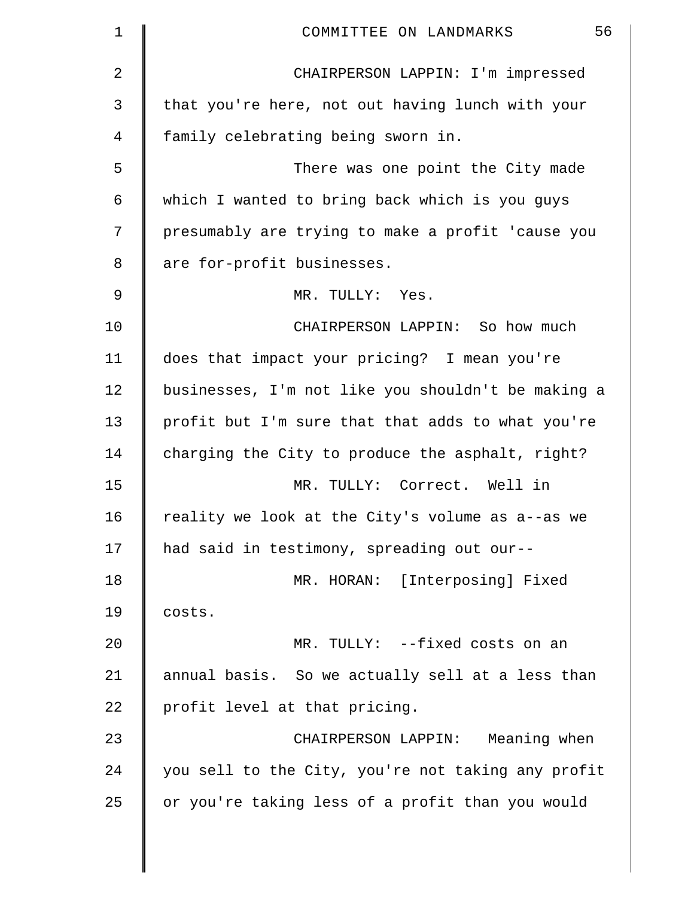CHAIRPERSON LAPPIN: I'm impressed that you're here, not out having lunch with your family celebrating being sworn in.

There was one point the City made which I wanted to bring back which is you guys presumably are trying to make a profit 'cause you are for-profit businesses.

MR. TULLY: Yes.

CHAIRPERSON LAPPIN: So how much does that impact your pricing? I mean you're businesses, I'm not like you shouldn't be making a profit but I'm sure that that adds to what you're charging the City to produce the asphalt, right?

MR. TULLY: Correct. Well in reality we look at the City's volume as a--as we had said in testimony, spreading out our--

MR. HORAN: [Interposing] Fixed costs.

MR. TULLY: --fixed costs on an annual basis. So we actually sell at a less than profit level at that pricing.

CHAIRPERSON LAPPIN: Meaning when you sell to the City, you're not taking any profit or you're taking less of a profit than you would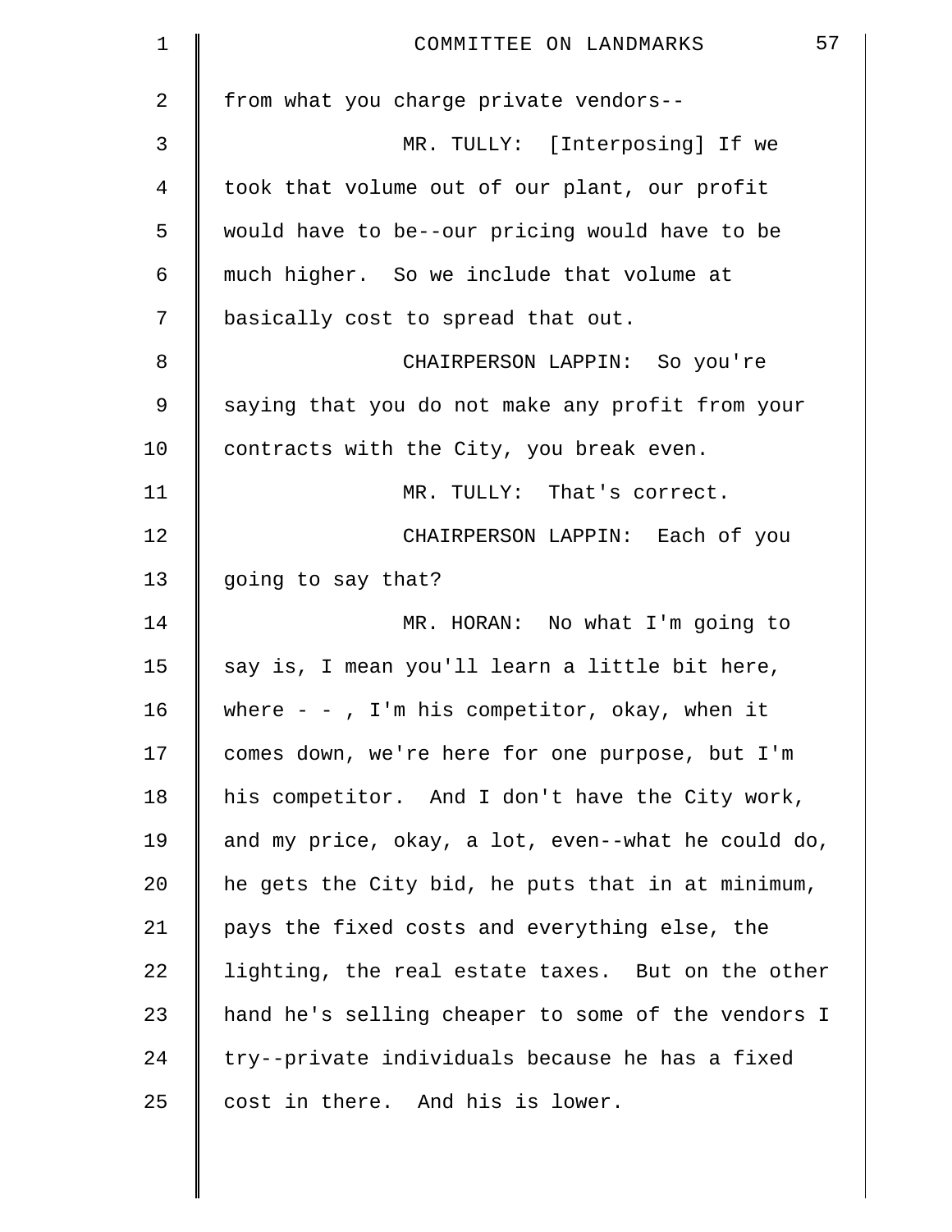from what you charge private vendors--

MR. TULLY: [Interposing] If we took that volume out of our plant, our profit would have to be--our pricing would have to be much higher. So we include that volume at basically cost to spread that out.

CHAIRPERSON LAPPIN: So you're saying that you do not make any profit from your contracts with the City, you break even.

MR. TULLY: That's correct.

CHAIRPERSON LAPPIN: Each of you going to say that?

MR. HORAN: No what I'm going to say is, I mean you'll learn a little bit here, where - - , I'm his competitor, okay, when it comes down, we're here for one purpose, but I'm his competitor. And I don't have the City work, and my price, okay, a lot, even--what he could do, he gets the City bid, he puts that in at minimum, pays the fixed costs and everything else, the lighting, the real estate taxes. But on the other hand he's selling cheaper to some of the vendors I try--private individuals because he has a fixed cost in there. And his is lower.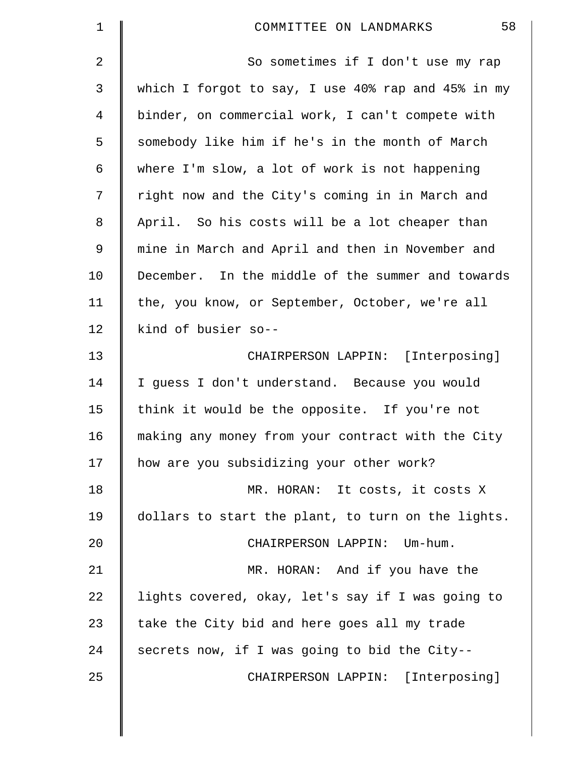So sometimes if I don't use my rap which I forgot to say, I use 40% rap and 45% in my binder, on commercial work, I can't compete with somebody like him if he's in the month of March where I'm slow, a lot of work is not happening right now and the City's coming in in March and April. So his costs will be a lot cheaper than mine in March and April and then in November and December. In the middle of the summer and towards the, you know, or September, October, we're all kind of busier so--

CHAIRPERSON LAPPIN: [Interposing] I guess I don't understand. Because you would think it would be the opposite. If you're not making any money from your contract with the City how are you subsidizing your other work?

MR. HORAN: It costs, it costs X dollars to start the plant, to turn on the lights.

CHAIRPERSON LAPPIN: Um-hum.

MR. HORAN: And if you have the lights covered, okay, let's say if I was going to take the City bid and here goes all my trade secrets now, if I was going to bid the City--

CHAIRPERSON LAPPIN: [Interposing]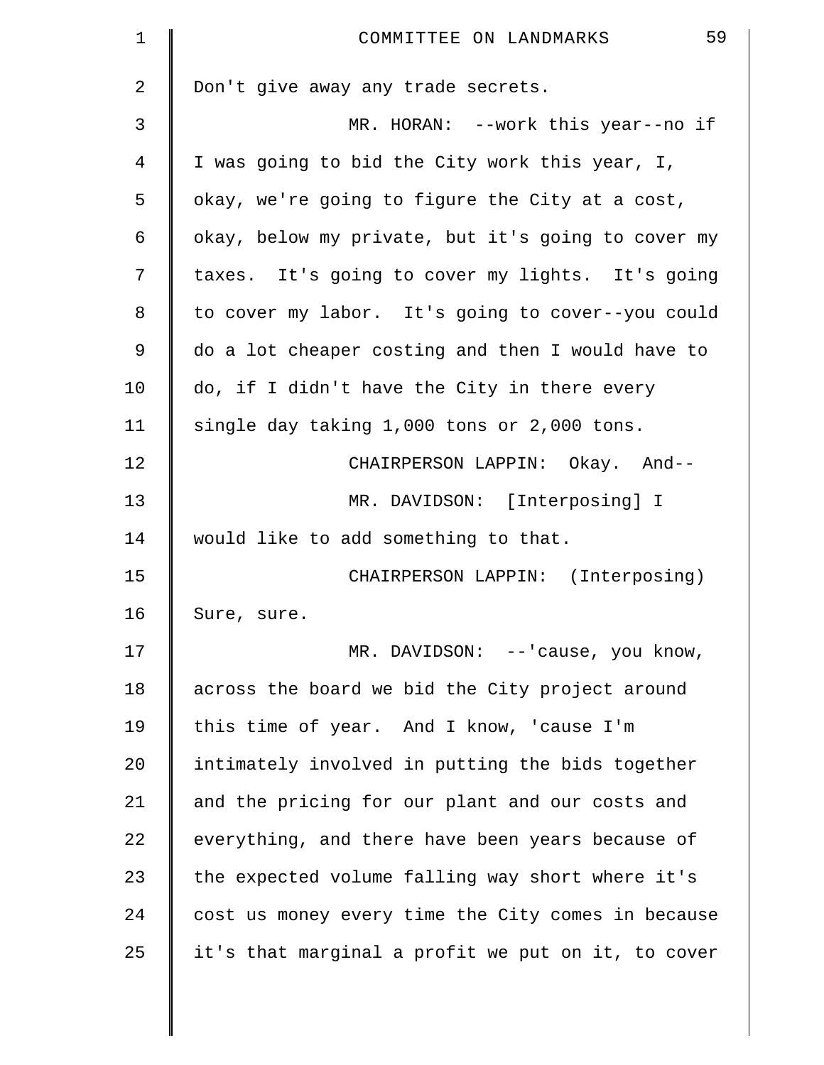Don't give away any trade secrets.

MR. HORAN: --work this year--no if I was going to bid the City work this year, I, okay, we're going to figure the City at a cost, okay, below my private, but it's going to cover my taxes. It's going to cover my lights. It's going to cover my labor. It's going to cover--you could do a lot cheaper costing and then I would have to do, if I didn't have the City in there every single day taking 1,000 tons or 2,000 tons.

CHAIRPERSON LAPPIN: Okay. And--

MR. DAVIDSON: [Interposing] I would like to add something to that.

CHAIRPERSON LAPPIN: (Interposing) Sure, sure.

MR. DAVIDSON: --'cause, you know, across the board we bid the City project around this time of year. And I know, 'cause I'm intimately involved in putting the bids together and the pricing for our plant and our costs and everything, and there have been years because of the expected volume falling way short where it's cost us money every time the City comes in because it's that marginal a profit we put on it, to cover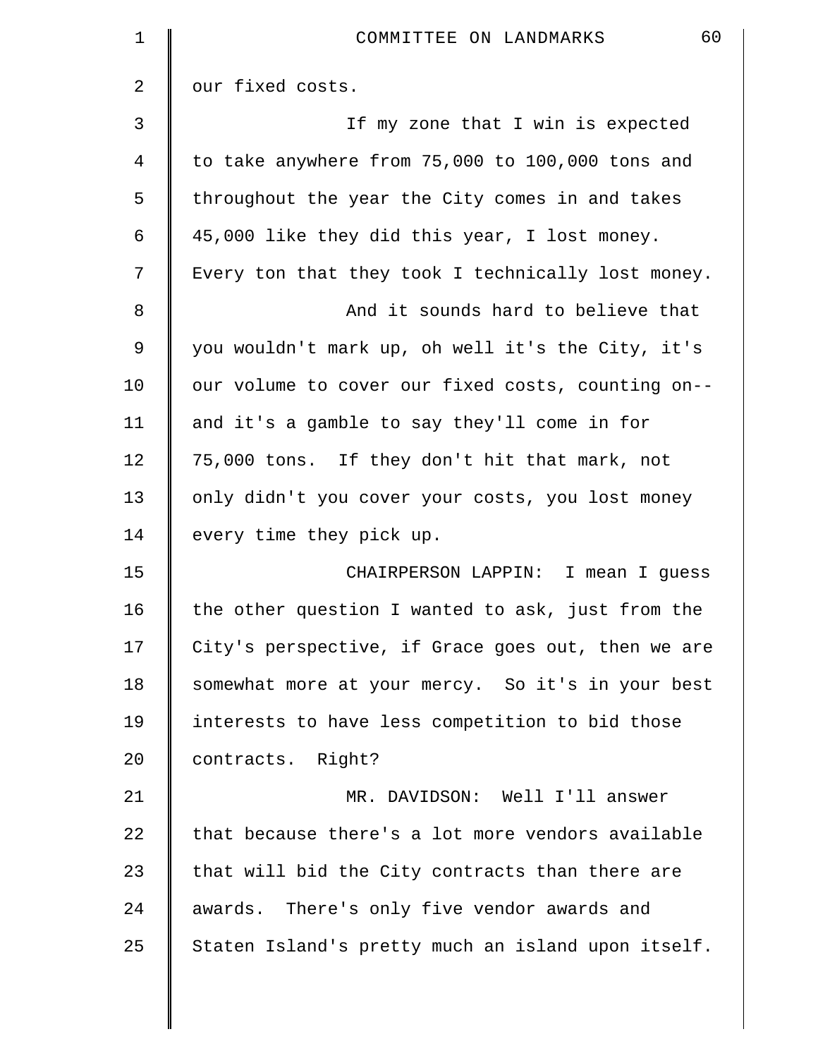our fixed costs.

If my zone that I win is expected to take anywhere from 75,000 to 100,000 tons and throughout the year the City comes in and takes 45,000 like they did this year, I lost money. Every ton that they took I technically lost money.

And it sounds hard to believe that you wouldn't mark up, oh well it's the City, it's our volume to cover our fixed costs, counting on-- and it's a gamble to say they'll come in for 75,000 tons. If they don't hit that mark, not only didn't you cover your costs, you lost money every time they pick up.

CHAIRPERSON LAPPIN: I mean I guess the other question I wanted to ask, just from the City's perspective, if Grace goes out, then we are somewhat more at your mercy. So it's in your best interests to have less competition to bid those contracts. Right?

MR. DAVIDSON: Well I'll answer that because there's a lot more vendors available that will bid the City contracts than there are awards. There's only five vendor awards and Staten Island's pretty much an island upon itself.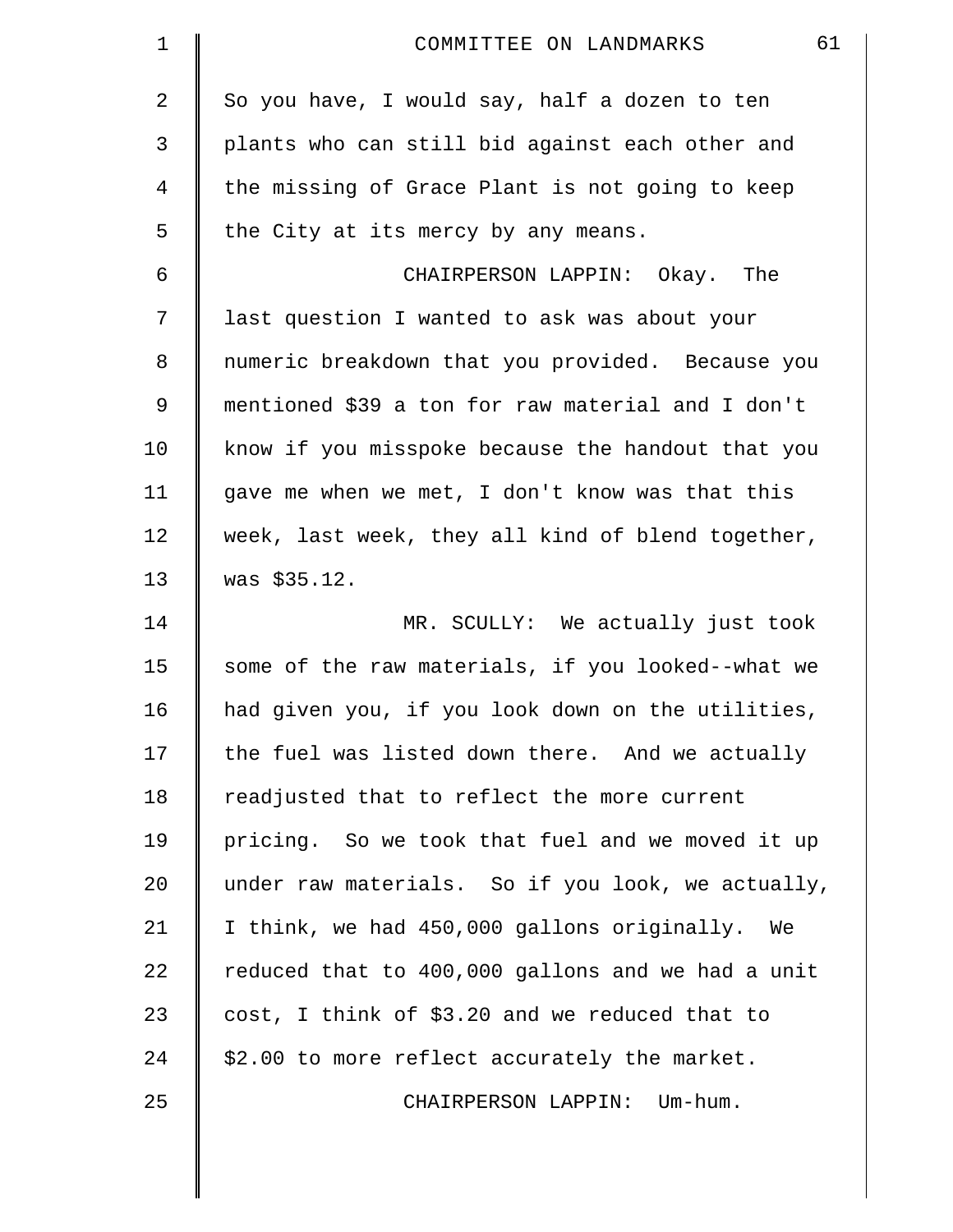So you have, I would say, half a dozen to ten plants who can still bid against each other and the missing of Grace Plant is not going to keep the City at its mercy by any means.

CHAIRPERSON LAPPIN: Okay. The last question I wanted to ask was about your numeric breakdown that you provided. Because you mentioned $39 a ton for raw material and I don't know if you misspoke because the handout that you gave me when we met, I don't know was that this week, last week, they all kind of blend together, was $35.12.

MR. SCULLY: We actually just took some of the raw materials, if you looked--what we had given you, if you look down on the utilities, the fuel was listed down there. And we actually readjusted that to reflect the more current pricing. So we took that fuel and we moved it up under raw materials. So if you look, we actually, I think, we had 450,000 gallons originally. We reduced that to 400,000 gallons and we had a unit cost, I think of $3.20 and we reduced that to $2.00 to more reflect accurately the market.

CHAIRPERSON LAPPIN: Um-hum.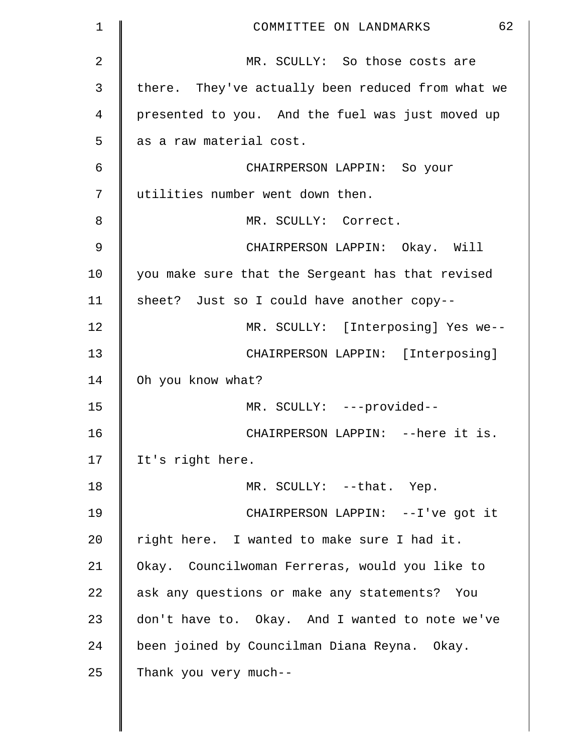MR. SCULLY: So those costs are there. They've actually been reduced from what we presented to you. And the fuel was just moved up as a raw material cost.

CHAIRPERSON LAPPIN: So your utilities number went down then.

MR. SCULLY: Correct.

CHAIRPERSON LAPPIN: Okay. Will you make sure that the Sergeant has that revised sheet? Just so I could have another copy--

MR. SCULLY: [Interposing] Yes we--

CHAIRPERSON LAPPIN: [Interposing] Oh you know what?

MR. SCULLY: ---provided--

CHAIRPERSON LAPPIN: --here it is. It's right here.

MR. SCULLY: --that. Yep.

CHAIRPERSON LAPPIN: --I've got it right here. I wanted to make sure I had it. Okay. Councilwoman Ferreras, would you like to ask any questions or make any statements? You don't have to. Okay. And I wanted to note we've been joined by Councilman Diana Reyna. Okay. Thank you very much--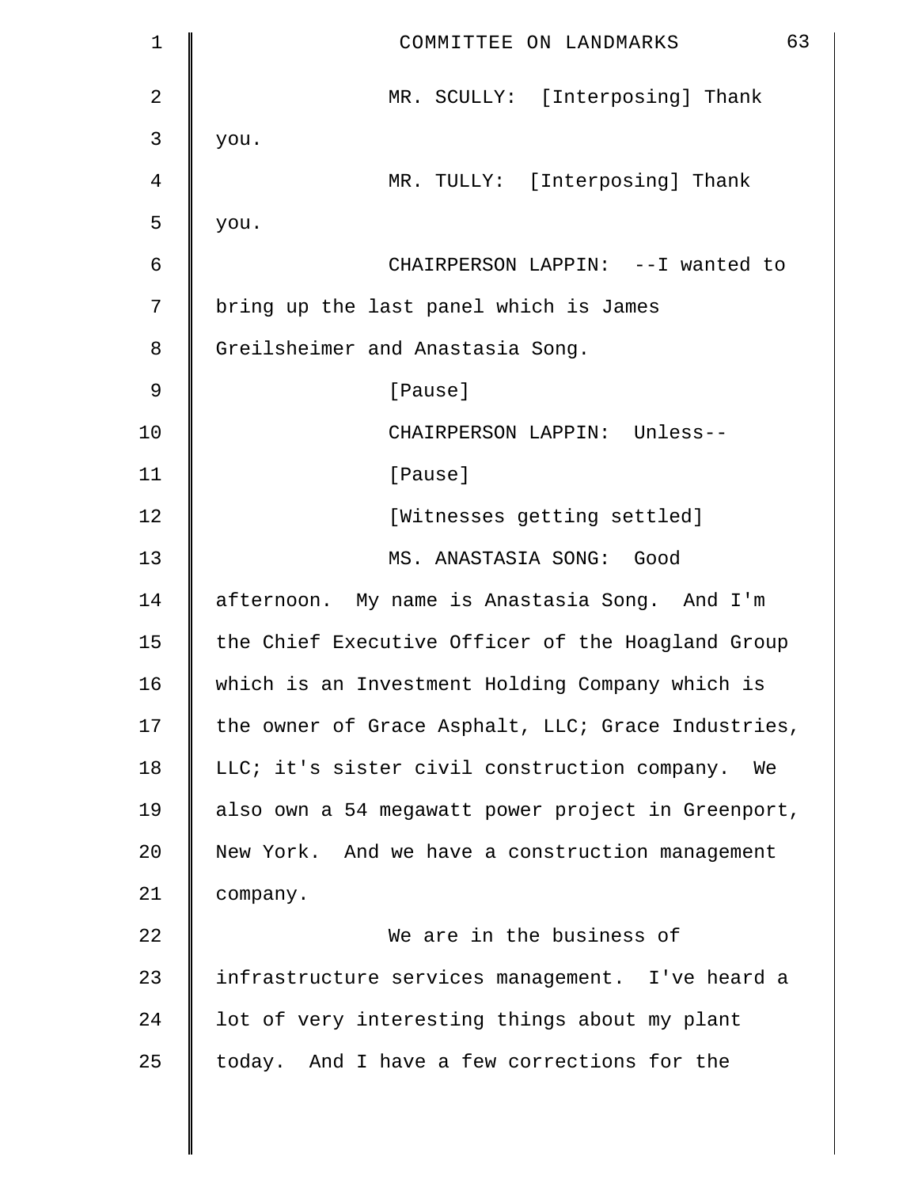MR. SCULLY: [Interposing] Thank you.

MR. TULLY: [Interposing] Thank you.

CHAIRPERSON LAPPIN: --I wanted to bring up the last panel which is James Greilsheimer and Anastasia Song.

[Pause]

CHAIRPERSON LAPPIN: Unless--

[Pause]

[Witnesses getting settled]

MS. ANASTASIA SONG: Good afternoon. My name is Anastasia Song. And I'm the Chief Executive Officer of the Hoagland Group which is an Investment Holding Company which is the owner of Grace Asphalt, LLC; Grace Industries, LLC; it's sister civil construction company. We also own a 54 megawatt power project in Greenport, New York. And we have a construction management company.

We are in the business of infrastructure services management. I've heard a lot of very interesting things about my plant today. And I have a few corrections for the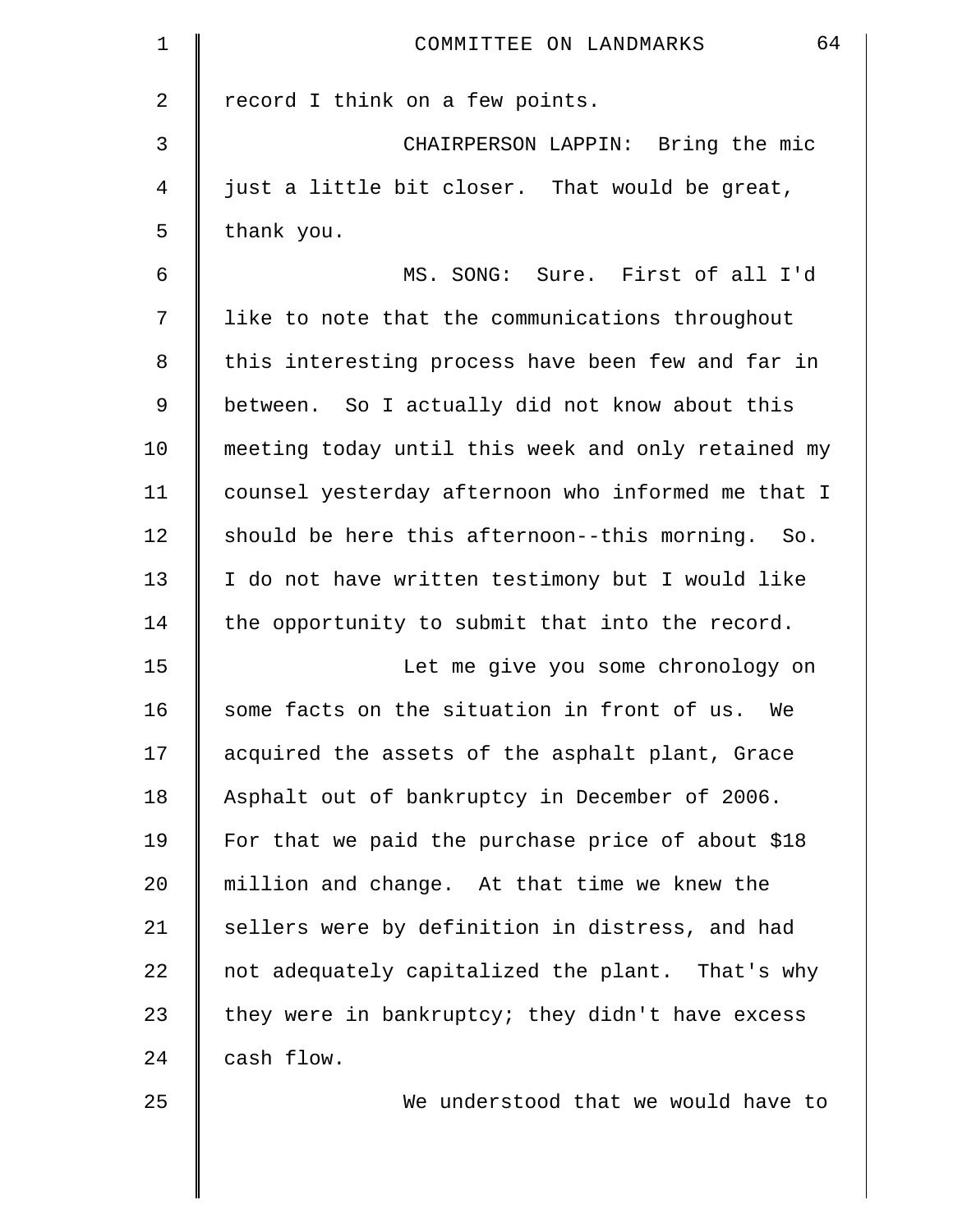record I think on a few points.

CHAIRPERSON LAPPIN: Bring the mic just a little bit closer. That would be great, thank you.

MS. SONG: Sure. First of all I'd like to note that the communications throughout this interesting process have been few and far in between. So I actually did not know about this meeting today until this week and only retained my counsel yesterday afternoon who informed me that I should be here this afternoon--this morning. So. I do not have written testimony but I would like the opportunity to submit that into the record.

Let me give you some chronology on some facts on the situation in front of us. We acquired the assets of the asphalt plant, Grace Asphalt out of bankruptcy in December of 2006. For that we paid the purchase price of about $18 million and change. At that time we knew the sellers were by definition in distress, and had not adequately capitalized the plant. That's why they were in bankruptcy; they didn't have excess cash flow.

We understood that we would have to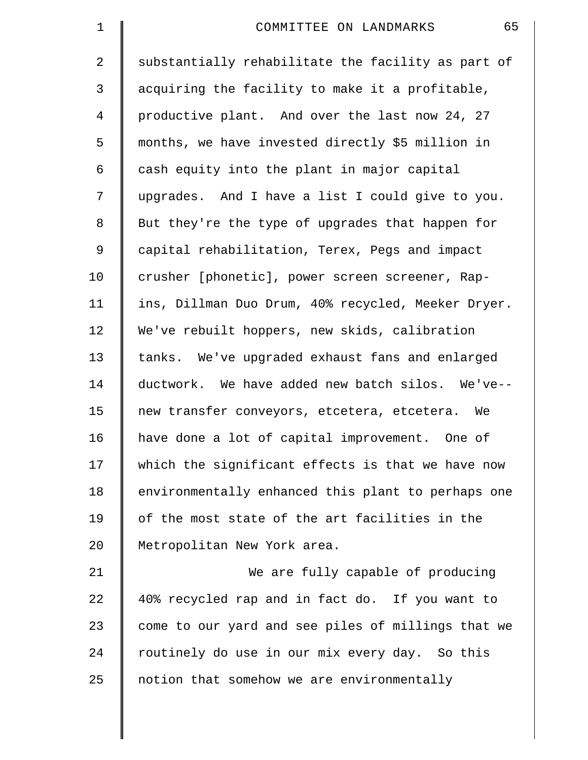substantially rehabilitate the facility as part of acquiring the facility to make it a profitable, productive plant. And over the last now 24, 27 months, we have invested directly $5 million in cash equity into the plant in major capital upgrades. And I have a list I could give to you. But they're the type of upgrades that happen for capital rehabilitation, Terex, Pegs and impact crusher [phonetic], power screen screener, Rap-ins, Dillman Duo Drum, 40% recycled, Meeker Dryer. We've rebuilt hoppers, new skids, calibration tanks. We've upgraded exhaust fans and enlarged ductwork. We have added new batch silos. We've--new transfer conveyors, etcetera, etcetera. We have done a lot of capital improvement. One of which the significant effects is that we have now environmentally enhanced this plant to perhaps one of the most state of the art facilities in the Metropolitan New York area.

We are fully capable of producing 40% recycled rap and in fact do. If you want to come to our yard and see piles of millings that we routinely do use in our mix every day. So this notion that somehow we are environmentally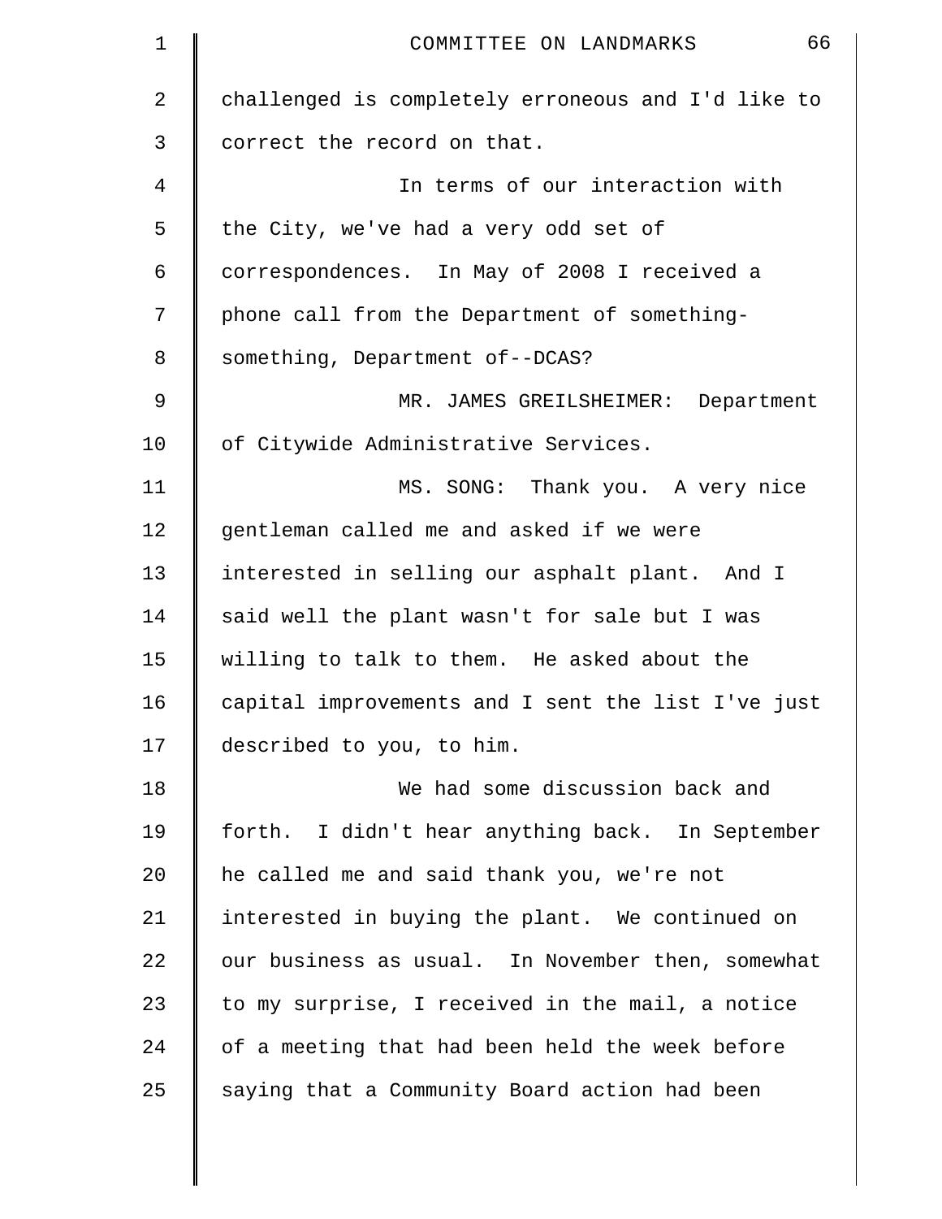challenged is completely erroneous and I'd like to correct the record on that.

In terms of our interaction with the City, we've had a very odd set of correspondences. In May of 2008 I received a phone call from the Department of something-something, Department of--DCAS?

MR. JAMES GREILSHEIMER: Department of Citywide Administrative Services.

MS. SONG: Thank you. A very nice gentleman called me and asked if we were interested in selling our asphalt plant. And I said well the plant wasn't for sale but I was willing to talk to them. He asked about the capital improvements and I sent the list I've just described to you, to him.

We had some discussion back and forth. I didn't hear anything back. In September he called me and said thank you, we're not interested in buying the plant. We continued on our business as usual. In November then, somewhat to my surprise, I received in the mail, a notice of a meeting that had been held the week before saying that a Community Board action had been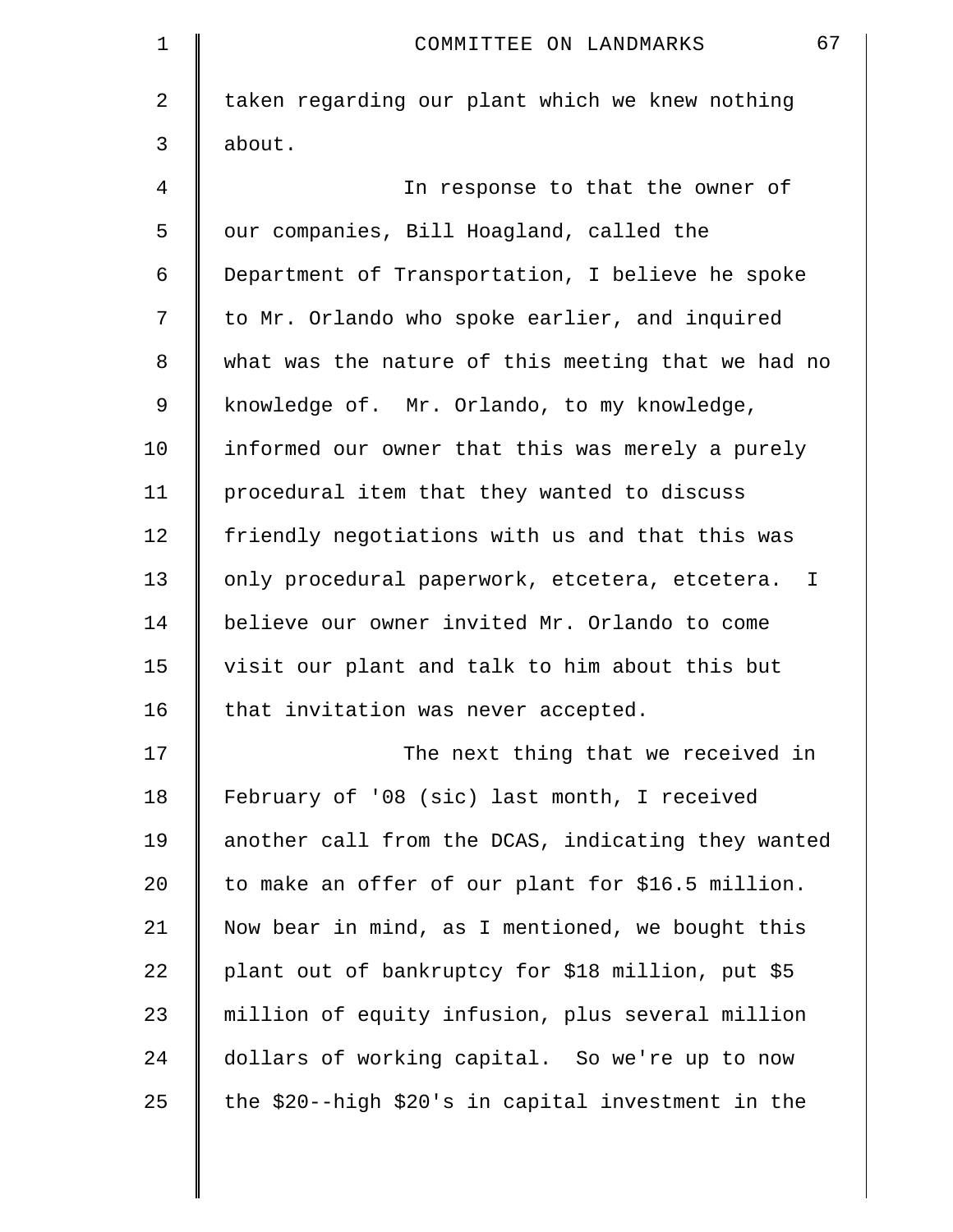taken regarding our plant which we knew nothing about.

In response to that the owner of our companies, Bill Hoagland, called the Department of Transportation, I believe he spoke to Mr. Orlando who spoke earlier, and inquired what was the nature of this meeting that we had no knowledge of. Mr. Orlando, to my knowledge, informed our owner that this was merely a purely procedural item that they wanted to discuss friendly negotiations with us and that this was only procedural paperwork, etcetera, etcetera. I believe our owner invited Mr. Orlando to come visit our plant and talk to him about this but that invitation was never accepted.

The next thing that we received in February of '08 (sic) last month, I received another call from the DCAS, indicating they wanted to make an offer of our plant for $16.5 million. Now bear in mind, as I mentioned, we bought this plant out of bankruptcy for $18 million, put $5 million of equity infusion, plus several million dollars of working capital. So we're up to now the $20--high $20's in capital investment in the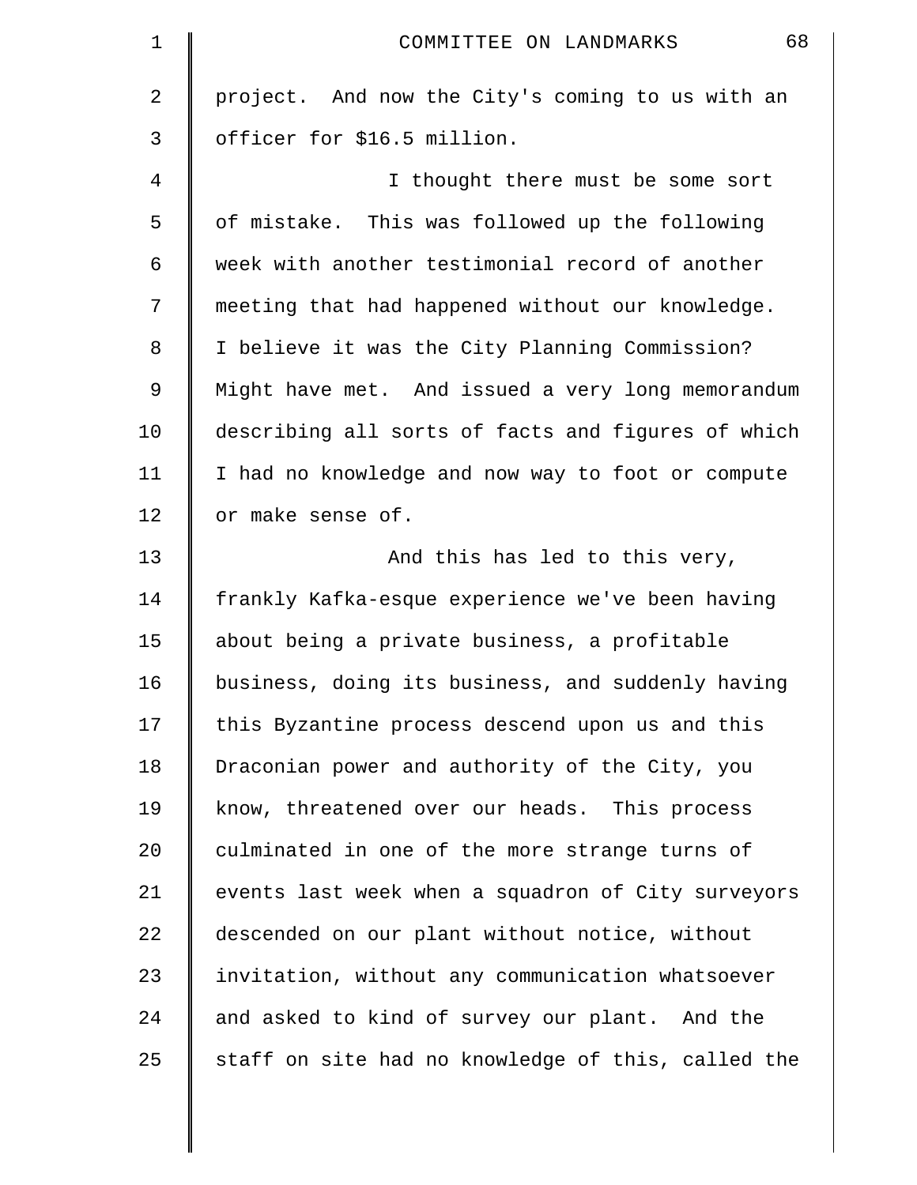project. And now the City's coming to us with an officer for $16.5 million.

I thought there must be some sort of mistake. This was followed up the following week with another testimonial record of another meeting that had happened without our knowledge. I believe it was the City Planning Commission? Might have met. And issued a very long memorandum describing all sorts of facts and figures of which I had no knowledge and now way to foot or compute or make sense of.

And this has led to this very, frankly Kafka-esque experience we've been having about being a private business, a profitable business, doing its business, and suddenly having this Byzantine process descend upon us and this Draconian power and authority of the City, you know, threatened over our heads. This process culminated in one of the more strange turns of events last week when a squadron of City surveyors descended on our plant without notice, without invitation, without any communication whatsoever and asked to kind of survey our plant. And the staff on site had no knowledge of this, called the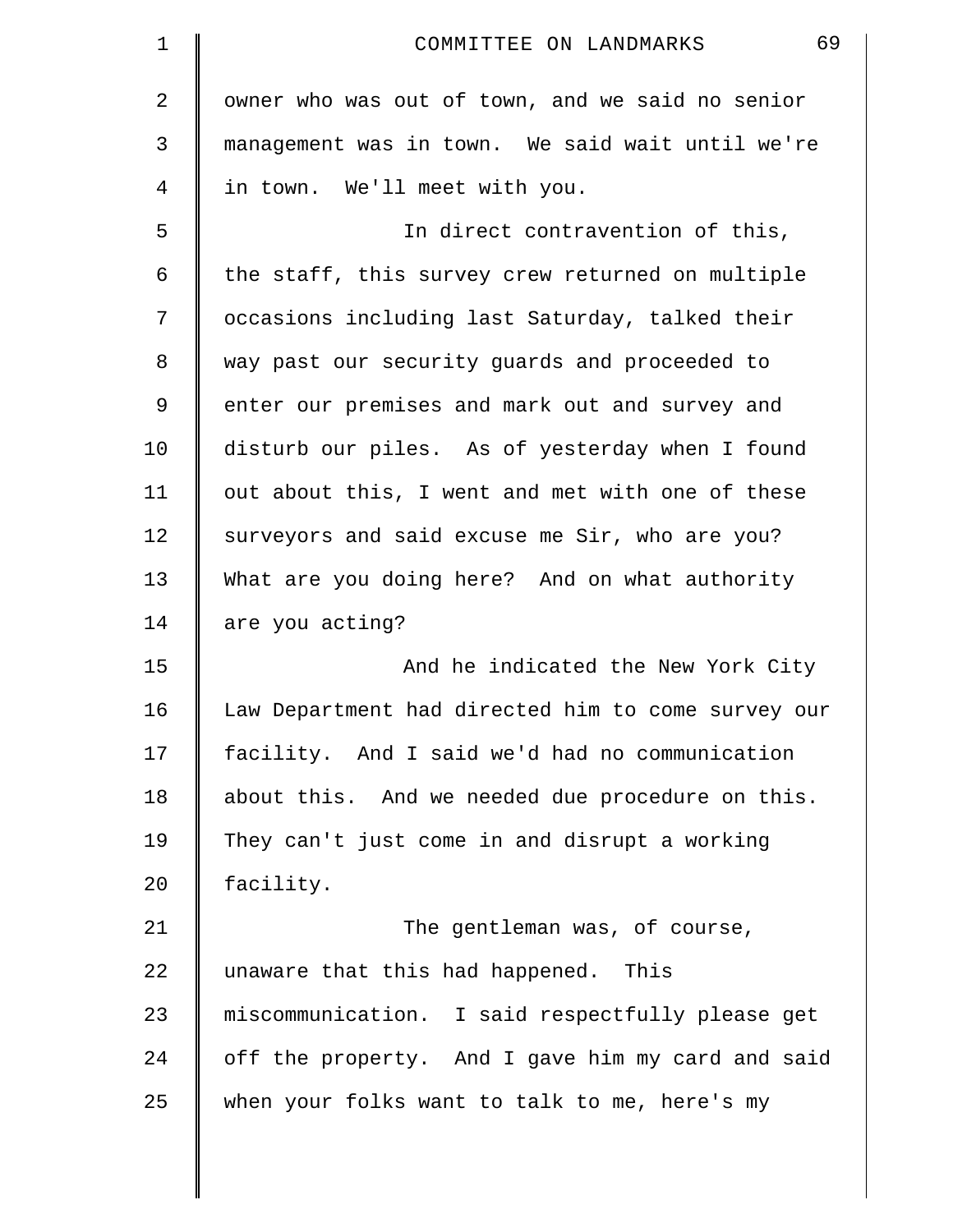owner who was out of town, and we said no senior management was in town. We said wait until we're in town. We'll meet with you.

In direct contravention of this, the staff, this survey crew returned on multiple occasions including last Saturday, talked their way past our security guards and proceeded to enter our premises and mark out and survey and disturb our piles. As of yesterday when I found out about this, I went and met with one of these surveyors and said excuse me Sir, who are you? What are you doing here? And on what authority are you acting?

And he indicated the New York City Law Department had directed him to come survey our facility. And I said we'd had no communication about this. And we needed due procedure on this. They can't just come in and disrupt a working facility.

The gentleman was, of course, unaware that this had happened. This miscommunication. I said respectfully please get off the property. And I gave him my card and said when your folks want to talk to me, here's my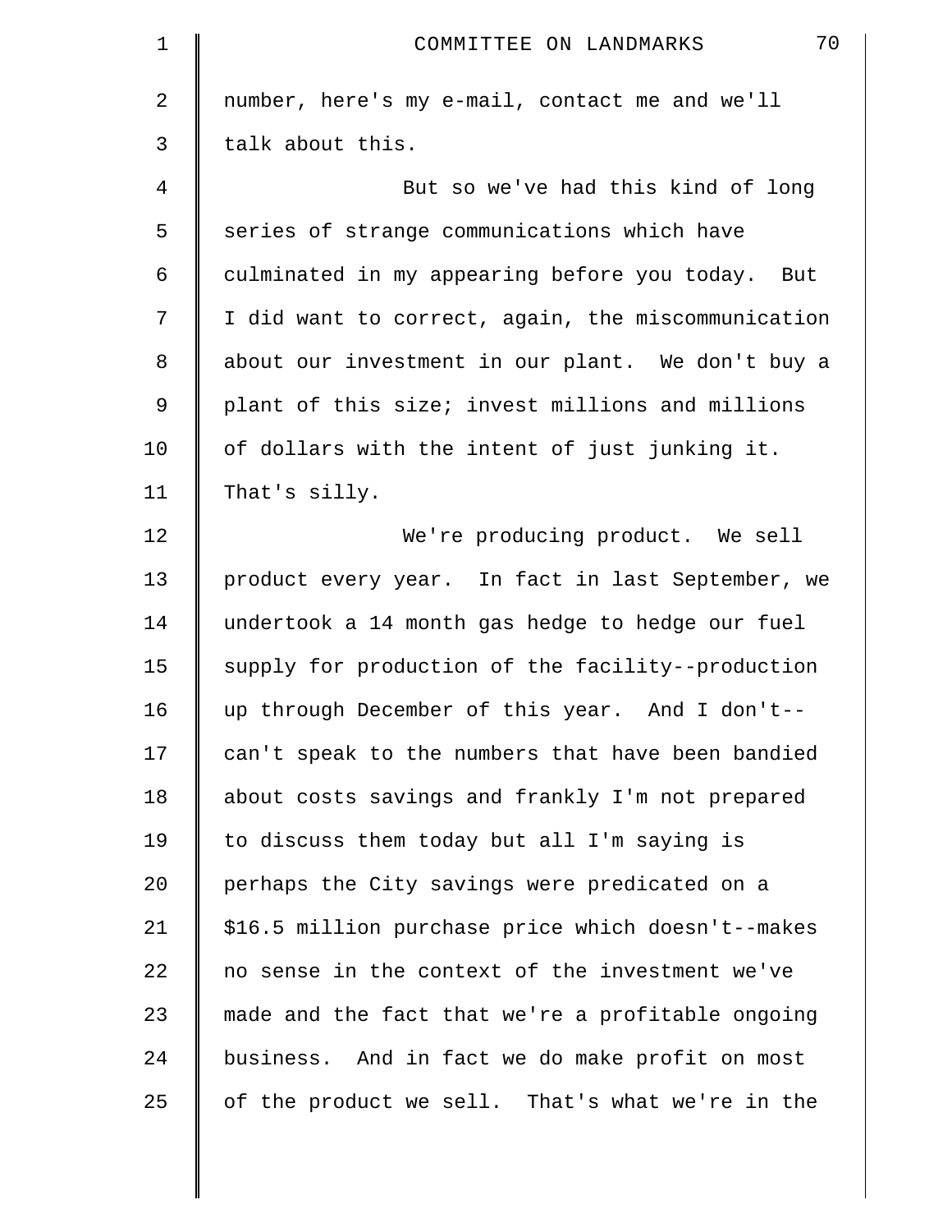number, here's my e-mail, contact me and we'll talk about this.

But so we've had this kind of long series of strange communications which have culminated in my appearing before you today. But I did want to correct, again, the miscommunication about our investment in our plant. We don't buy a plant of this size; invest millions and millions of dollars with the intent of just junking it. That's silly.

We're producing product. We sell product every year. In fact in last September, we undertook a 14 month gas hedge to hedge our fuel supply for production of the facility--production up through December of this year. And I don't--can't speak to the numbers that have been bandied about costs savings and frankly I'm not prepared to discuss them today but all I'm saying is perhaps the City savings were predicated on a $16.5 million purchase price which doesn't--makes no sense in the context of the investment we've made and the fact that we're a profitable ongoing business. And in fact we do make profit on most of the product we sell. That's what we're in the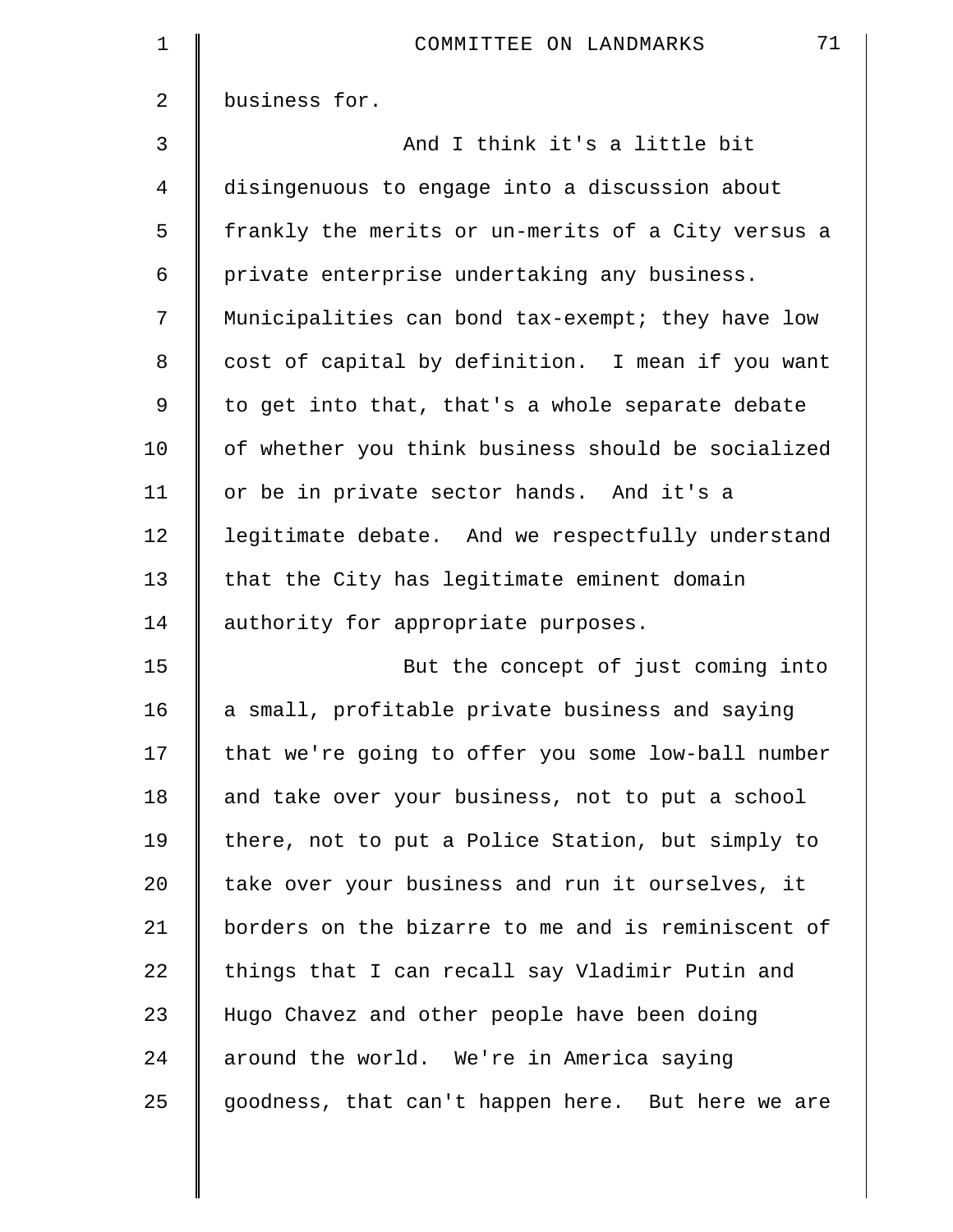business for.

And I think it's a little bit disingenuous to engage into a discussion about frankly the merits or un-merits of a City versus a private enterprise undertaking any business. Municipalities can bond tax-exempt; they have low cost of capital by definition. I mean if you want to get into that, that's a whole separate debate of whether you think business should be socialized or be in private sector hands. And it's a legitimate debate. And we respectfully understand that the City has legitimate eminent domain authority for appropriate purposes.

But the concept of just coming into a small, profitable private business and saying that we're going to offer you some low-ball number and take over your business, not to put a school there, not to put a Police Station, but simply to take over your business and run it ourselves, it borders on the bizarre to me and is reminiscent of things that I can recall say Vladimir Putin and Hugo Chavez and other people have been doing around the world. We're in America saying goodness, that can't happen here. But here we are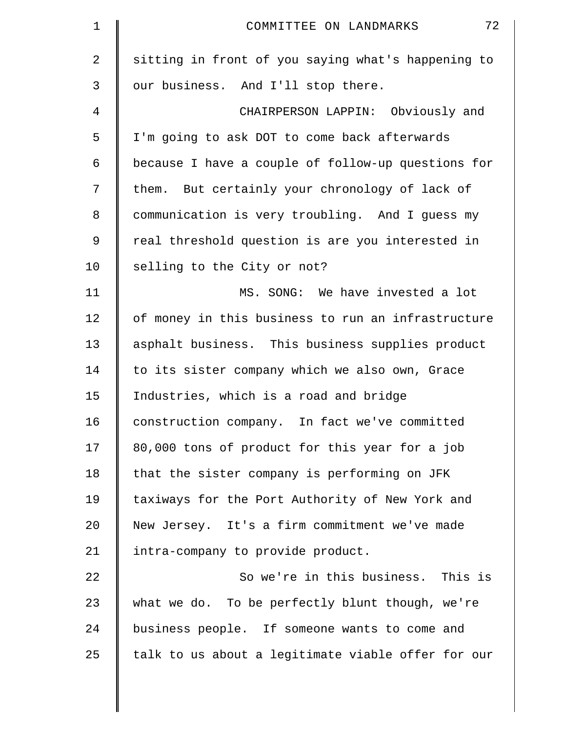sitting in front of you saying what's happening to our business. And I'll stop there.

CHAIRPERSON LAPPIN: Obviously and I'm going to ask DOT to come back afterwards because I have a couple of follow-up questions for them. But certainly your chronology of lack of communication is very troubling. And I guess my real threshold question is are you interested in selling to the City or not?

MS. SONG: We have invested a lot of money in this business to run an infrastructure asphalt business. This business supplies product to its sister company which we also own, Grace Industries, which is a road and bridge construction company. In fact we've committed 80,000 tons of product for this year for a job that the sister company is performing on JFK taxiways for the Port Authority of New York and New Jersey. It's a firm commitment we've made intra-company to provide product.

So we're in this business. This is what we do. To be perfectly blunt though, we're business people. If someone wants to come and talk to us about a legitimate viable offer for our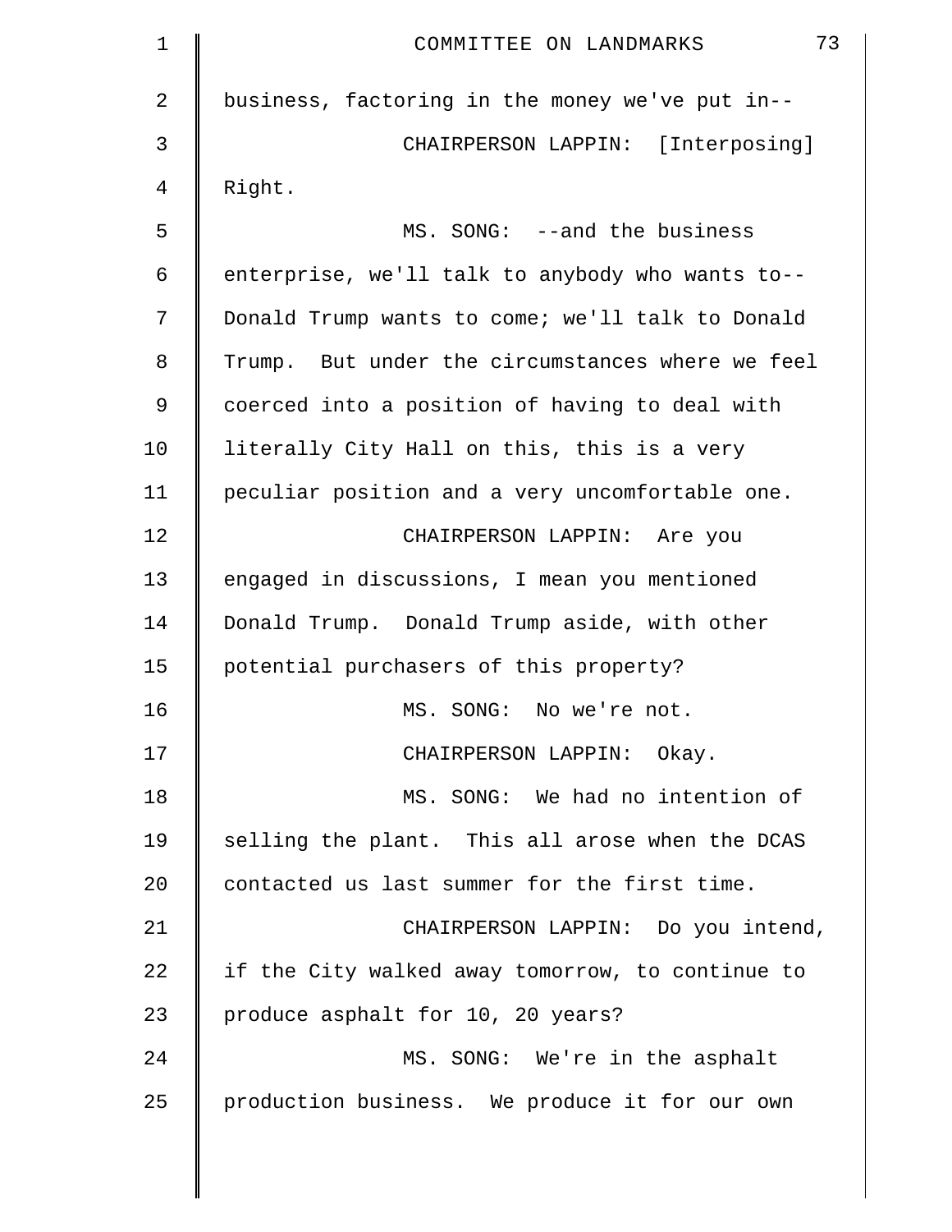business, factoring in the money we've put in--

CHAIRPERSON LAPPIN: [Interposing] Right.

MS. SONG: --and the business enterprise, we'll talk to anybody who wants to-- Donald Trump wants to come; we'll talk to Donald Trump. But under the circumstances where we feel coerced into a position of having to deal with literally City Hall on this, this is a very peculiar position and a very uncomfortable one.

CHAIRPERSON LAPPIN: Are you engaged in discussions, I mean you mentioned Donald Trump. Donald Trump aside, with other potential purchasers of this property?

MS. SONG: No we're not.

CHAIRPERSON LAPPIN: Okay.

MS. SONG: We had no intention of selling the plant. This all arose when the DCAS contacted us last summer for the first time.

CHAIRPERSON LAPPIN: Do you intend, if the City walked away tomorrow, to continue to produce asphalt for 10, 20 years?

MS. SONG: We're in the asphalt production business. We produce it for our own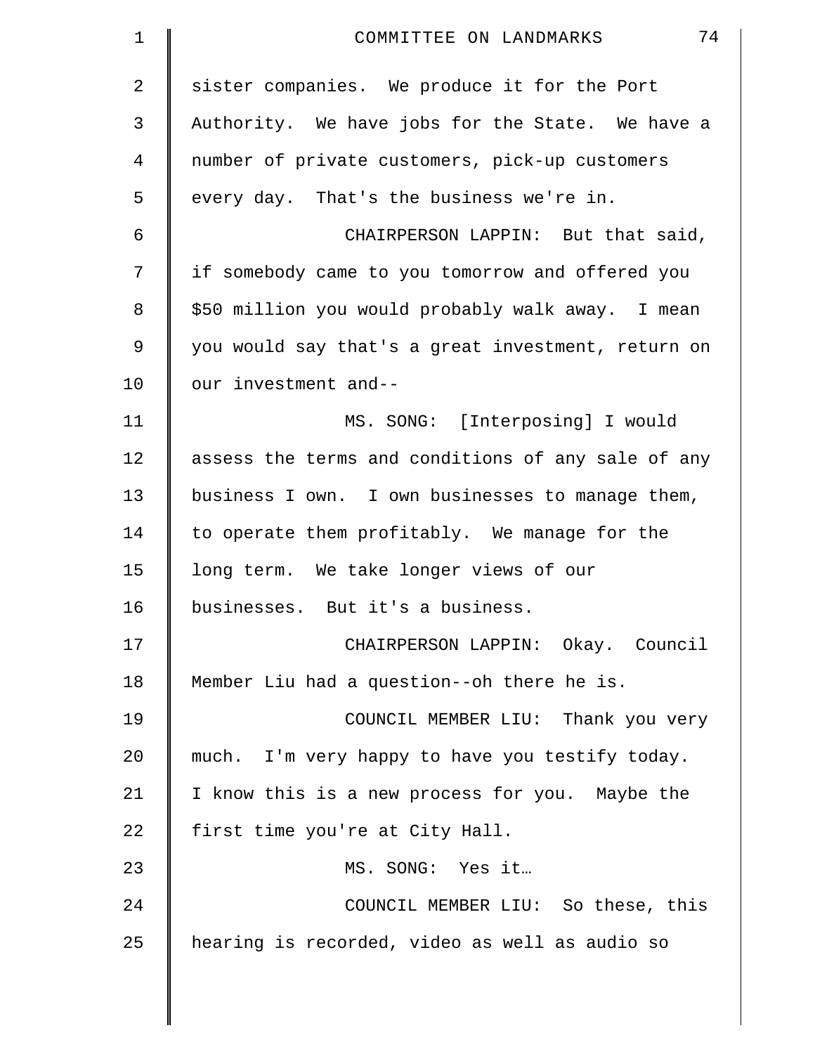sister companies. We produce it for the Port Authority. We have jobs for the State. We have a number of private customers, pick-up customers every day. That's the business we're in.

CHAIRPERSON LAPPIN: But that said, if somebody came to you tomorrow and offered you $50 million you would probably walk away. I mean you would say that's a great investment, return on our investment and--

MS. SONG: [Interposing] I would assess the terms and conditions of any sale of any business I own. I own businesses to manage them, to operate them profitably. We manage for the long term. We take longer views of our businesses. But it's a business.

CHAIRPERSON LAPPIN: Okay. Council Member Liu had a question--oh there he is.

COUNCIL MEMBER LIU: Thank you very much. I'm very happy to have you testify today. I know this is a new process for you. Maybe the first time you're at City Hall.

MS. SONG: Yes it…

COUNCIL MEMBER LIU: So these, this hearing is recorded, video as well as audio so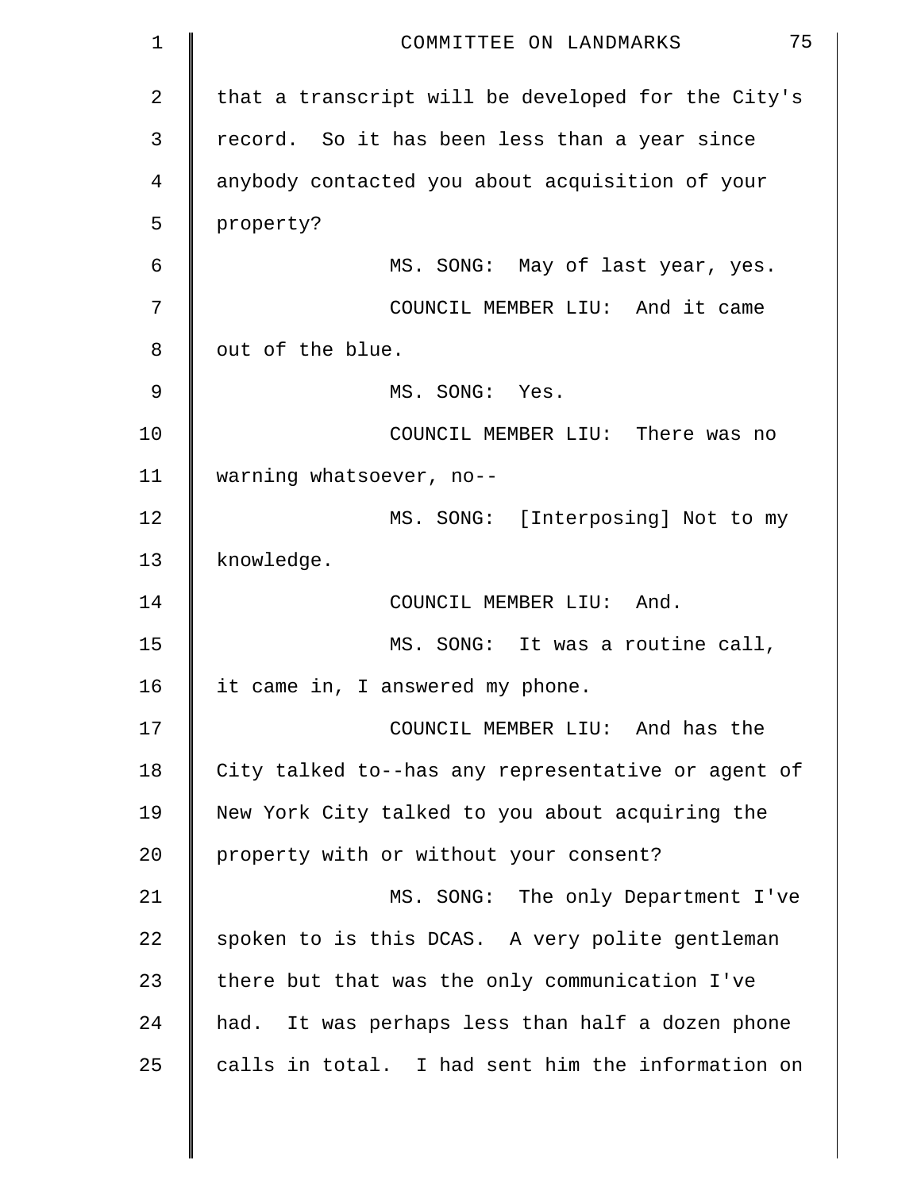that a transcript will be developed for the City's record. So it has been less than a year since anybody contacted you about acquisition of your property?

MS. SONG: May of last year, yes.

COUNCIL MEMBER LIU: And it came out of the blue.

MS. SONG: Yes.

COUNCIL MEMBER LIU: There was no warning whatsoever, no--

MS. SONG: [Interposing] Not to my knowledge.

COUNCIL MEMBER LIU: And.

MS. SONG: It was a routine call, it came in, I answered my phone.

COUNCIL MEMBER LIU: And has the City talked to--has any representative or agent of New York City talked to you about acquiring the property with or without your consent?

MS. SONG: The only Department I've spoken to is this DCAS. A very polite gentleman there but that was the only communication I've had. It was perhaps less than half a dozen phone calls in total. I had sent him the information on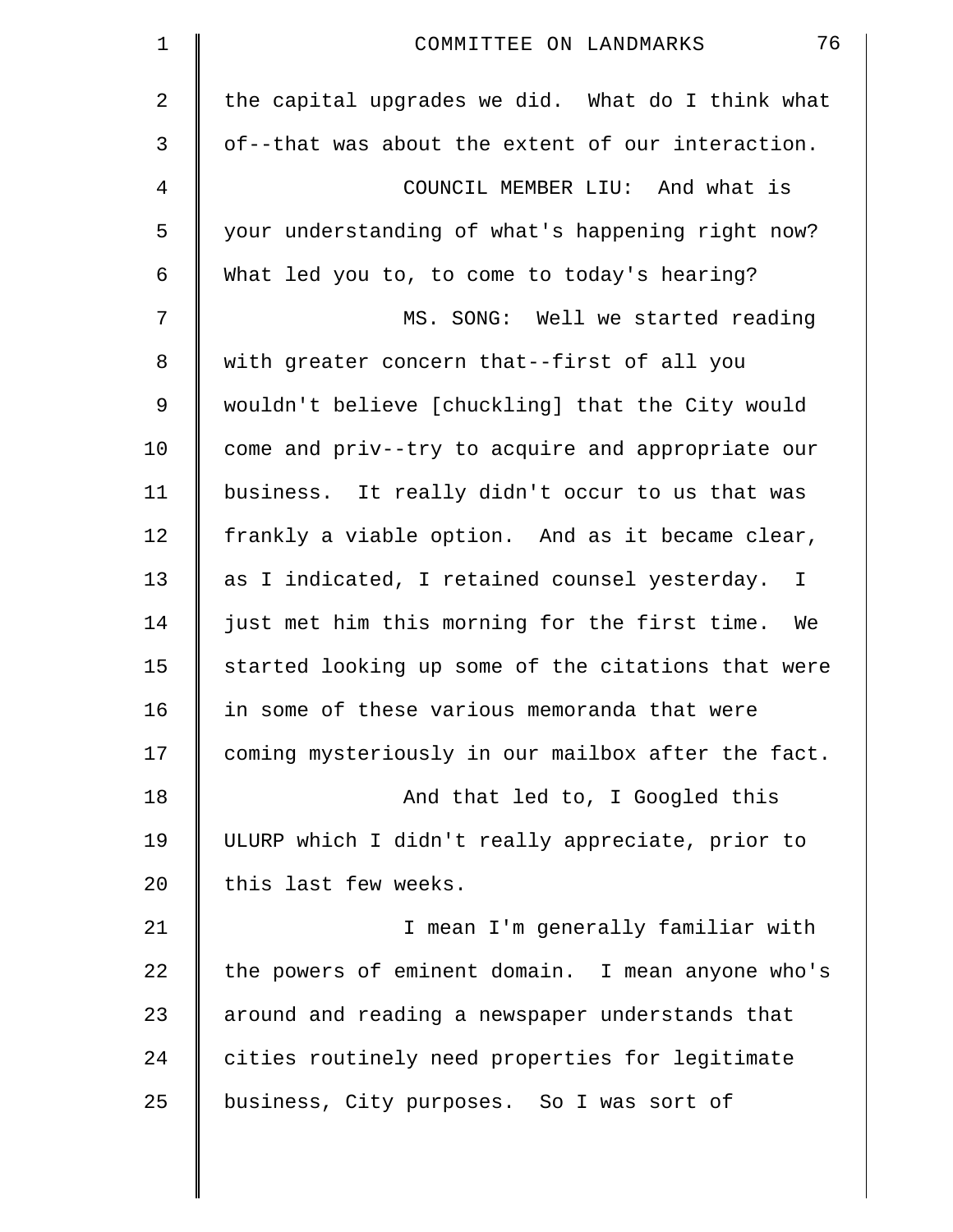the capital upgrades we did. What do I think what of--that was about the extent of our interaction.

COUNCIL MEMBER LIU: And what is your understanding of what's happening right now? What led you to, to come to today's hearing?

MS. SONG: Well we started reading with greater concern that--first of all you wouldn't believe [chuckling] that the City would come and priv--try to acquire and appropriate our business. It really didn't occur to us that was frankly a viable option. And as it became clear, as I indicated, I retained counsel yesterday. I just met him this morning for the first time. We started looking up some of the citations that were in some of these various memoranda that were coming mysteriously in our mailbox after the fact.

And that led to, I Googled this ULURP which I didn't really appreciate, prior to this last few weeks.

I mean I'm generally familiar with the powers of eminent domain. I mean anyone who's around and reading a newspaper understands that cities routinely need properties for legitimate business, City purposes. So I was sort of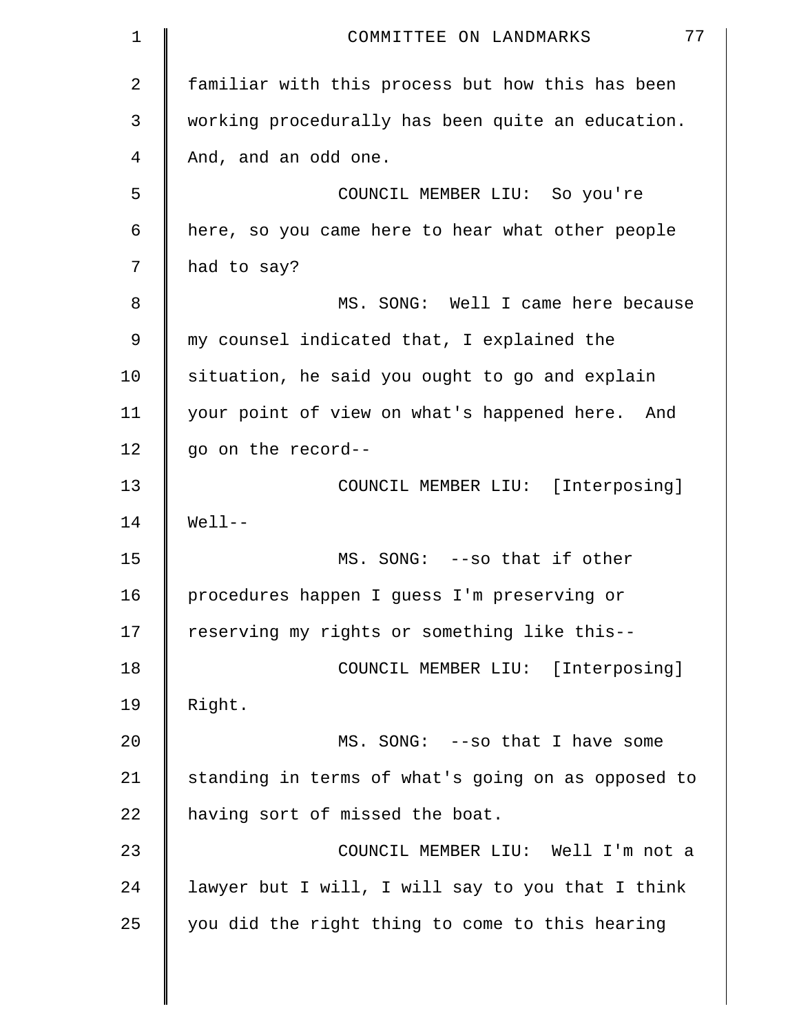familiar with this process but how this has been working procedurally has been quite an education. And, and an odd one.

COUNCIL MEMBER LIU: So you're here, so you came here to hear what other people had to say?

MS. SONG: Well I came here because my counsel indicated that, I explained the situation, he said you ought to go and explain your point of view on what's happened here. And go on the record--

COUNCIL MEMBER LIU: [Interposing] Well--

MS. SONG: --so that if other procedures happen I guess I'm preserving or reserving my rights or something like this--

COUNCIL MEMBER LIU: [Interposing] Right.

MS. SONG: --so that I have some standing in terms of what's going on as opposed to having sort of missed the boat.

COUNCIL MEMBER LIU: Well I'm not a lawyer but I will, I will say to you that I think you did the right thing to come to this hearing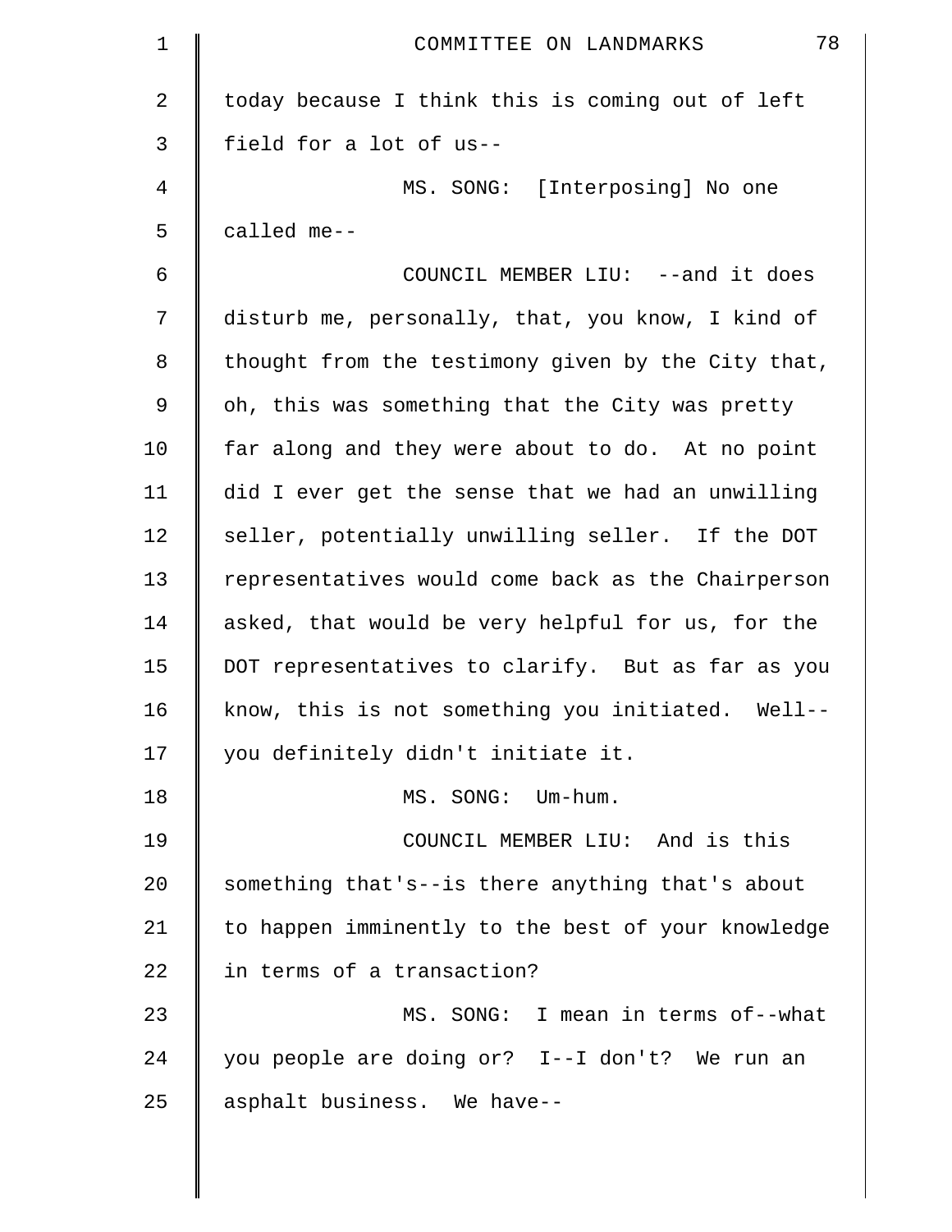today because I think this is coming out of left field for a lot of us--

MS. SONG: [Interposing] No one called me--

COUNCIL MEMBER LIU: --and it does disturb me, personally, that, you know, I kind of thought from the testimony given by the City that, oh, this was something that the City was pretty far along and they were about to do. At no point did I ever get the sense that we had an unwilling seller, potentially unwilling seller. If the DOT representatives would come back as the Chairperson asked, that would be very helpful for us, for the DOT representatives to clarify. But as far as you know, this is not something you initiated. Well-- you definitely didn't initiate it.

MS. SONG: Um-hum.

COUNCIL MEMBER LIU: And is this something that's--is there anything that's about to happen imminently to the best of your knowledge in terms of a transaction?

MS. SONG: I mean in terms of--what you people are doing or? I--I don't? We run an asphalt business. We have--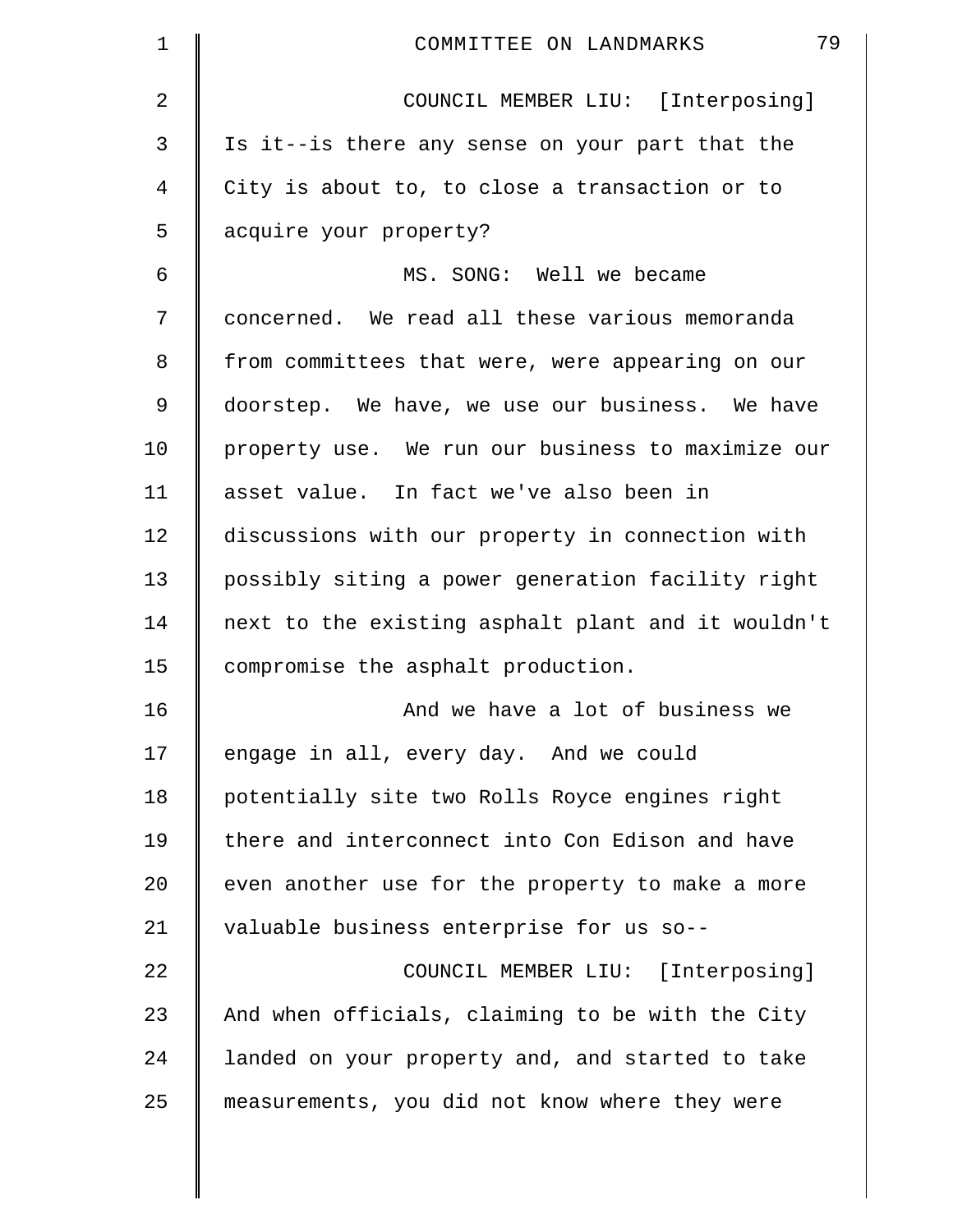COUNCIL MEMBER LIU: [Interposing] Is it--is there any sense on your part that the City is about to, to close a transaction or to acquire your property?

MS. SONG: Well we became concerned. We read all these various memoranda from committees that were, were appearing on our doorstep. We have, we use our business. We have property use. We run our business to maximize our asset value. In fact we've also been in discussions with our property in connection with possibly siting a power generation facility right next to the existing asphalt plant and it wouldn't compromise the asphalt production.

And we have a lot of business we engage in all, every day. And we could potentially site two Rolls Royce engines right there and interconnect into Con Edison and have even another use for the property to make a more valuable business enterprise for us so--

COUNCIL MEMBER LIU: [Interposing] And when officials, claiming to be with the City landed on your property and, and started to take measurements, you did not know where they were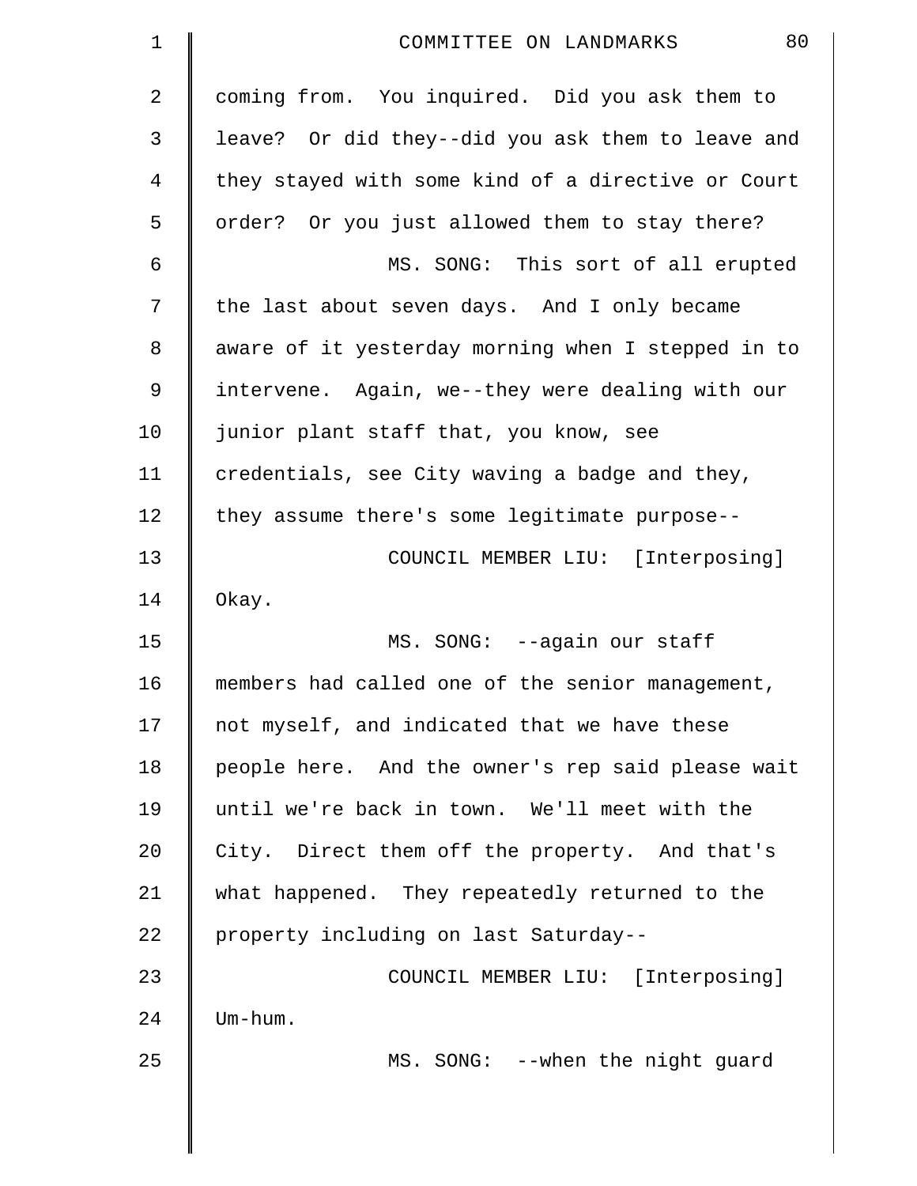coming from. You inquired. Did you ask them to leave? Or did they--did you ask them to leave and they stayed with some kind of a directive or Court order? Or you just allowed them to stay there?

MS. SONG: This sort of all erupted the last about seven days. And I only became aware of it yesterday morning when I stepped in to intervene. Again, we--they were dealing with our junior plant staff that, you know, see credentials, see City waving a badge and they, they assume there's some legitimate purpose--

COUNCIL MEMBER LIU: [Interposing] Okay.

MS. SONG: --again our staff members had called one of the senior management, not myself, and indicated that we have these people here. And the owner's rep said please wait until we're back in town. We'll meet with the City. Direct them off the property. And that's what happened. They repeatedly returned to the property including on last Saturday--

COUNCIL MEMBER LIU: [Interposing] Um-hum.

MS. SONG: --when the night guard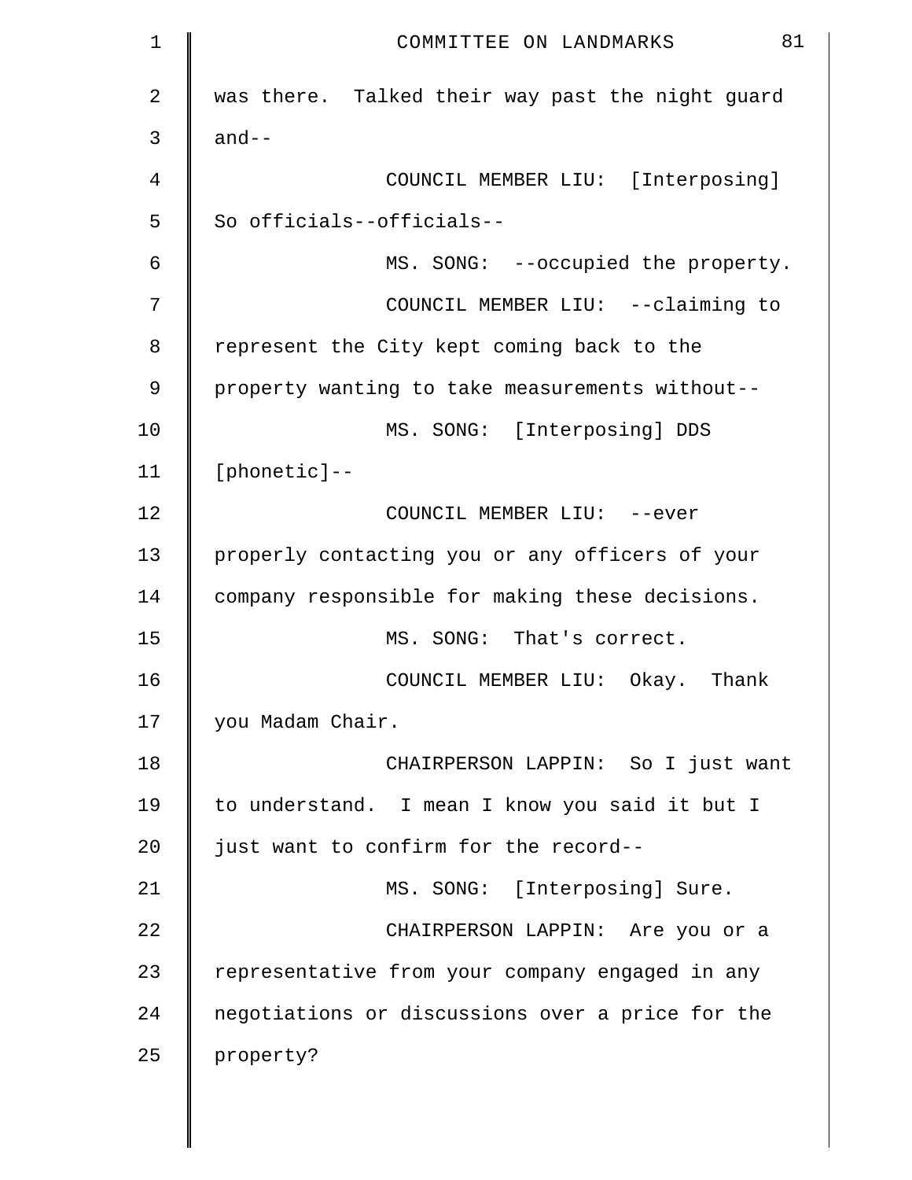was there. Talked their way past the night guard and--

COUNCIL MEMBER LIU: [Interposing] So officials--officials--

MS. SONG: --occupied the property.

COUNCIL MEMBER LIU: --claiming to represent the City kept coming back to the property wanting to take measurements without--

MS. SONG: [Interposing] DDS [phonetic]--

COUNCIL MEMBER LIU: --ever properly contacting you or any officers of your company responsible for making these decisions.

MS. SONG: That's correct.

COUNCIL MEMBER LIU: Okay. Thank you Madam Chair.

CHAIRPERSON LAPPIN: So I just want to understand. I mean I know you said it but I just want to confirm for the record--

MS. SONG: [Interposing] Sure.

CHAIRPERSON LAPPIN: Are you or a representative from your company engaged in any negotiations or discussions over a price for the property?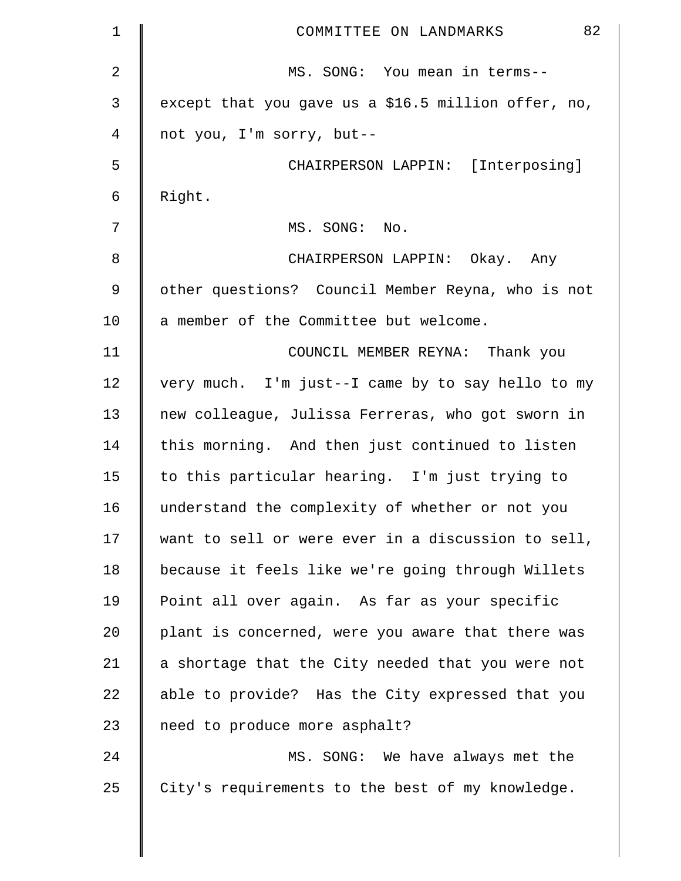MS. SONG: You mean in terms--except that you gave us a $16.5 million offer, no, not you, I'm sorry, but--

CHAIRPERSON LAPPIN: [Interposing] Right.

MS. SONG: No.

CHAIRPERSON LAPPIN: Okay. Any other questions? Council Member Reyna, who is not a member of the Committee but welcome.

COUNCIL MEMBER REYNA: Thank you very much. I'm just--I came by to say hello to my new colleague, Julissa Ferreras, who got sworn in this morning. And then just continued to listen to this particular hearing. I'm just trying to understand the complexity of whether or not you want to sell or were ever in a discussion to sell, because it feels like we're going through Willets Point all over again. As far as your specific plant is concerned, were you aware that there was a shortage that the City needed that you were not able to provide? Has the City expressed that you need to produce more asphalt?

MS. SONG: We have always met the City's requirements to the best of my knowledge.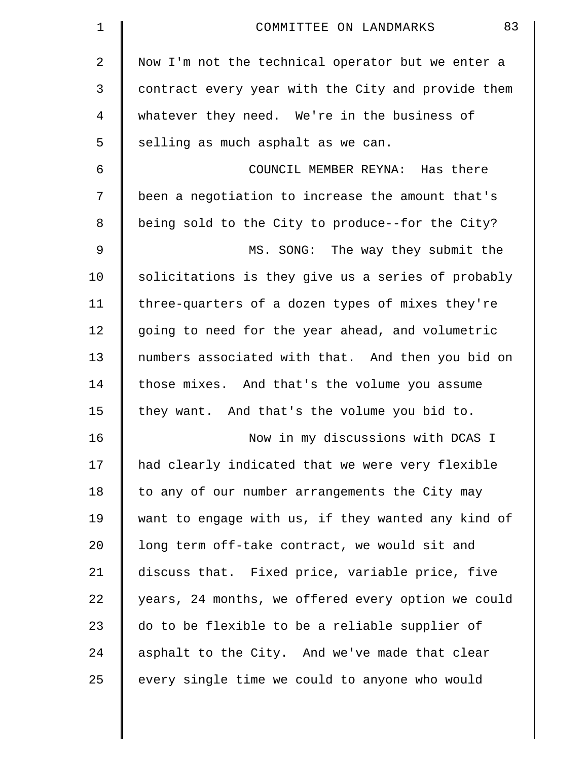Now I'm not the technical operator but we enter a contract every year with the City and provide them whatever they need. We're in the business of selling as much asphalt as we can.

COUNCIL MEMBER REYNA: Has there been a negotiation to increase the amount that's being sold to the City to produce--for the City?

MS. SONG: The way they submit the solicitations is they give us a series of probably three-quarters of a dozen types of mixes they're going to need for the year ahead, and volumetric numbers associated with that. And then you bid on those mixes. And that's the volume you assume they want. And that's the volume you bid to.

Now in my discussions with DCAS I had clearly indicated that we were very flexible to any of our number arrangements the City may want to engage with us, if they wanted any kind of long term off-take contract, we would sit and discuss that. Fixed price, variable price, five years, 24 months, we offered every option we could do to be flexible to be a reliable supplier of asphalt to the City. And we've made that clear every single time we could to anyone who would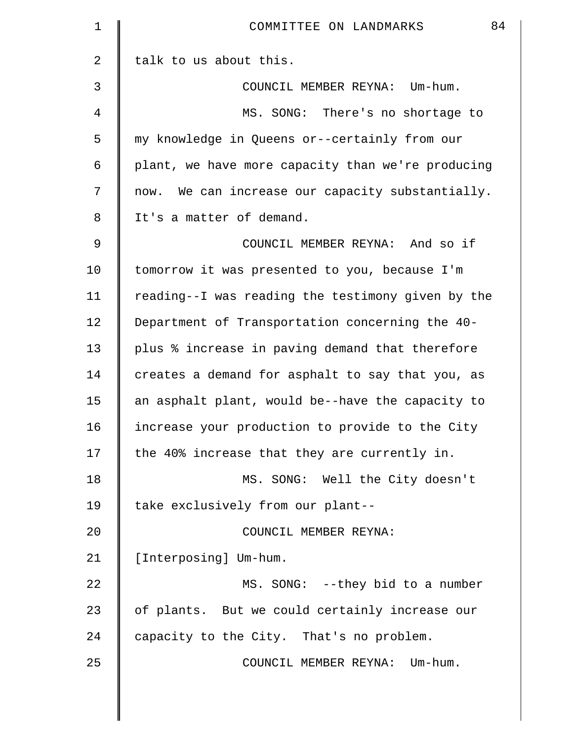talk to us about this.

COUNCIL MEMBER REYNA: Um-hum.

MS. SONG: There's no shortage to my knowledge in Queens or--certainly from our plant, we have more capacity than we're producing now. We can increase our capacity substantially. It's a matter of demand.

COUNCIL MEMBER REYNA: And so if tomorrow it was presented to you, because I'm reading--I was reading the testimony given by the Department of Transportation concerning the 40-plus % increase in paving demand that therefore creates a demand for asphalt to say that you, as an asphalt plant, would be--have the capacity to increase your production to provide to the City the 40% increase that they are currently in.

MS. SONG: Well the City doesn't take exclusively from our plant--

COUNCIL MEMBER REYNA: [Interposing] Um-hum.

MS. SONG: --they bid to a number of plants. But we could certainly increase our capacity to the City. That's no problem.

COUNCIL MEMBER REYNA: Um-hum.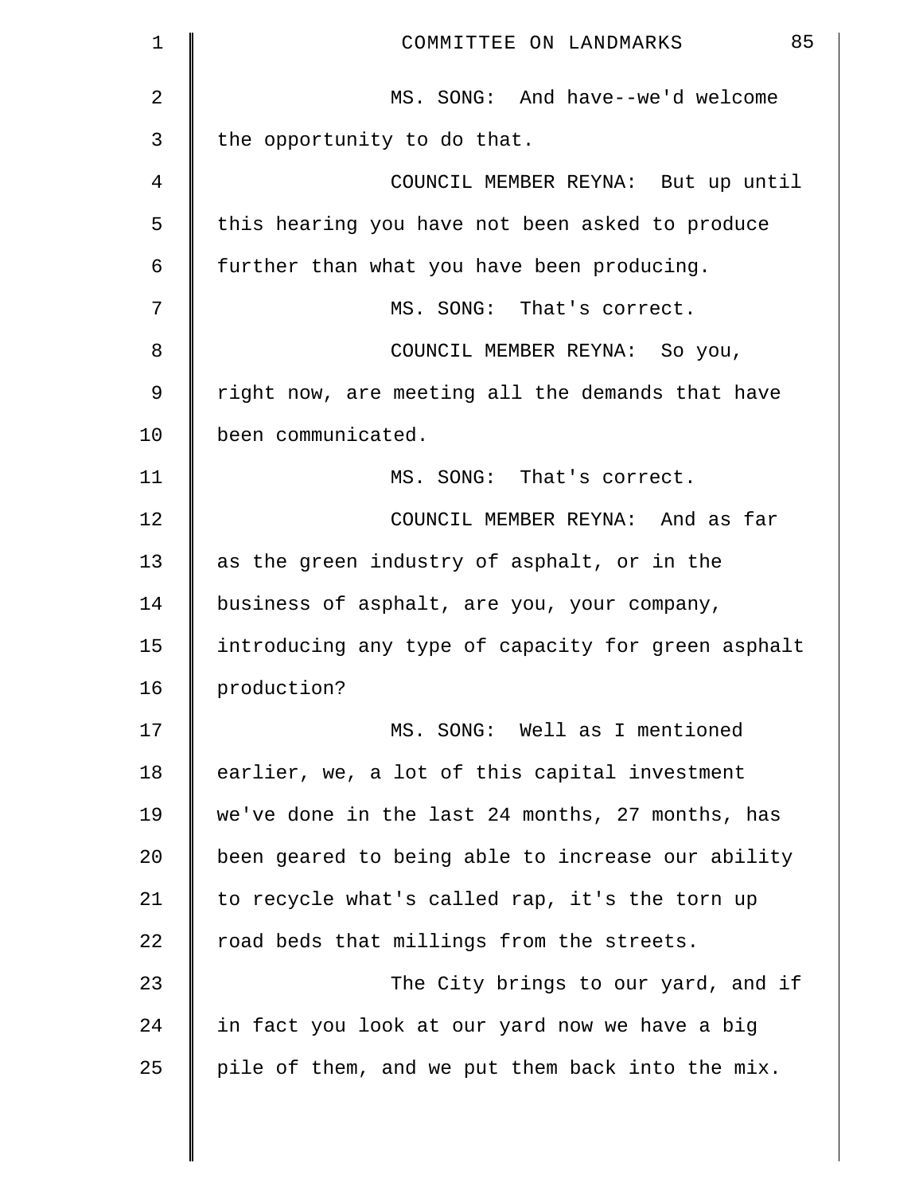MS. SONG: And have--we'd welcome the opportunity to do that.

COUNCIL MEMBER REYNA: But up until this hearing you have not been asked to produce further than what you have been producing.

MS. SONG: That's correct.

COUNCIL MEMBER REYNA: So you, right now, are meeting all the demands that have been communicated.

MS. SONG: That's correct.

COUNCIL MEMBER REYNA: And as far as the green industry of asphalt, or in the business of asphalt, are you, your company, introducing any type of capacity for green asphalt production?

MS. SONG: Well as I mentioned earlier, we, a lot of this capital investment we've done in the last 24 months, 27 months, has been geared to being able to increase our ability to recycle what's called rap, it's the torn up road beds that millings from the streets.

The City brings to our yard, and if in fact you look at our yard now we have a big pile of them, and we put them back into the mix.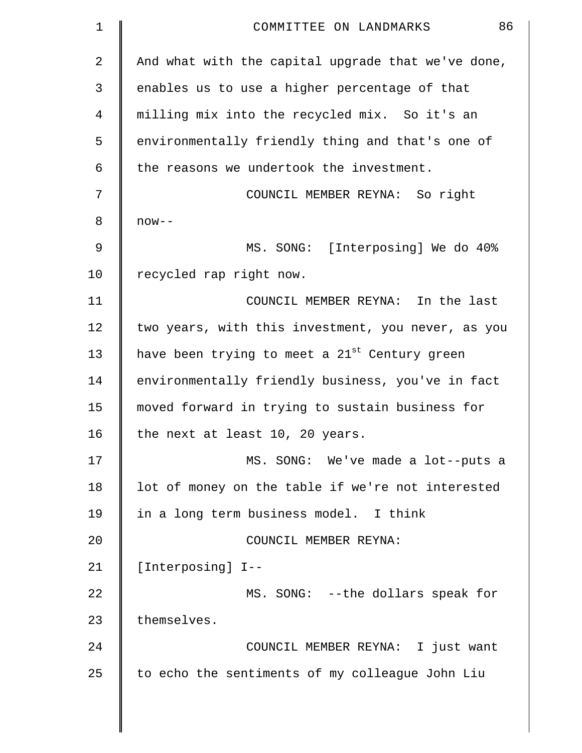And what with the capital upgrade that we've done, enables us to use a higher percentage of that milling mix into the recycled mix. So it's an environmentally friendly thing and that's one of the reasons we undertook the investment.

COUNCIL MEMBER REYNA: So right now--

MS. SONG: [Interposing] We do 40% recycled rap right now.

COUNCIL MEMBER REYNA: In the last two years, with this investment, you never, as you have been trying to meet a 21st Century green environmentally friendly business, you've in fact moved forward in trying to sustain business for the next at least 10, 20 years.

MS. SONG: We've made a lot--puts a lot of money on the table if we're not interested in a long term business model. I think

COUNCIL MEMBER REYNA: [Interposing] I--

MS. SONG: --the dollars speak for themselves.

COUNCIL MEMBER REYNA: I just want to echo the sentiments of my colleague John Liu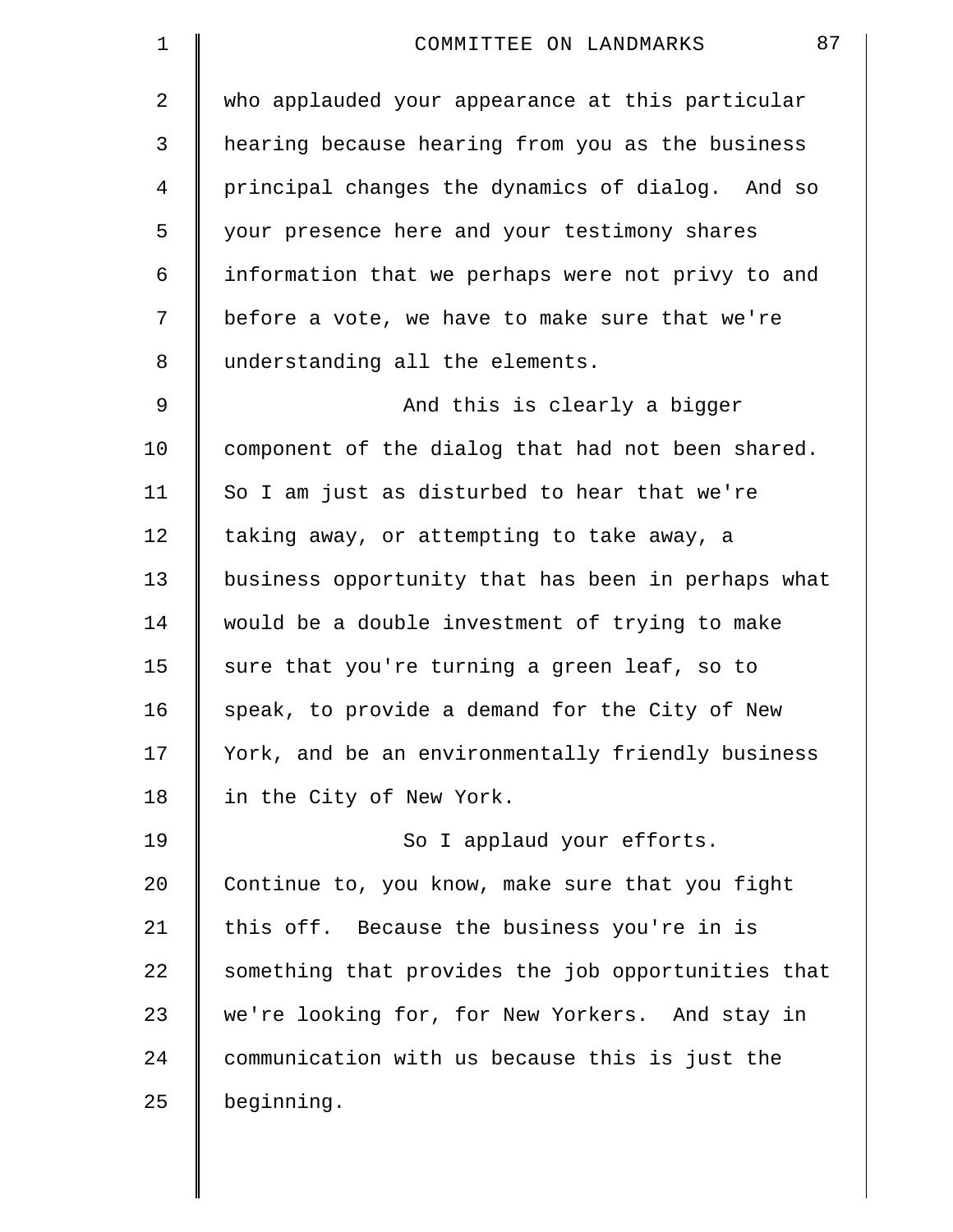who applauded your appearance at this particular hearing because hearing from you as the business principal changes the dynamics of dialog. And so your presence here and your testimony shares information that we perhaps were not privy to and before a vote, we have to make sure that we're understanding all the elements.

And this is clearly a bigger component of the dialog that had not been shared. So I am just as disturbed to hear that we're taking away, or attempting to take away, a business opportunity that has been in perhaps what would be a double investment of trying to make sure that you're turning a green leaf, so to speak, to provide a demand for the City of New York, and be an environmentally friendly business in the City of New York.

So I applaud your efforts. Continue to, you know, make sure that you fight this off. Because the business you're in is something that provides the job opportunities that we're looking for, for New Yorkers. And stay in communication with us because this is just the beginning.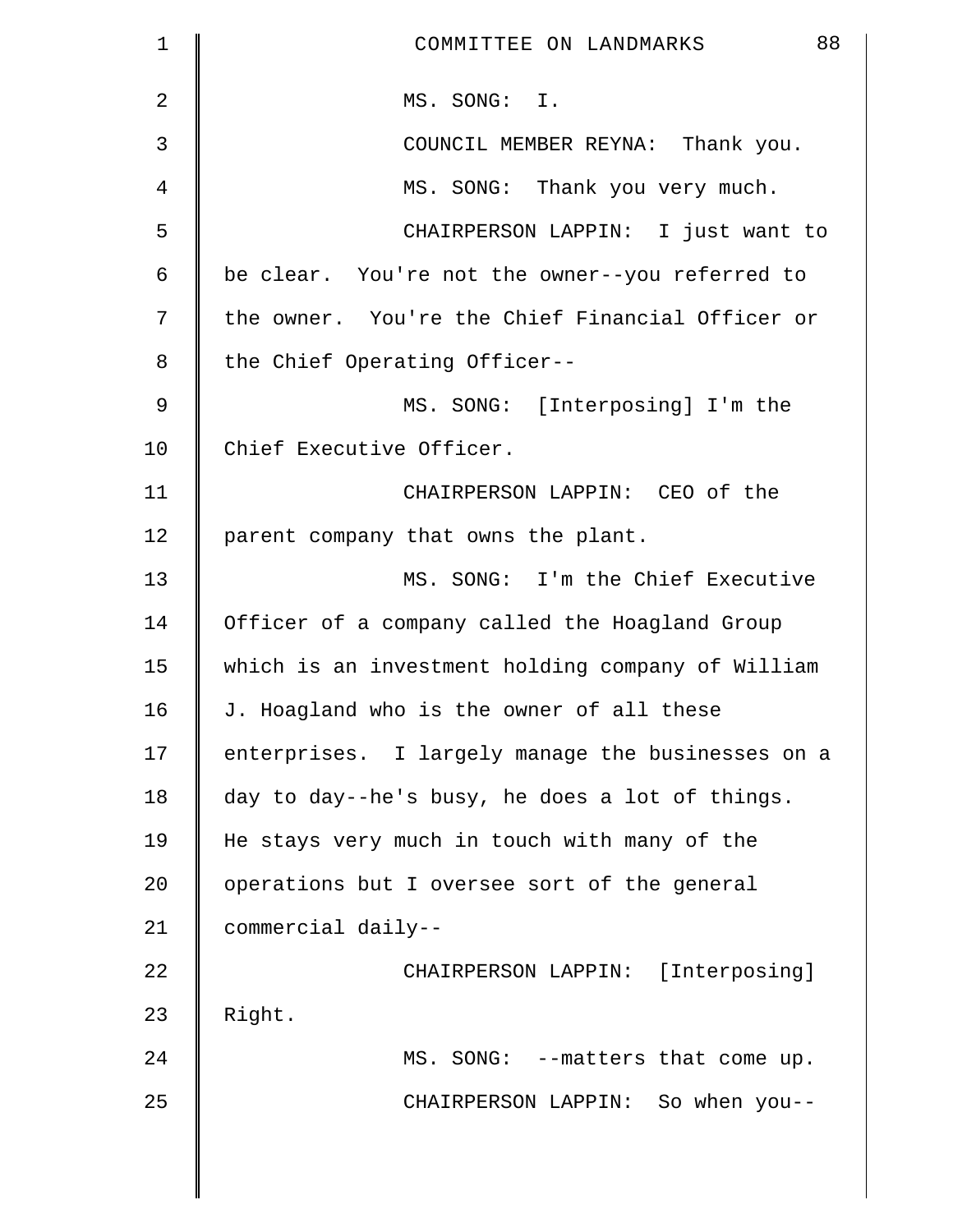MS. SONG: I.

COUNCIL MEMBER REYNA: Thank you.

MS. SONG: Thank you very much.

CHAIRPERSON LAPPIN: I just want to be clear. You're not the owner--you referred to the owner. You're the Chief Financial Officer or the Chief Operating Officer--

MS. SONG: [Interposing] I'm the Chief Executive Officer.

CHAIRPERSON LAPPIN: CEO of the parent company that owns the plant.

MS. SONG: I'm the Chief Executive Officer of a company called the Hoagland Group which is an investment holding company of William J. Hoagland who is the owner of all these enterprises. I largely manage the businesses on a day to day--he's busy, he does a lot of things. He stays very much in touch with many of the operations but I oversee sort of the general commercial daily--

CHAIRPERSON LAPPIN: [Interposing] Right.

MS. SONG: --matters that come up.

CHAIRPERSON LAPPIN: So when you--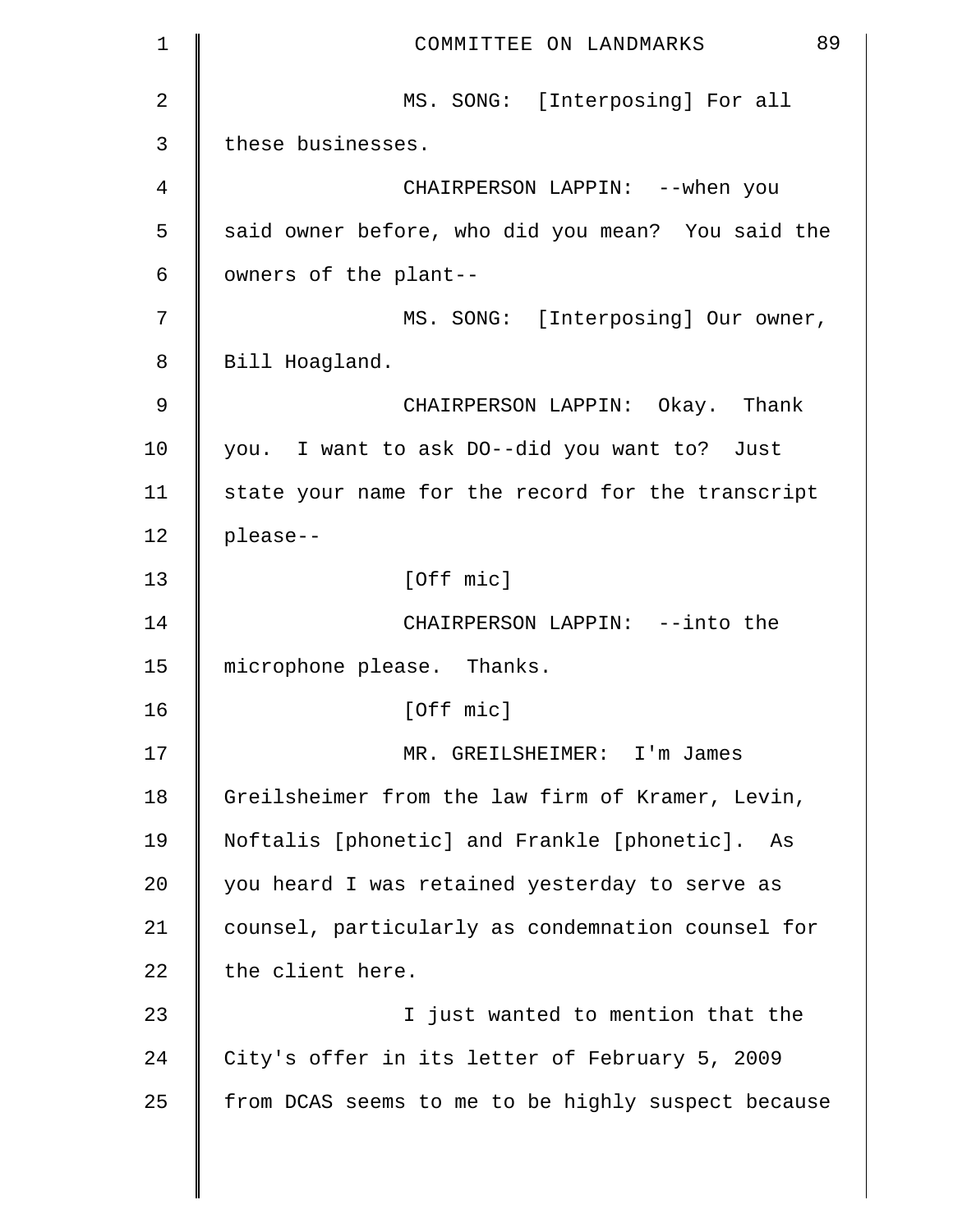MS. SONG: [Interposing] For all these businesses.

CHAIRPERSON LAPPIN: --when you said owner before, who did you mean? You said the owners of the plant--

MS. SONG: [Interposing] Our owner, Bill Hoagland.

CHAIRPERSON LAPPIN: Okay. Thank you. I want to ask DO--did you want to? Just state your name for the record for the transcript please--

[Off mic]

CHAIRPERSON LAPPIN: --into the microphone please. Thanks.

[Off mic]

MR. GREILSHEIMER: I'm James Greilsheimer from the law firm of Kramer, Levin, Noftalis [phonetic] and Frankle [phonetic]. As you heard I was retained yesterday to serve as counsel, particularly as condemnation counsel for the client here.

I just wanted to mention that the City's offer in its letter of February 5, 2009 from DCAS seems to me to be highly suspect because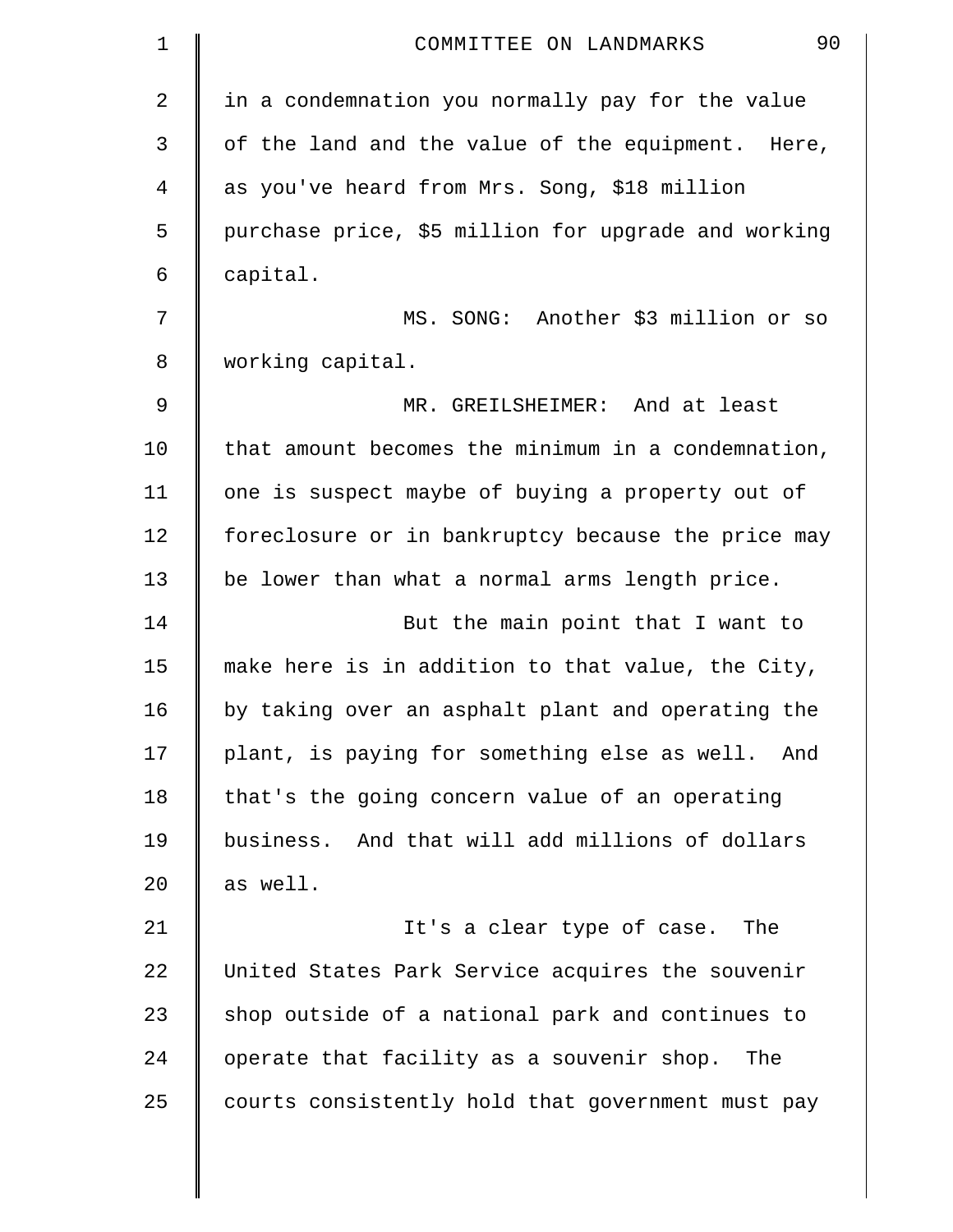in a condemnation you normally pay for the value of the land and the value of the equipment. Here, as you've heard from Mrs. Song, $18 million purchase price, $5 million for upgrade and working capital.

MS. SONG: Another $3 million or so working capital.

MR. GREILSHEIMER: And at least that amount becomes the minimum in a condemnation, one is suspect maybe of buying a property out of foreclosure or in bankruptcy because the price may be lower than what a normal arms length price.

But the main point that I want to make here is in addition to that value, the City, by taking over an asphalt plant and operating the plant, is paying for something else as well. And that's the going concern value of an operating business. And that will add millions of dollars as well.

It's a clear type of case. The United States Park Service acquires the souvenir shop outside of a national park and continues to operate that facility as a souvenir shop. The courts consistently hold that government must pay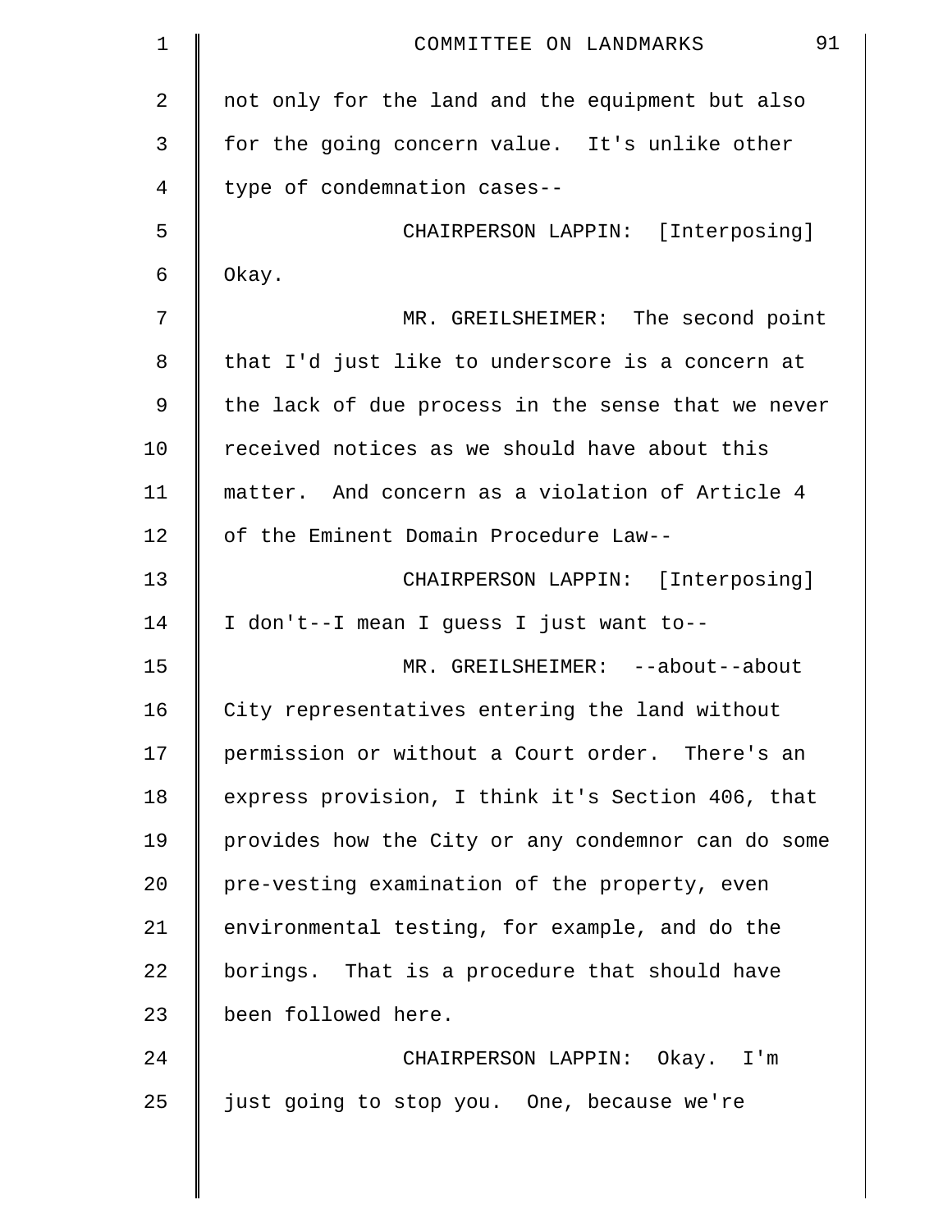not only for the land and the equipment but also for the going concern value. It's unlike other type of condemnation cases--

CHAIRPERSON LAPPIN: [Interposing] Okay.

MR. GREILSHEIMER: The second point that I'd just like to underscore is a concern at the lack of due process in the sense that we never received notices as we should have about this matter. And concern as a violation of Article 4 of the Eminent Domain Procedure Law--

CHAIRPERSON LAPPIN: [Interposing] I don't--I mean I guess I just want to--

MR. GREILSHEIMER: --about--about City representatives entering the land without permission or without a Court order. There's an express provision, I think it's Section 406, that provides how the City or any condemnor can do some pre-vesting examination of the property, even environmental testing, for example, and do the borings. That is a procedure that should have been followed here.

CHAIRPERSON LAPPIN: Okay. I'm just going to stop you. One, because we're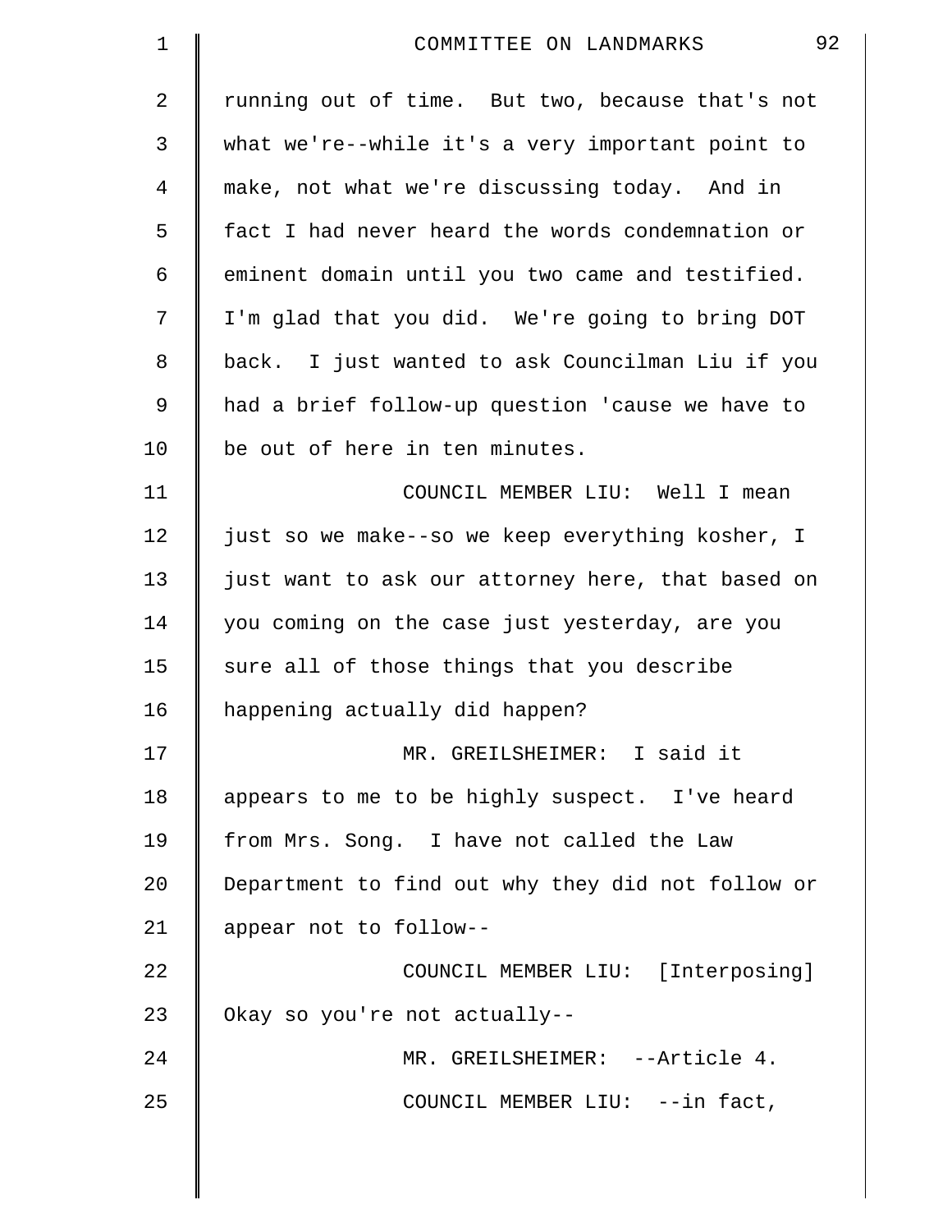running out of time. But two, because that's not what we're--while it's a very important point to make, not what we're discussing today. And in fact I had never heard the words condemnation or eminent domain until you two came and testified. I'm glad that you did. We're going to bring DOT back. I just wanted to ask Councilman Liu if you had a brief follow-up question 'cause we have to be out of here in ten minutes.

COUNCIL MEMBER LIU: Well I mean just so we make--so we keep everything kosher, I just want to ask our attorney here, that based on you coming on the case just yesterday, are you sure all of those things that you describe happening actually did happen?

MR. GREILSHEIMER: I said it appears to me to be highly suspect. I've heard from Mrs. Song. I have not called the Law Department to find out why they did not follow or appear not to follow--

COUNCIL MEMBER LIU: [Interposing] Okay so you're not actually--

MR. GREILSHEIMER: --Article 4.

COUNCIL MEMBER LIU: --in fact,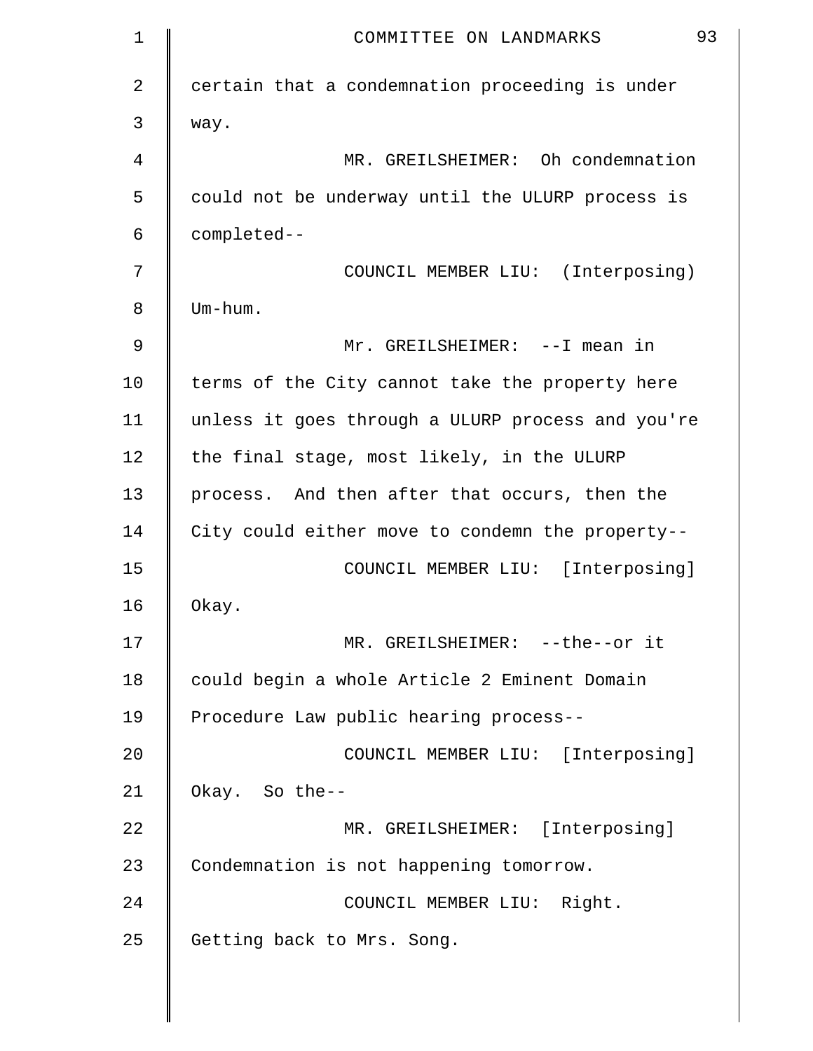certain that a condemnation proceeding is under way.

MR. GREILSHEIMER: Oh condemnation could not be underway until the ULURP process is completed--

COUNCIL MEMBER LIU: (Interposing) Um-hum.

Mr. GREILSHEIMER: --I mean in terms of the City cannot take the property here unless it goes through a ULURP process and you're the final stage, most likely, in the ULURP process. And then after that occurs, then the City could either move to condemn the property--

COUNCIL MEMBER LIU: [Interposing] Okay.

MR. GREILSHEIMER: --the--or it could begin a whole Article 2 Eminent Domain Procedure Law public hearing process--

COUNCIL MEMBER LIU: [Interposing] Okay. So the--

MR. GREILSHEIMER: [Interposing] Condemnation is not happening tomorrow.

COUNCIL MEMBER LIU: Right. Getting back to Mrs. Song.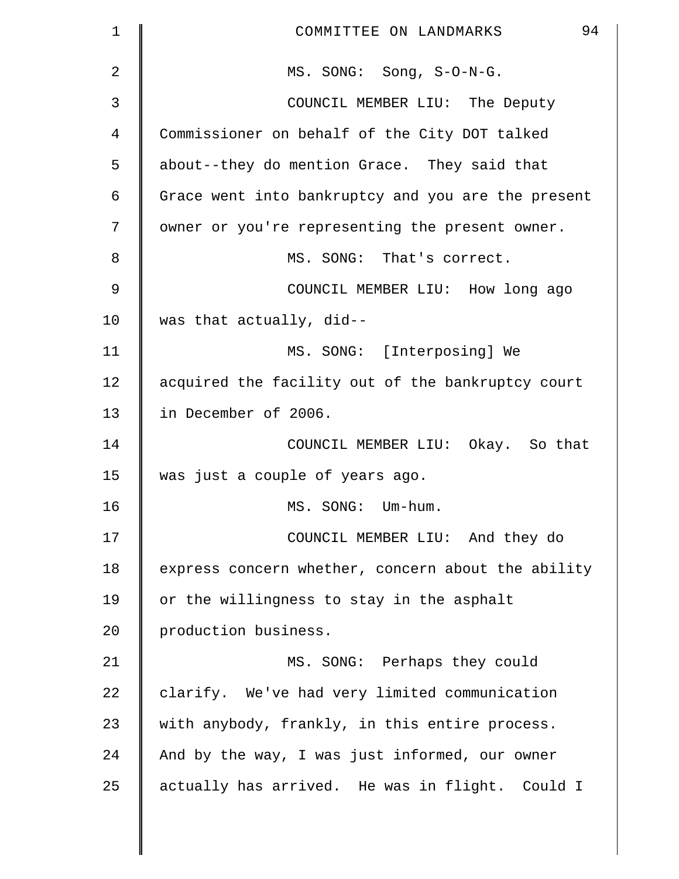MS. SONG: Song, S-O-N-G.

COUNCIL MEMBER LIU: The Deputy Commissioner on behalf of the City DOT talked about--they do mention Grace. They said that Grace went into bankruptcy and you are the present owner or you're representing the present owner.

MS. SONG: That's correct.

COUNCIL MEMBER LIU: How long ago was that actually, did--

MS. SONG: [Interposing] We acquired the facility out of the bankruptcy court in December of 2006.

COUNCIL MEMBER LIU: Okay. So that was just a couple of years ago.

MS. SONG: Um-hum.

COUNCIL MEMBER LIU: And they do express concern whether, concern about the ability or the willingness to stay in the asphalt production business.

MS. SONG: Perhaps they could clarify. We've had very limited communication with anybody, frankly, in this entire process. And by the way, I was just informed, our owner actually has arrived. He was in flight. Could I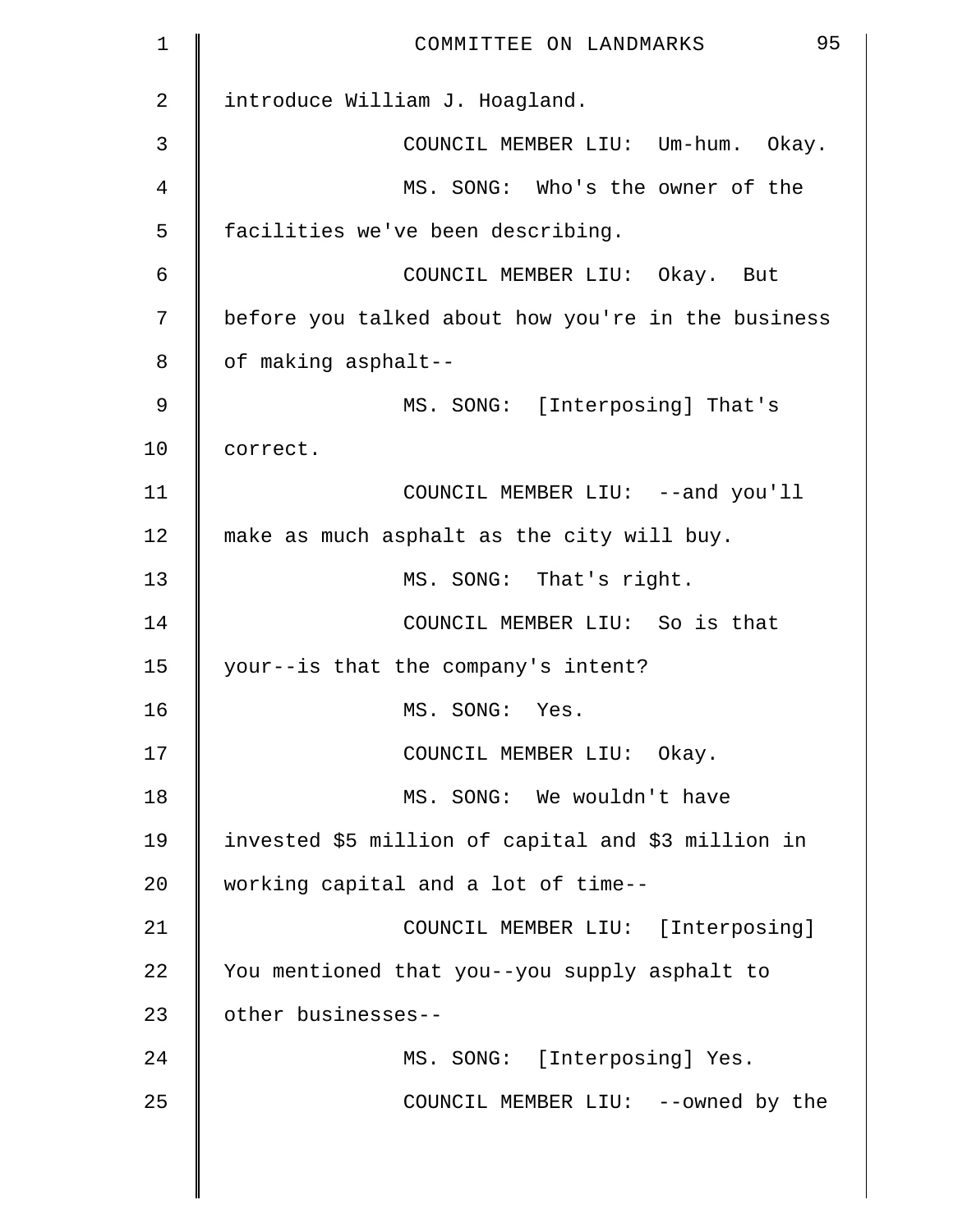introduce William J. Hoagland.

COUNCIL MEMBER LIU: Um-hum. Okay.

MS. SONG: Who's the owner of the facilities we've been describing.

COUNCIL MEMBER LIU: Okay. But before you talked about how you're in the business of making asphalt--

MS. SONG: [Interposing] That's correct.

COUNCIL MEMBER LIU: --and you'll make as much asphalt as the city will buy.

MS. SONG: That's right.

COUNCIL MEMBER LIU: So is that your--is that the company's intent?

MS. SONG: Yes.

COUNCIL MEMBER LIU: Okay.

MS. SONG: We wouldn't have invested $5 million of capital and $3 million in working capital and a lot of time--

COUNCIL MEMBER LIU: [Interposing] You mentioned that you--you supply asphalt to other businesses--

MS. SONG: [Interposing] Yes.

COUNCIL MEMBER LIU: --owned by the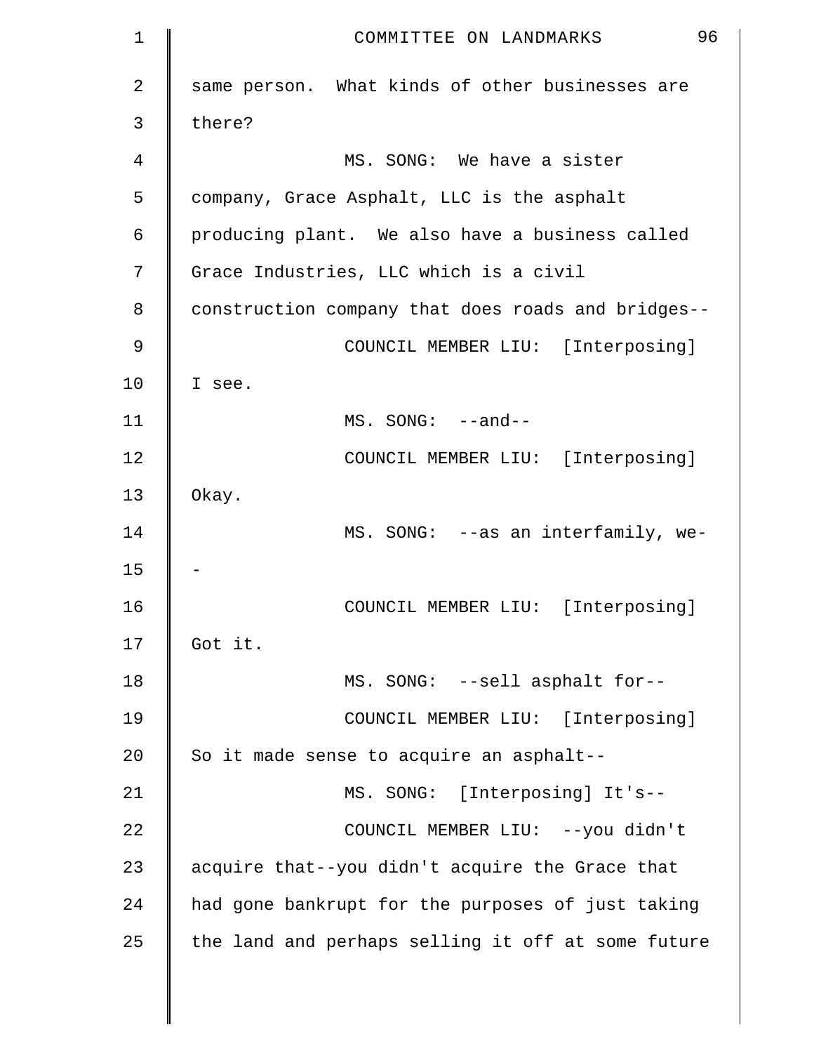same person. What kinds of other businesses are there?

MS. SONG: We have a sister company, Grace Asphalt, LLC is the asphalt producing plant. We also have a business called Grace Industries, LLC which is a civil construction company that does roads and bridges--

COUNCIL MEMBER LIU: [Interposing] I see.

MS. SONG: --and--

COUNCIL MEMBER LIU: [Interposing] Okay.

MS. SONG: --as an interfamily, we--

COUNCIL MEMBER LIU: [Interposing] Got it.

MS. SONG: --sell asphalt for--

COUNCIL MEMBER LIU: [Interposing] So it made sense to acquire an asphalt--

MS. SONG: [Interposing] It's--

COUNCIL MEMBER LIU: --you didn't acquire that--you didn't acquire the Grace that had gone bankrupt for the purposes of just taking the land and perhaps selling it off at some future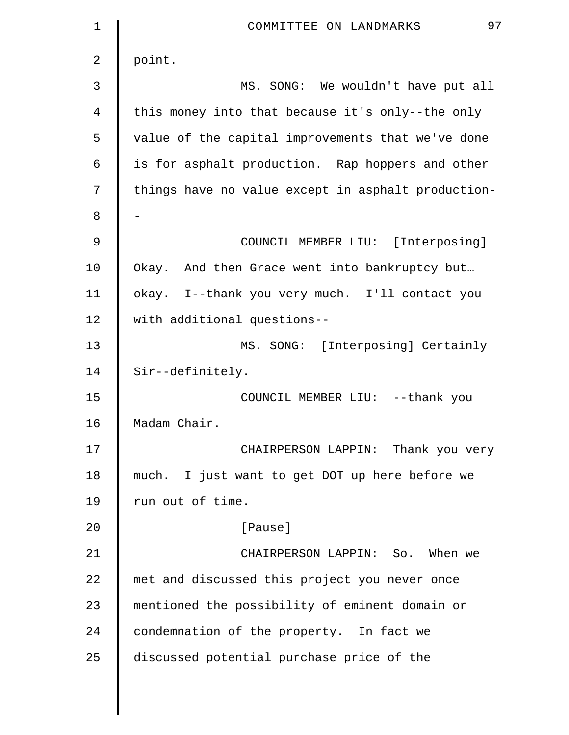point.

MS. SONG: We wouldn't have put all this money into that because it's only--the only value of the capital improvements that we've done is for asphalt production. Rap hoppers and other things have no value except in asphalt production--

COUNCIL MEMBER LIU: [Interposing] Okay. And then Grace went into bankruptcy but… okay. I--thank you very much. I'll contact you with additional questions--

MS. SONG: [Interposing] Certainly Sir--definitely.

COUNCIL MEMBER LIU: --thank you Madam Chair.

CHAIRPERSON LAPPIN: Thank you very much. I just want to get DOT up here before we run out of time.

[Pause]

CHAIRPERSON LAPPIN: So. When we met and discussed this project you never once mentioned the possibility of eminent domain or condemnation of the property. In fact we discussed potential purchase price of the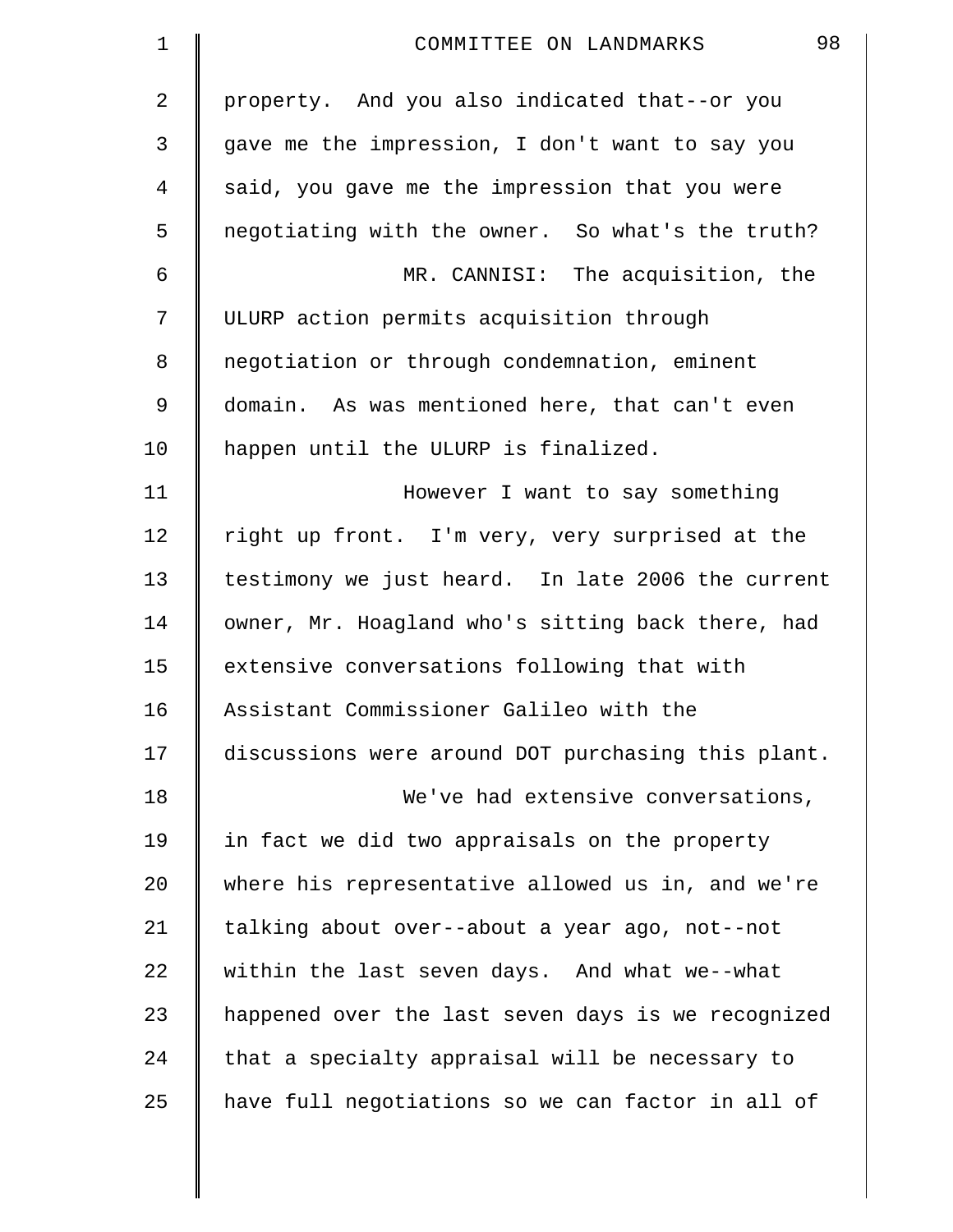property. And you also indicated that--or you gave me the impression, I don't want to say you said, you gave me the impression that you were negotiating with the owner. So what's the truth?

MR. CANNISI: The acquisition, the ULURP action permits acquisition through negotiation or through condemnation, eminent domain. As was mentioned here, that can't even happen until the ULURP is finalized.

However I want to say something right up front. I'm very, very surprised at the testimony we just heard. In late 2006 the current owner, Mr. Hoagland who's sitting back there, had extensive conversations following that with Assistant Commissioner Galileo with the discussions were around DOT purchasing this plant.

We've had extensive conversations, in fact we did two appraisals on the property where his representative allowed us in, and we're talking about over--about a year ago, not--not within the last seven days. And what we--what happened over the last seven days is we recognized that a specialty appraisal will be necessary to have full negotiations so we can factor in all of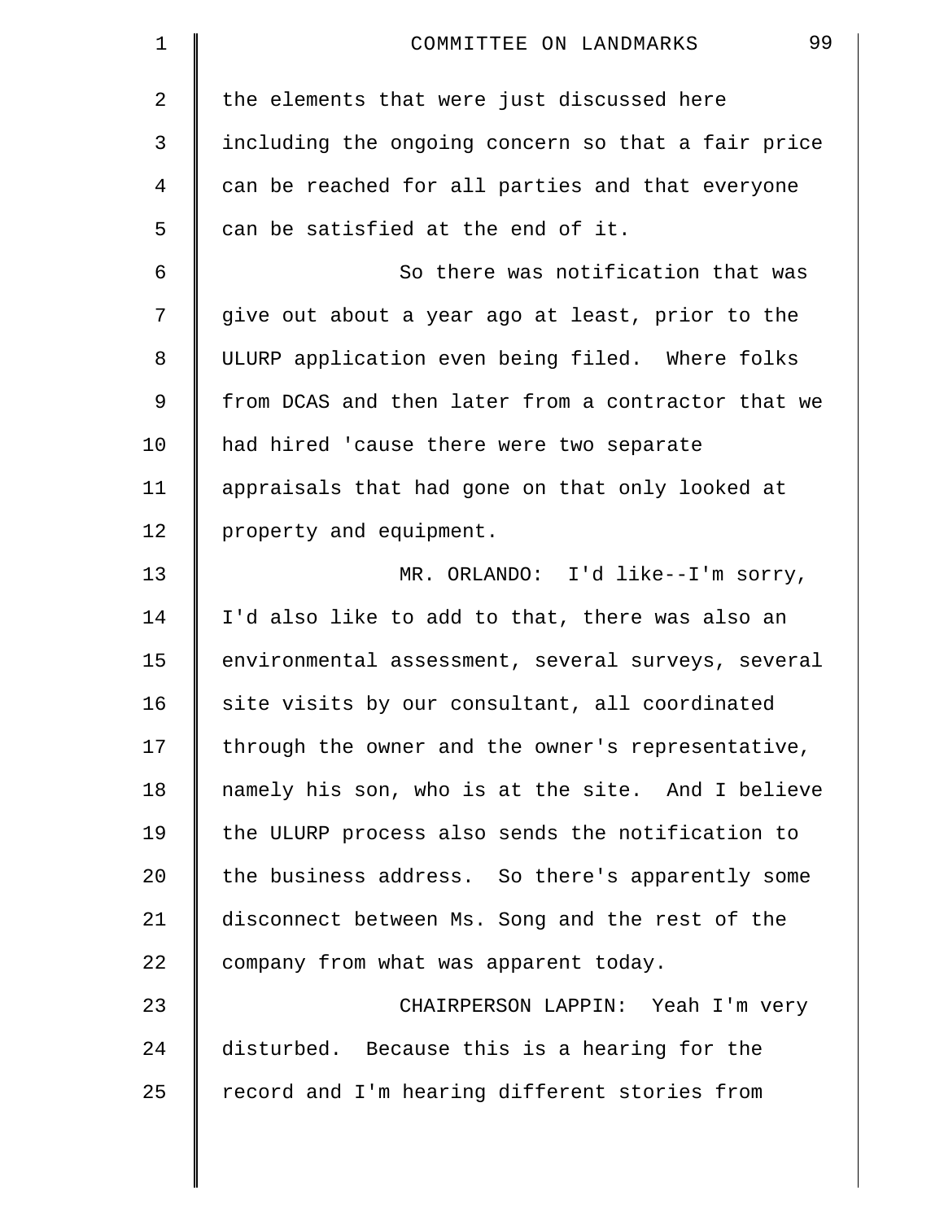the elements that were just discussed here including the ongoing concern so that a fair price can be reached for all parties and that everyone can be satisfied at the end of it.

So there was notification that was give out about a year ago at least, prior to the ULURP application even being filed. Where folks from DCAS and then later from a contractor that we had hired 'cause there were two separate appraisals that had gone on that only looked at property and equipment.

MR. ORLANDO: I'd like--I'm sorry, I'd also like to add to that, there was also an environmental assessment, several surveys, several site visits by our consultant, all coordinated through the owner and the owner's representative, namely his son, who is at the site. And I believe the ULURP process also sends the notification to the business address. So there's apparently some disconnect between Ms. Song and the rest of the company from what was apparent today.

CHAIRPERSON LAPPIN: Yeah I'm very disturbed. Because this is a hearing for the record and I'm hearing different stories from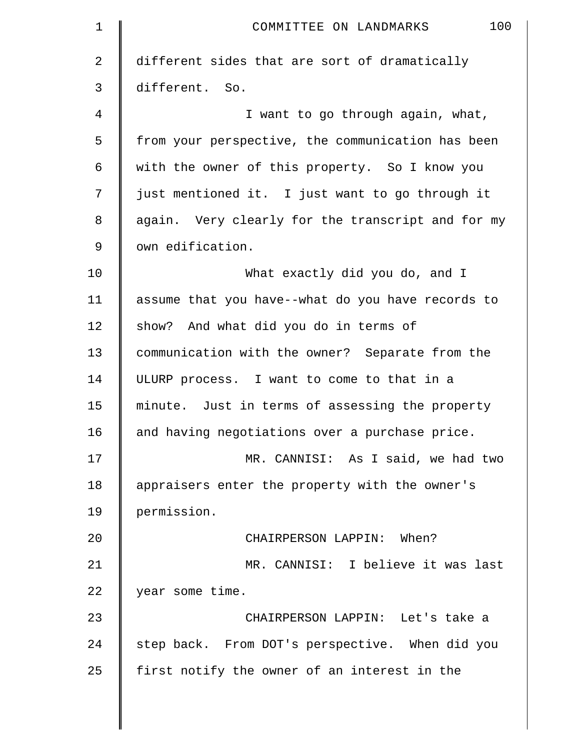different sides that are sort of dramatically different. So.

I want to go through again, what, from your perspective, the communication has been with the owner of this property. So I know you just mentioned it. I just want to go through it again. Very clearly for the transcript and for my own edification.

What exactly did you do, and I assume that you have--what do you have records to show? And what did you do in terms of communication with the owner? Separate from the ULURP process. I want to come to that in a minute. Just in terms of assessing the property and having negotiations over a purchase price.

MR. CANNISI: As I said, we had two appraisers enter the property with the owner's permission.

CHAIRPERSON LAPPIN: When?

MR. CANNISI: I believe it was last year some time.

CHAIRPERSON LAPPIN: Let's take a step back. From DOT's perspective. When did you first notify the owner of an interest in the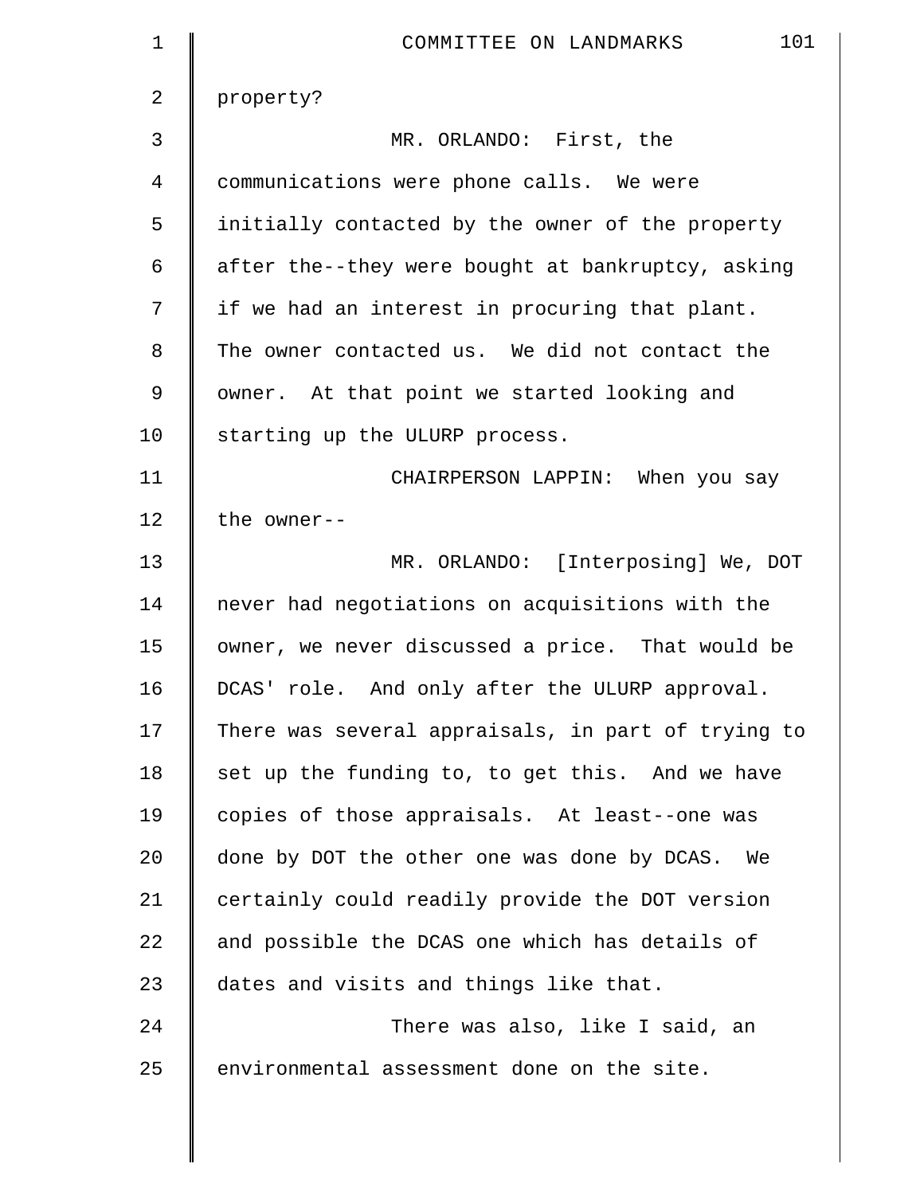property?

MR. ORLANDO: First, the communications were phone calls. We were initially contacted by the owner of the property after the--they were bought at bankruptcy, asking if we had an interest in procuring that plant. The owner contacted us. We did not contact the owner. At that point we started looking and starting up the ULURP process.

CHAIRPERSON LAPPIN: When you say the owner--

MR. ORLANDO: [Interposing] We, DOT never had negotiations on acquisitions with the owner, we never discussed a price. That would be DCAS' role. And only after the ULURP approval. There was several appraisals, in part of trying to set up the funding to, to get this. And we have copies of those appraisals. At least--one was done by DOT the other one was done by DCAS. We certainly could readily provide the DOT version and possible the DCAS one which has details of dates and visits and things like that.

There was also, like I said, an environmental assessment done on the site.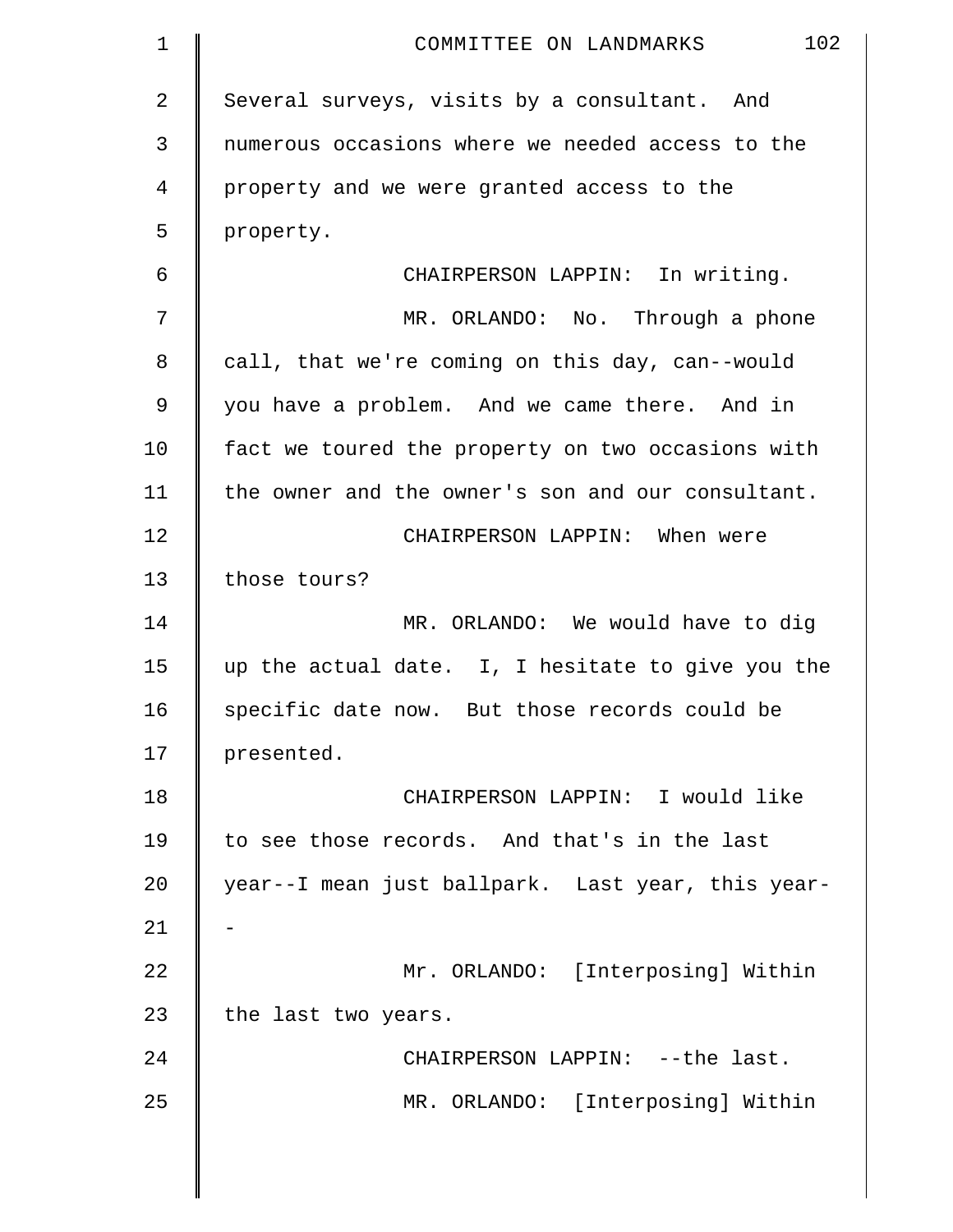Several surveys, visits by a consultant. And numerous occasions where we needed access to the property and we were granted access to the property.

CHAIRPERSON LAPPIN: In writing.

MR. ORLANDO: No. Through a phone call, that we're coming on this day, can--would you have a problem. And we came there. And in fact we toured the property on two occasions with the owner and the owner's son and our consultant.

CHAIRPERSON LAPPIN: When were those tours?

MR. ORLANDO: We would have to dig up the actual date. I, I hesitate to give you the specific date now. But those records could be presented.

CHAIRPERSON LAPPIN: I would like to see those records. And that's in the last year--I mean just ballpark. Last year, this year--

Mr. ORLANDO: [Interposing] Within the last two years.

CHAIRPERSON LAPPIN: --the last.

MR. ORLANDO: [Interposing] Within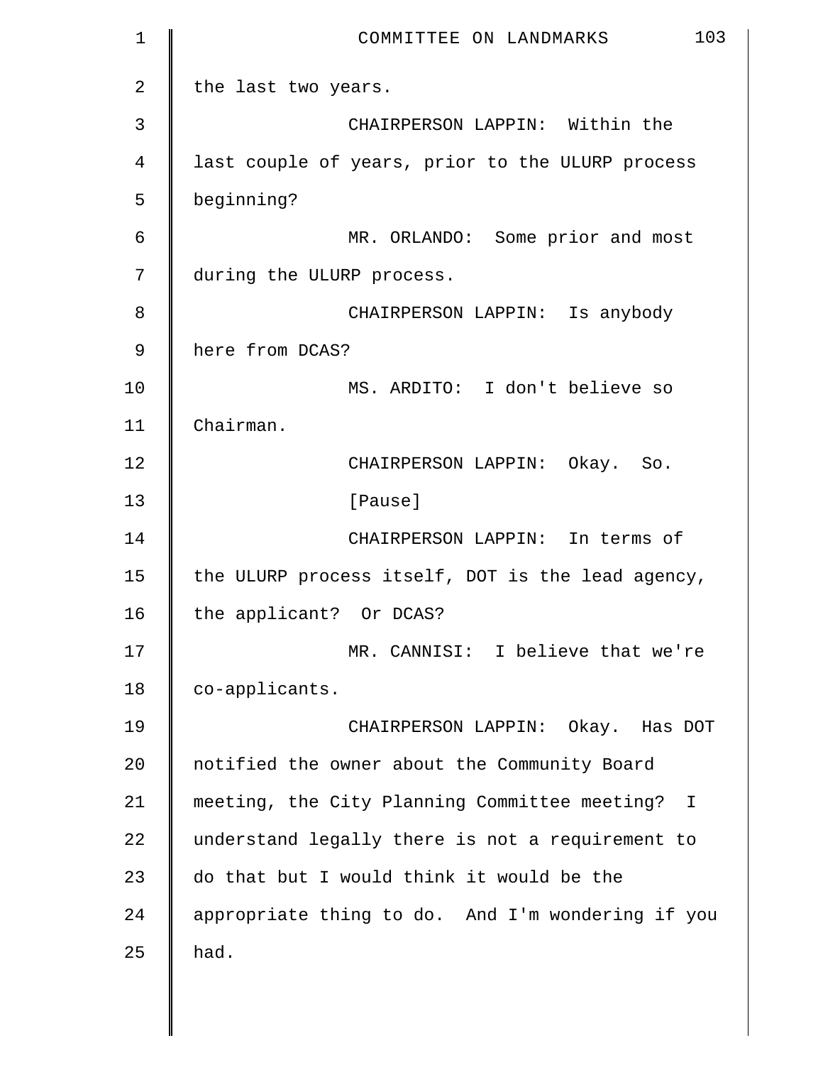the last two years.

CHAIRPERSON LAPPIN: Within the last couple of years, prior to the ULURP process beginning?

MR. ORLANDO: Some prior and most during the ULURP process.

CHAIRPERSON LAPPIN: Is anybody here from DCAS?

MS. ARDITO: I don't believe so Chairman.

CHAIRPERSON LAPPIN: Okay. So.

[Pause]

CHAIRPERSON LAPPIN: In terms of the ULURP process itself, DOT is the lead agency, the applicant? Or DCAS?

MR. CANNISI: I believe that we're co-applicants.

CHAIRPERSON LAPPIN: Okay. Has DOT notified the owner about the Community Board meeting, the City Planning Committee meeting? I understand legally there is not a requirement to do that but I would think it would be the appropriate thing to do. And I'm wondering if you had.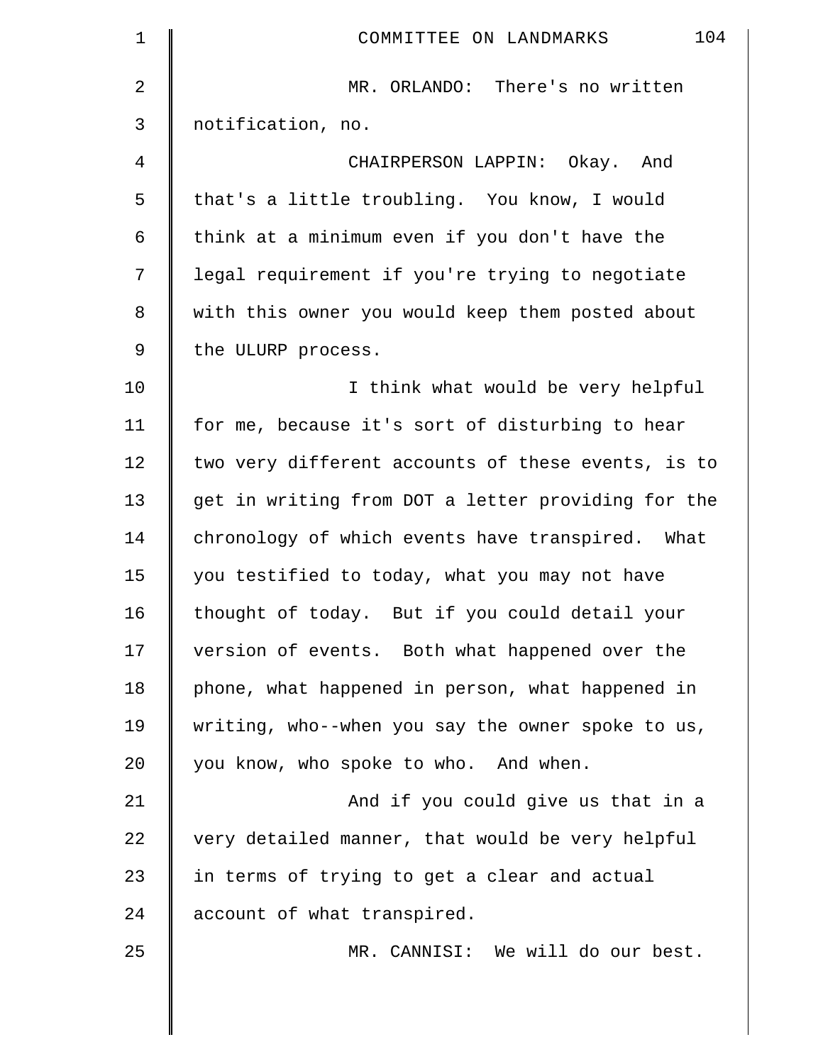MR. ORLANDO: There's no written notification, no.

CHAIRPERSON LAPPIN: Okay. And that's a little troubling. You know, I would think at a minimum even if you don't have the legal requirement if you're trying to negotiate with this owner you would keep them posted about the ULURP process.

I think what would be very helpful for me, because it's sort of disturbing to hear two very different accounts of these events, is to get in writing from DOT a letter providing for the chronology of which events have transpired. What you testified to today, what you may not have thought of today. But if you could detail your version of events. Both what happened over the phone, what happened in person, what happened in writing, who--when you say the owner spoke to us, you know, who spoke to who. And when.

And if you could give us that in a very detailed manner, that would be very helpful in terms of trying to get a clear and actual account of what transpired.

MR. CANNISI: We will do our best.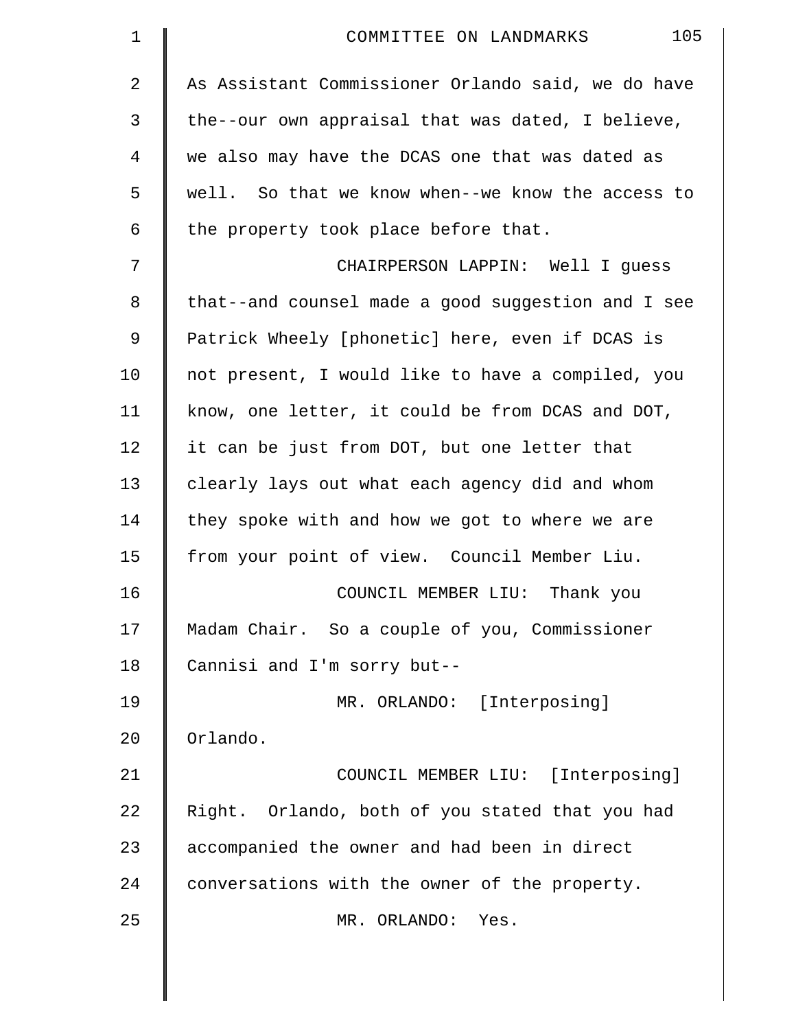As Assistant Commissioner Orlando said, we do have the--our own appraisal that was dated, I believe, we also may have the DCAS one that was dated as well. So that we know when--we know the access to the property took place before that.

CHAIRPERSON LAPPIN: Well I guess that--and counsel made a good suggestion and I see Patrick Wheely [phonetic] here, even if DCAS is not present, I would like to have a compiled, you know, one letter, it could be from DCAS and DOT, it can be just from DOT, but one letter that clearly lays out what each agency did and whom they spoke with and how we got to where we are from your point of view. Council Member Liu.

COUNCIL MEMBER LIU: Thank you Madam Chair. So a couple of you, Commissioner Cannisi and I'm sorry but--

MR. ORLANDO: [Interposing] Orlando.

COUNCIL MEMBER LIU: [Interposing] Right. Orlando, both of you stated that you had accompanied the owner and had been in direct conversations with the owner of the property.

MR. ORLANDO: Yes.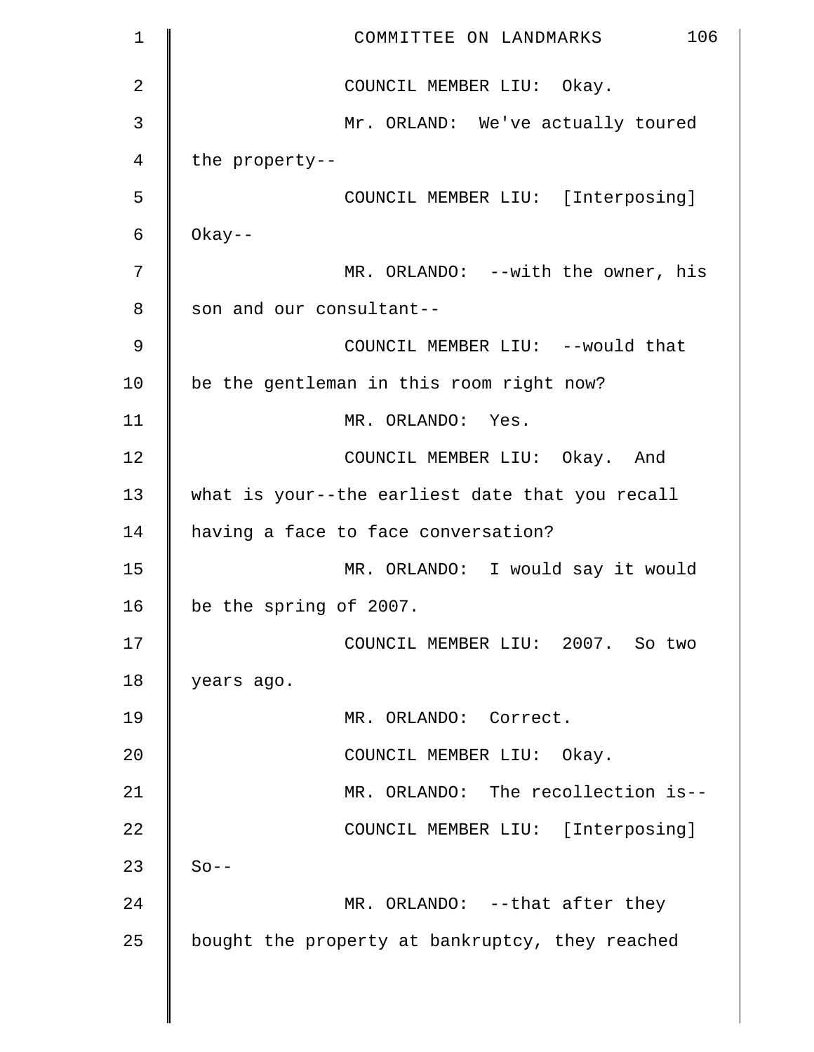COUNCIL MEMBER LIU: Okay.

Mr. ORLAND: We've actually toured the property--

COUNCIL MEMBER LIU: [Interposing] Okay--

MR. ORLANDO: --with the owner, his son and our consultant--

COUNCIL MEMBER LIU: --would that be the gentleman in this room right now?

MR. ORLANDO: Yes.

COUNCIL MEMBER LIU: Okay. And what is your--the earliest date that you recall having a face to face conversation?

MR. ORLANDO: I would say it would be the spring of 2007.

COUNCIL MEMBER LIU: 2007. So two years ago.

MR. ORLANDO: Correct.

COUNCIL MEMBER LIU: Okay.

MR. ORLANDO: The recollection is--

COUNCIL MEMBER LIU: [Interposing] So--

MR. ORLANDO: --that after they bought the property at bankruptcy, they reached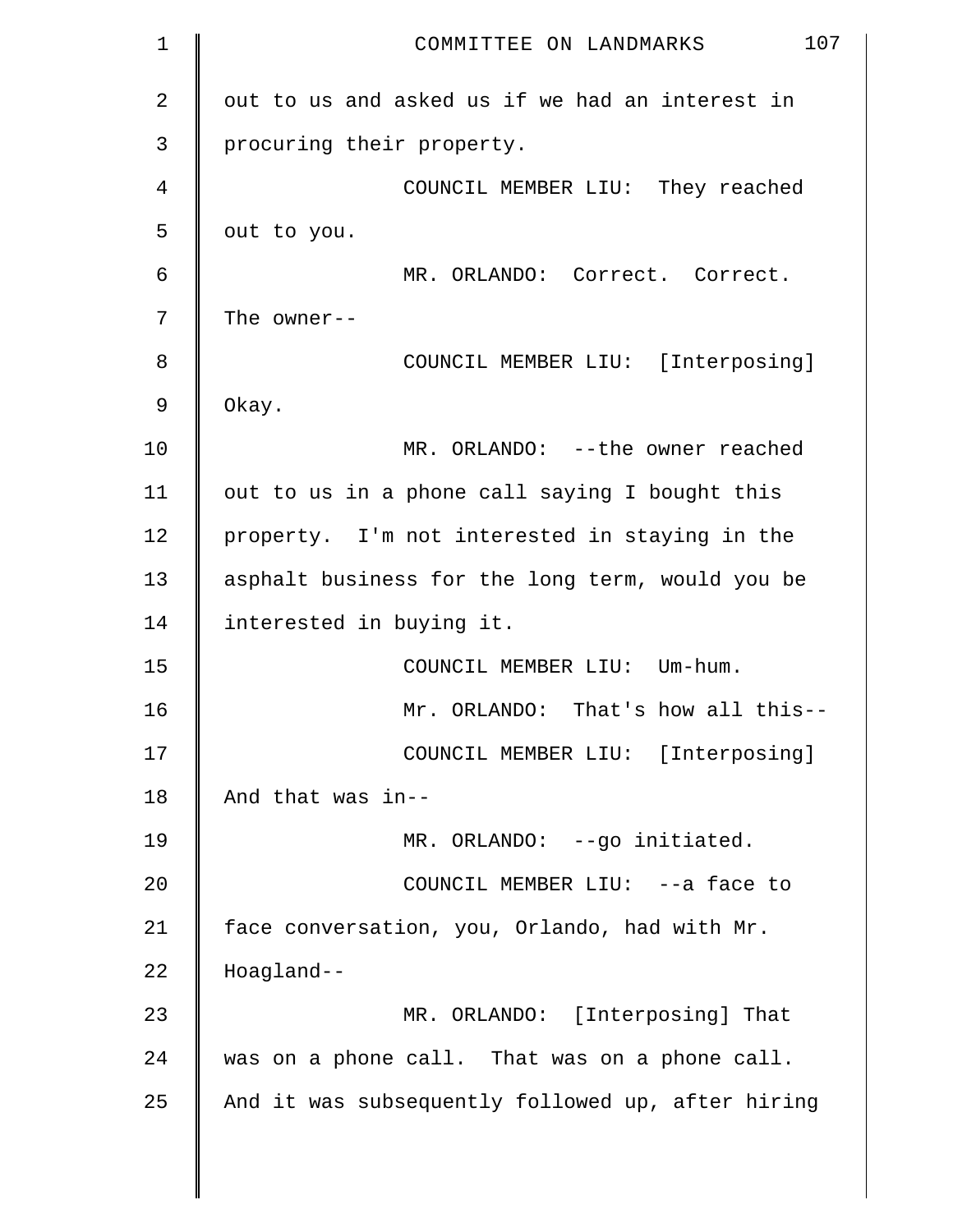out to us and asked us if we had an interest in procuring their property.

COUNCIL MEMBER LIU: They reached out to you.

MR. ORLANDO: Correct. Correct. The owner--

COUNCIL MEMBER LIU: [Interposing] Okay.

MR. ORLANDO: --the owner reached out to us in a phone call saying I bought this property. I'm not interested in staying in the asphalt business for the long term, would you be interested in buying it.

COUNCIL MEMBER LIU: Um-hum.

Mr. ORLANDO: That's how all this--

COUNCIL MEMBER LIU: [Interposing] And that was in--

MR. ORLANDO: --go initiated.

COUNCIL MEMBER LIU: --a face to face conversation, you, Orlando, had with Mr. Hoagland--

MR. ORLANDO: [Interposing] That was on a phone call. That was on a phone call. And it was subsequently followed up, after hiring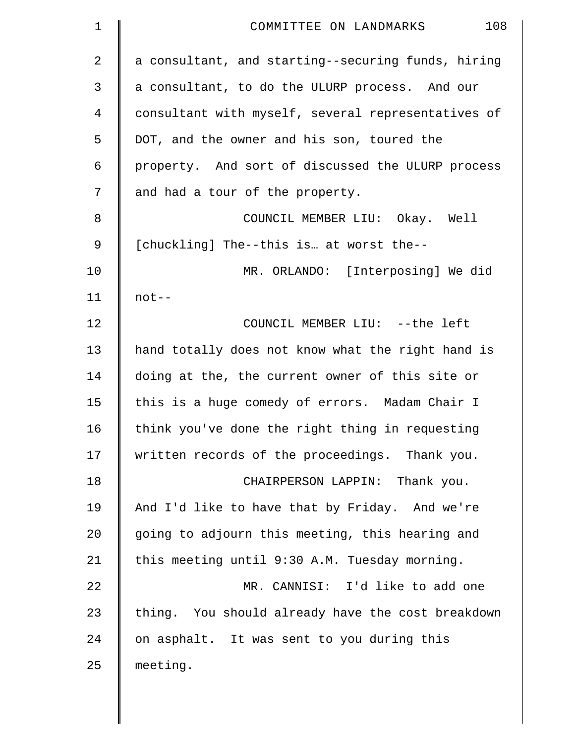a consultant, and starting--securing funds, hiring a consultant, to do the ULURP process. And our consultant with myself, several representatives of DOT, and the owner and his son, toured the property. And sort of discussed the ULURP process and had a tour of the property.

COUNCIL MEMBER LIU: Okay. Well [chuckling] The--this is… at worst the--

MR. ORLANDO: [Interposing] We did not--

COUNCIL MEMBER LIU: --the left hand totally does not know what the right hand is doing at the, the current owner of this site or this is a huge comedy of errors. Madam Chair I think you've done the right thing in requesting written records of the proceedings. Thank you.

CHAIRPERSON LAPPIN: Thank you. And I'd like to have that by Friday. And we're going to adjourn this meeting, this hearing and this meeting until 9:30 A.M. Tuesday morning.

MR. CANNISI: I'd like to add one thing. You should already have the cost breakdown on asphalt. It was sent to you during this meeting.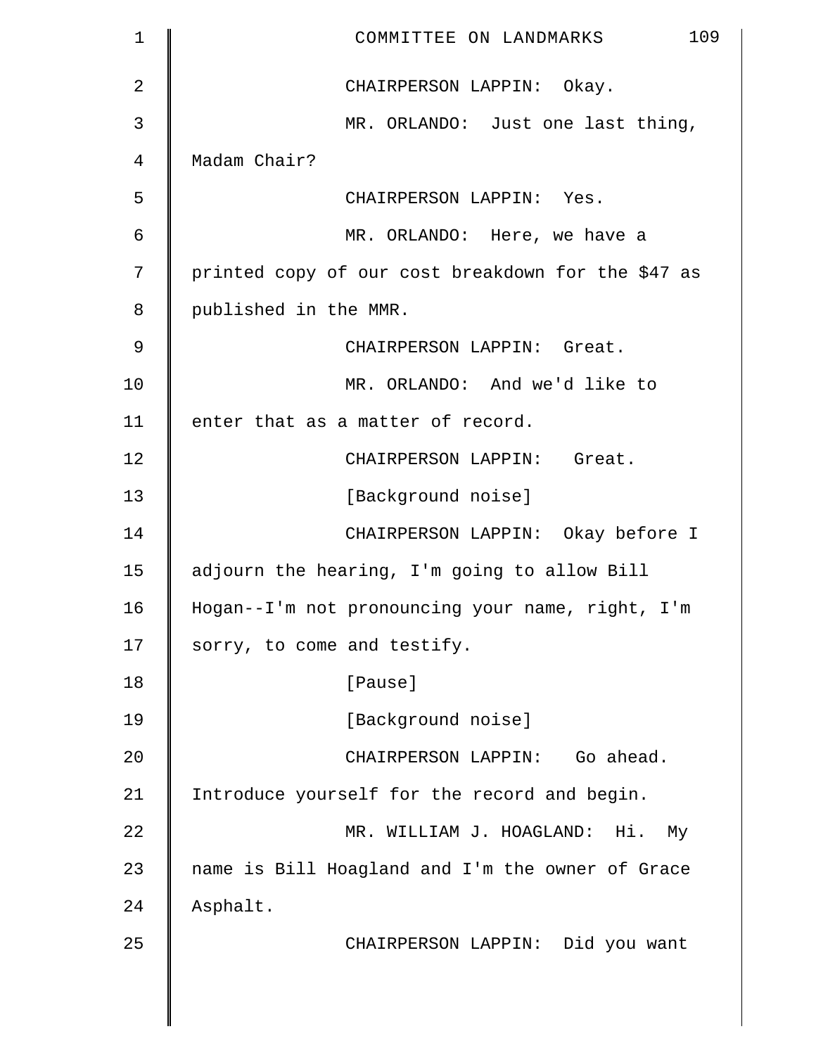CHAIRPERSON LAPPIN: Okay.

MR. ORLANDO: Just one last thing, Madam Chair?

CHAIRPERSON LAPPIN: Yes.

MR. ORLANDO: Here, we have a printed copy of our cost breakdown for the $47 as published in the MMR.

CHAIRPERSON LAPPIN: Great.

MR. ORLANDO: And we'd like to enter that as a matter of record.

CHAIRPERSON LAPPIN: Great.

[Background noise]

CHAIRPERSON LAPPIN: Okay before I adjourn the hearing, I'm going to allow Bill Hogan--I'm not pronouncing your name, right, I'm sorry, to come and testify.

[Pause]

[Background noise]

CHAIRPERSON LAPPIN: Go ahead. Introduce yourself for the record and begin.

MR. WILLIAM J. HOAGLAND: Hi. My name is Bill Hoagland and I'm the owner of Grace Asphalt.

CHAIRPERSON LAPPIN: Did you want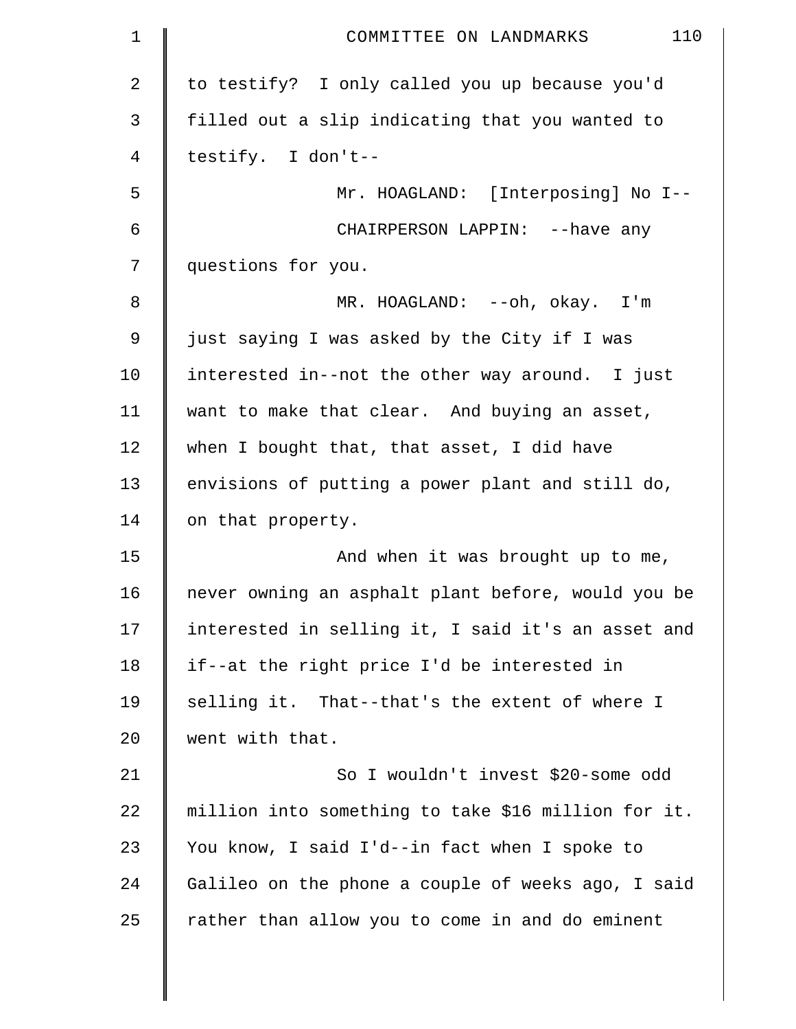to testify? I only called you up because you'd filled out a slip indicating that you wanted to testify. I don't--

Mr. HOAGLAND: [Interposing] No I--

CHAIRPERSON LAPPIN: --have any questions for you.

MR. HOAGLAND: --oh, okay. I'm just saying I was asked by the City if I was interested in--not the other way around. I just want to make that clear. And buying an asset, when I bought that, that asset, I did have envisions of putting a power plant and still do, on that property.

And when it was brought up to me, never owning an asphalt plant before, would you be interested in selling it, I said it's an asset and if--at the right price I'd be interested in selling it. That--that's the extent of where I went with that.

So I wouldn't invest $20-some odd million into something to take $16 million for it. You know, I said I'd--in fact when I spoke to Galileo on the phone a couple of weeks ago, I said rather than allow you to come in and do eminent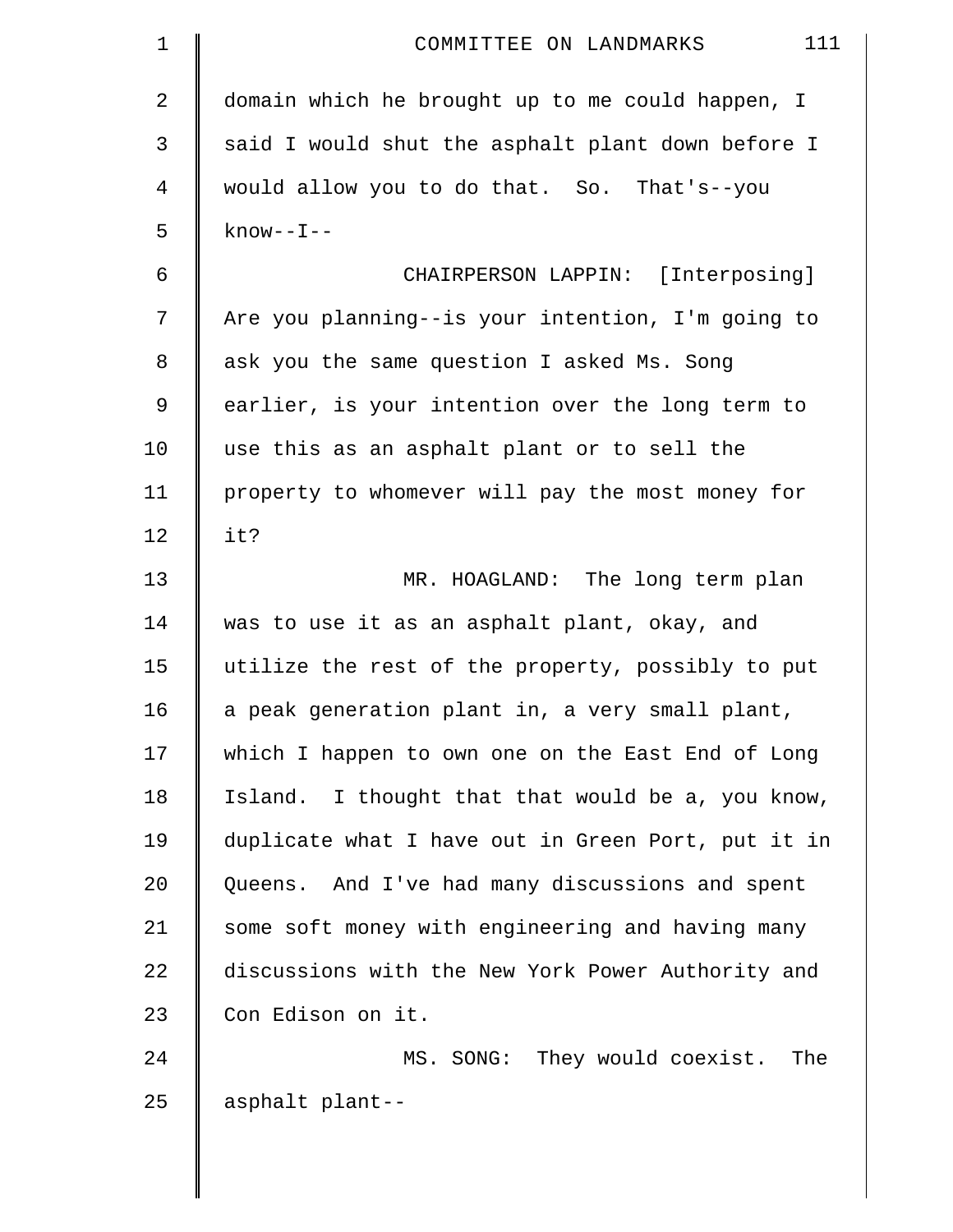domain which he brought up to me could happen, I said I would shut the asphalt plant down before I would allow you to do that. So. That's--you know--I--

CHAIRPERSON LAPPIN: [Interposing] Are you planning--is your intention, I'm going to ask you the same question I asked Ms. Song earlier, is your intention over the long term to use this as an asphalt plant or to sell the property to whomever will pay the most money for it?

MR. HOAGLAND: The long term plan was to use it as an asphalt plant, okay, and utilize the rest of the property, possibly to put a peak generation plant in, a very small plant, which I happen to own one on the East End of Long Island. I thought that that would be a, you know, duplicate what I have out in Green Port, put it in Queens. And I've had many discussions and spent some soft money with engineering and having many discussions with the New York Power Authority and Con Edison on it.

MS. SONG: They would coexist. The asphalt plant--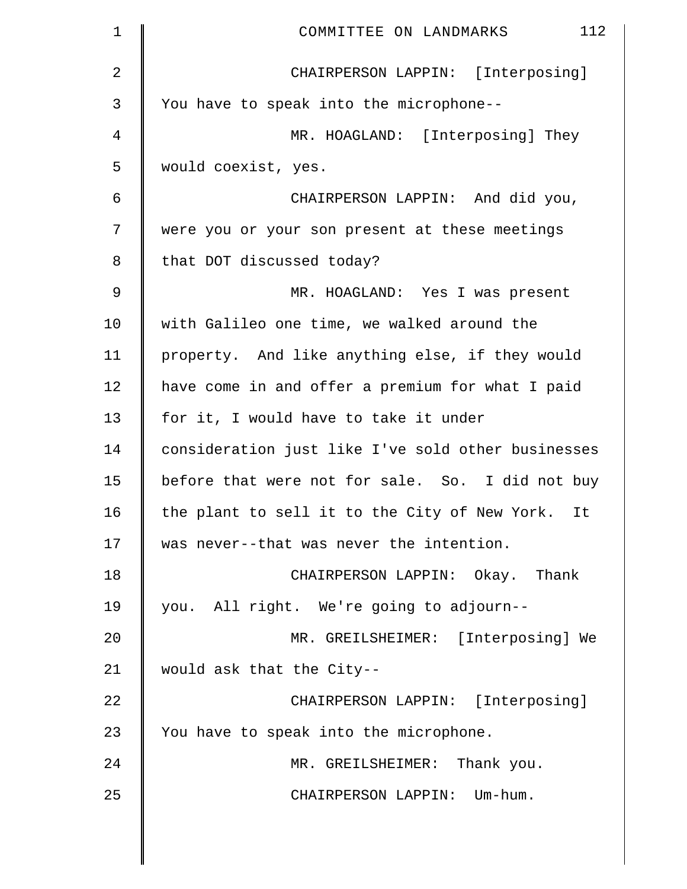CHAIRPERSON LAPPIN: [Interposing] You have to speak into the microphone--

MR. HOAGLAND: [Interposing] They would coexist, yes.

CHAIRPERSON LAPPIN: And did you, were you or your son present at these meetings that DOT discussed today?

MR. HOAGLAND: Yes I was present with Galileo one time, we walked around the property. And like anything else, if they would have come in and offer a premium for what I paid for it, I would have to take it under consideration just like I've sold other businesses before that were not for sale. So. I did not buy the plant to sell it to the City of New York. It was never--that was never the intention.

CHAIRPERSON LAPPIN: Okay. Thank you. All right. We're going to adjourn--

MR. GREILSHEIMER: [Interposing] We would ask that the City--

CHAIRPERSON LAPPIN: [Interposing] You have to speak into the microphone.

MR. GREILSHEIMER: Thank you.

CHAIRPERSON LAPPIN: Um-hum.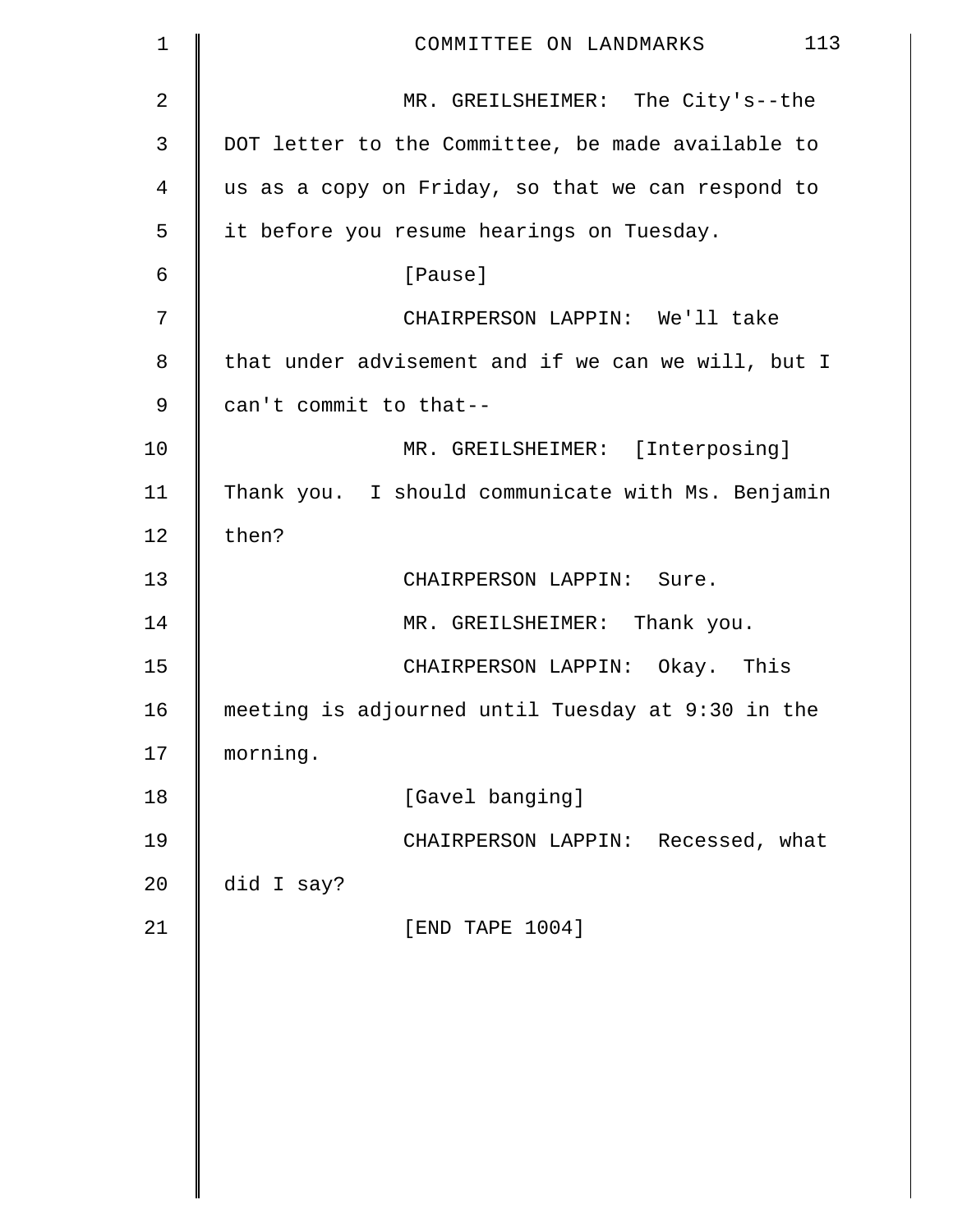MR. GREILSHEIMER: The City's--the DOT letter to the Committee, be made available to us as a copy on Friday, so that we can respond to it before you resume hearings on Tuesday.

[Pause]

CHAIRPERSON LAPPIN: We'll take that under advisement and if we can we will, but I can't commit to that--

MR. GREILSHEIMER: [Interposing] Thank you. I should communicate with Ms. Benjamin then?

CHAIRPERSON LAPPIN: Sure.

MR. GREILSHEIMER: Thank you.

CHAIRPERSON LAPPIN: Okay. This meeting is adjourned until Tuesday at 9:30 in the morning.

[Gavel banging]

CHAIRPERSON LAPPIN: Recessed, what did I say?

[END TAPE 1004]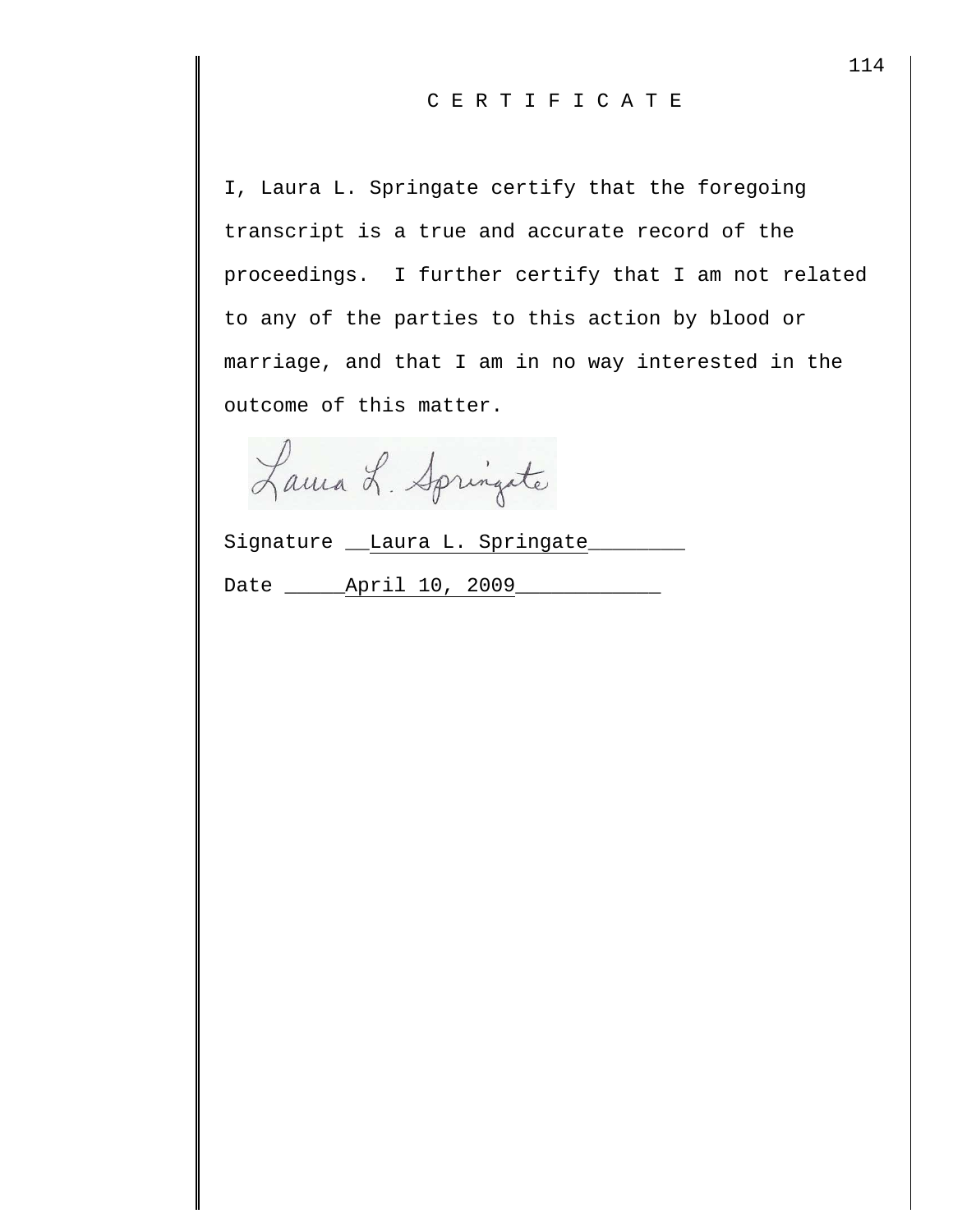C E R T I F I C A T E

I, Laura L. Springate certify that the foregoing transcript is a true and accurate record of the proceedings. I further certify that I am not related to any of the parties to this action by blood or marriage, and that I am in no way interested in the outcome of this matter.

Signature __Laura L. Springate________

Date _____April 10, 2009____________